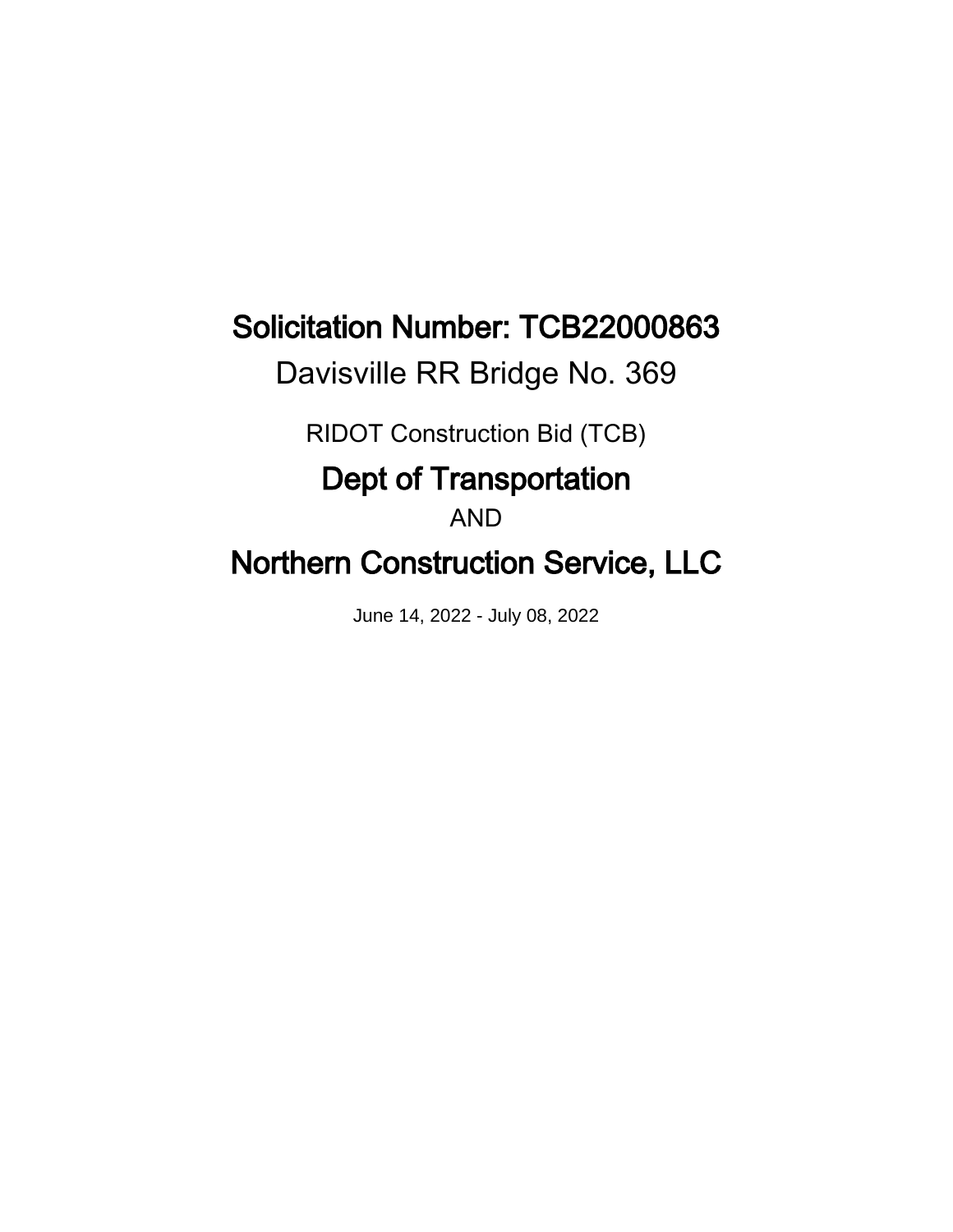# Solicitation Number: TCB22000863

Davisville RR Bridge No. 369

RIDOT Construction Bid (TCB)

## Dept of Transportation

AND

## Northern Construction Service, LLC

June 14, 2022 - July 08, 2022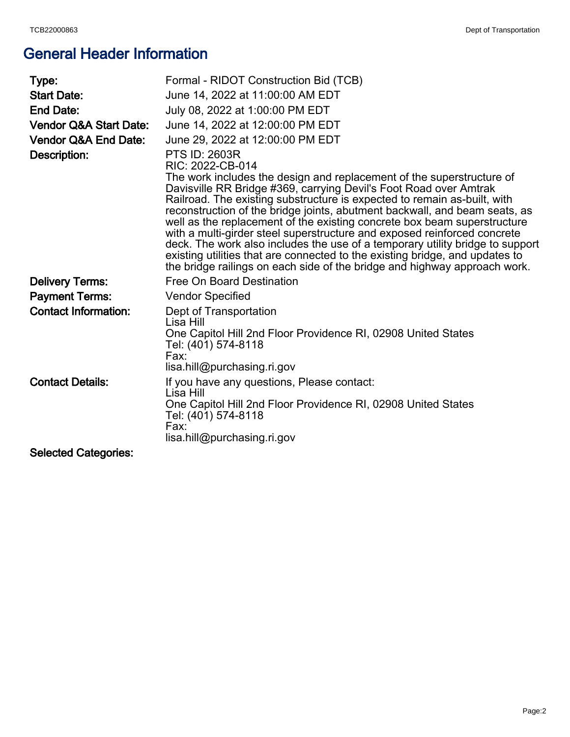# General Header Information

| | |
|---|---|
| **Type:** | Formal - RIDOT Construction Bid (TCB) |
| **Start Date:** | June 14, 2022 at 11:00:00 AM EDT |
| **End Date:** | July 08, 2022 at 1:00:00 PM EDT |
| **Vendor Q&A Start Date:** | June 14, 2022 at 12:00:00 PM EDT |
| **Vendor Q&A End Date:** | June 29, 2022 at 12:00:00 PM EDT |
| **Description:** | PTS ID: 2603R<br>RIC: 2022-CB-014<br>The work includes the design and replacement of the superstructure of Davisville RR Bridge #369, carrying Devil's Foot Road over Amtrak Railroad. The existing substructure is expected to remain as-built, with reconstruction of the bridge joints, abutment backwall, and beam seats, as well as the replacement of the existing concrete box beam superstructure with a multi-girder steel superstructure and exposed reinforced concrete deck. The work also includes the use of a temporary utility bridge to support existing utilities that are connected to the existing bridge, and updates to the bridge railings on each side of the bridge and highway approach work. |
| **Delivery Terms:** | Free On Board Destination |
| **Payment Terms:** | Vendor Specified |
| **Contact Information:** | Dept of Transportation<br>Lisa Hill<br>One Capitol Hill 2nd Floor Providence RI, 02908 United States<br>Tel: (401) 574-8118<br>Fax:<br>lisa.hill@purchasing.ri.gov |
| **Contact Details:** | If you have any questions, Please contact:<br>Lisa Hill<br>One Capitol Hill 2nd Floor Providence RI, 02908 United States<br>Tel: (401) 574-8118<br>Fax:<br>lisa.hill@purchasing.ri.gov |
| **Selected Categories:** | |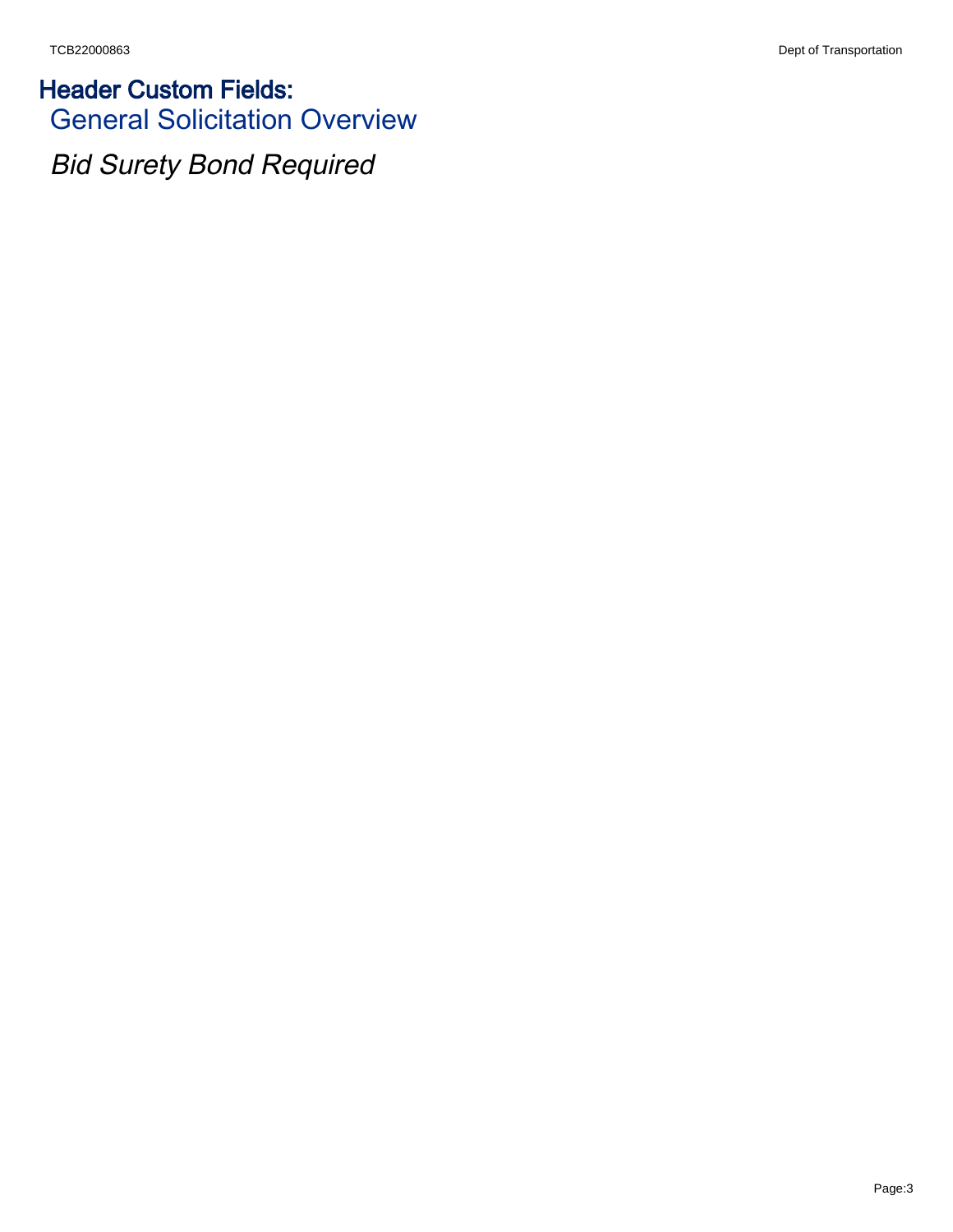## Header Custom Fields:

### General Solicitation Overview

*Bid Surety Bond Required*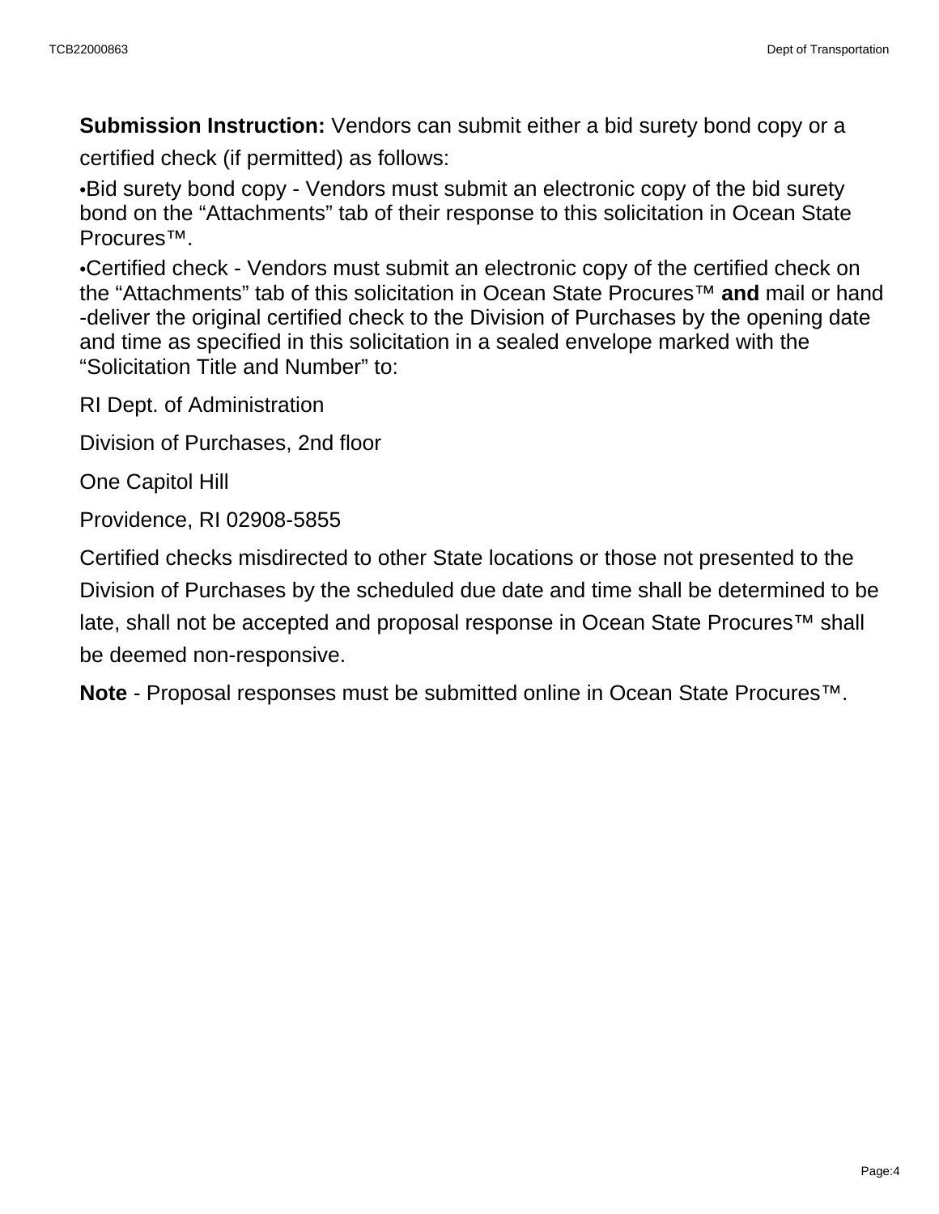**Submission Instruction:** Vendors can submit either a bid surety bond copy or a certified check (if permitted) as follows:

- Bid surety bond copy - Vendors must submit an electronic copy of the bid surety bond on the “Attachments” tab of their response to this solicitation in Ocean State Procures™.
- Certified check - Vendors must submit an electronic copy of the certified check on the “Attachments” tab of this solicitation in Ocean State Procures™ **and** mail or hand -deliver the original certified check to the Division of Purchases by the opening date and time as specified in this solicitation in a sealed envelope marked with the “Solicitation Title and Number” to:

RI Dept. of Administration

Division of Purchases, 2nd floor

One Capitol Hill

Providence, RI 02908-5855

Certified checks misdirected to other State locations or those not presented to the Division of Purchases by the scheduled due date and time shall be determined to be late, shall not be accepted and proposal response in Ocean State Procures™ shall be deemed non-responsive.

**Note** - Proposal responses must be submitted online in Ocean State Procures™.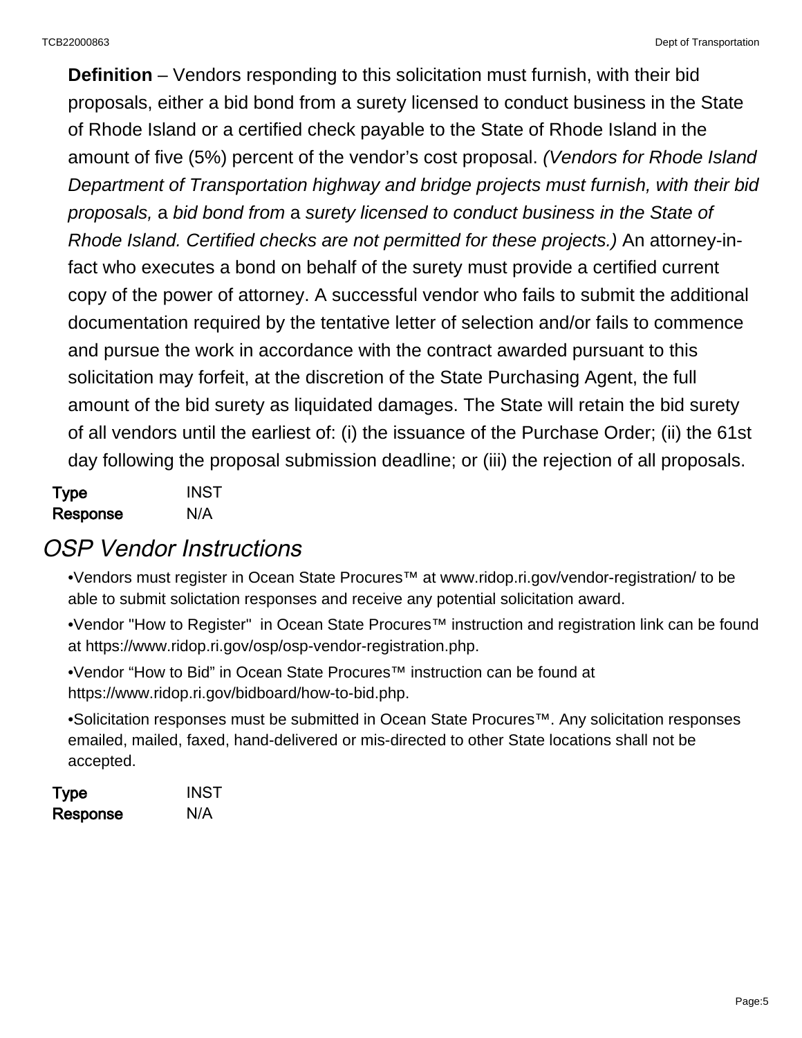**Definition** – Vendors responding to this solicitation must furnish, with their bid proposals, either a bid bond from a surety licensed to conduct business in the State of Rhode Island or a certified check payable to the State of Rhode Island in the amount of five (5%) percent of the vendor's cost proposal. *(Vendors for Rhode Island Department of Transportation highway and bridge projects must furnish, with their bid proposals,* a *bid bond from* a *surety licensed to conduct business in the State of Rhode Island. Certified checks are not permitted for these projects.)* An attorney-in-fact who executes a bond on behalf of the surety must provide a certified current copy of the power of attorney. A successful vendor who fails to submit the additional documentation required by the tentative letter of selection and/or fails to commence and pursue the work in accordance with the contract awarded pursuant to this solicitation may forfeit, at the discretion of the State Purchasing Agent, the full amount of the bid surety as liquidated damages. The State will retain the bid surety of all vendors until the earliest of: (i) the issuance of the Purchase Order; (ii) the 61st day following the proposal submission deadline; or (iii) the rejection of all proposals.

**Type** INST
**Response** N/A

## *OSP Vendor Instructions*

•Vendors must register in Ocean State Procures™ at www.ridop.ri.gov/vendor-registration/ to be able to submit solictation responses and receive any potential solicitation award.

•Vendor "How to Register"  in Ocean State Procures™ instruction and registration link can be found at https://www.ridop.ri.gov/osp/osp-vendor-registration.php.

•Vendor "How to Bid" in Ocean State Procures™ instruction can be found at https://www.ridop.ri.gov/bidboard/how-to-bid.php.

•Solicitation responses must be submitted in Ocean State Procures™. Any solicitation responses emailed, mailed, faxed, hand-delivered or mis-directed to other State locations shall not be accepted.

**Type** INST
**Response** N/A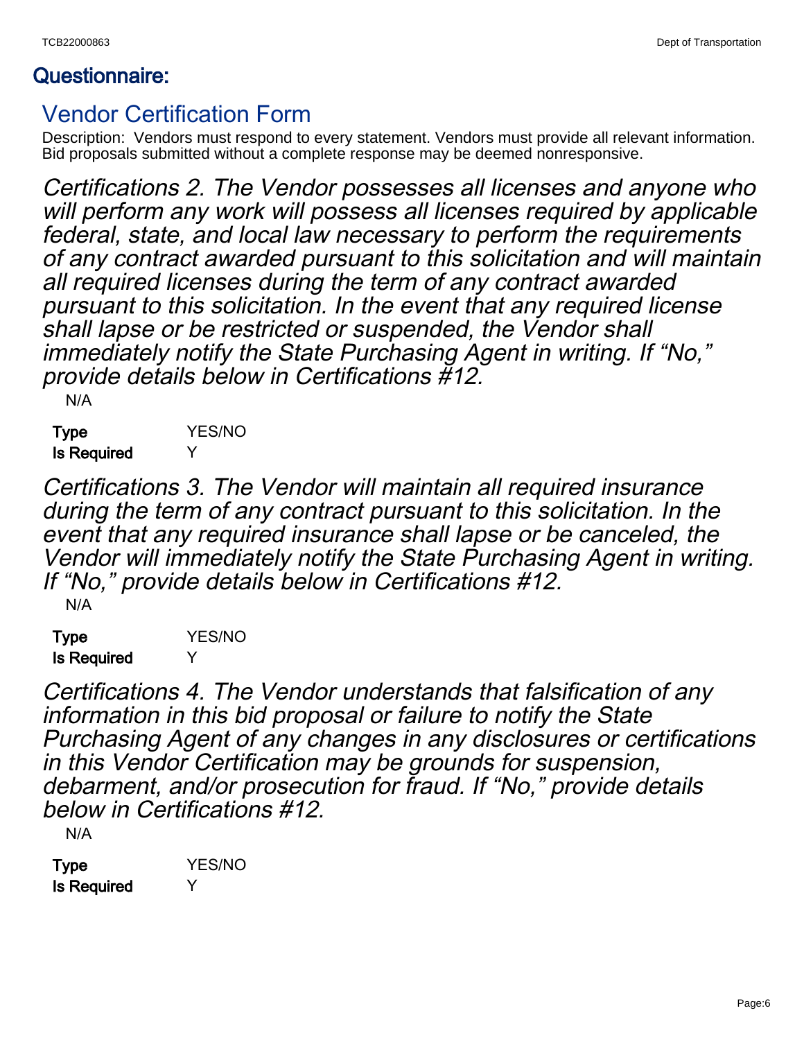## Questionnaire:

### Vendor Certification Form

Description: Vendors must respond to every statement. Vendors must provide all relevant information. Bid proposals submitted without a complete response may be deemed nonresponsive.

*Certifications 2. The Vendor possesses all licenses and anyone who will perform any work will possess all licenses required by applicable federal, state, and local law necessary to perform the requirements of any contract awarded pursuant to this solicitation and will maintain all required licenses during the term of any contract awarded pursuant to this solicitation. In the event that any required license shall lapse or be restricted or suspended, the Vendor shall immediately notify the State Purchasing Agent in writing. If "No," provide details below in Certifications #12.*

N/A

| **Type** | YES/NO |
|---|---|
| **Is Required** | Y |

*Certifications 3. The Vendor will maintain all required insurance during the term of any contract pursuant to this solicitation. In the event that any required insurance shall lapse or be canceled, the Vendor will immediately notify the State Purchasing Agent in writing. If "No," provide details below in Certifications #12.*

N/A

| **Type** | YES/NO |
|---|---|
| **Is Required** | Y |

*Certifications 4. The Vendor understands that falsification of any information in this bid proposal or failure to notify the State Purchasing Agent of any changes in any disclosures or certifications in this Vendor Certification may be grounds for suspension, debarment, and/or prosecution for fraud. If "No," provide details below in Certifications #12.*

N/A

| **Type** | YES/NO |
|---|---|
| **Is Required** | Y |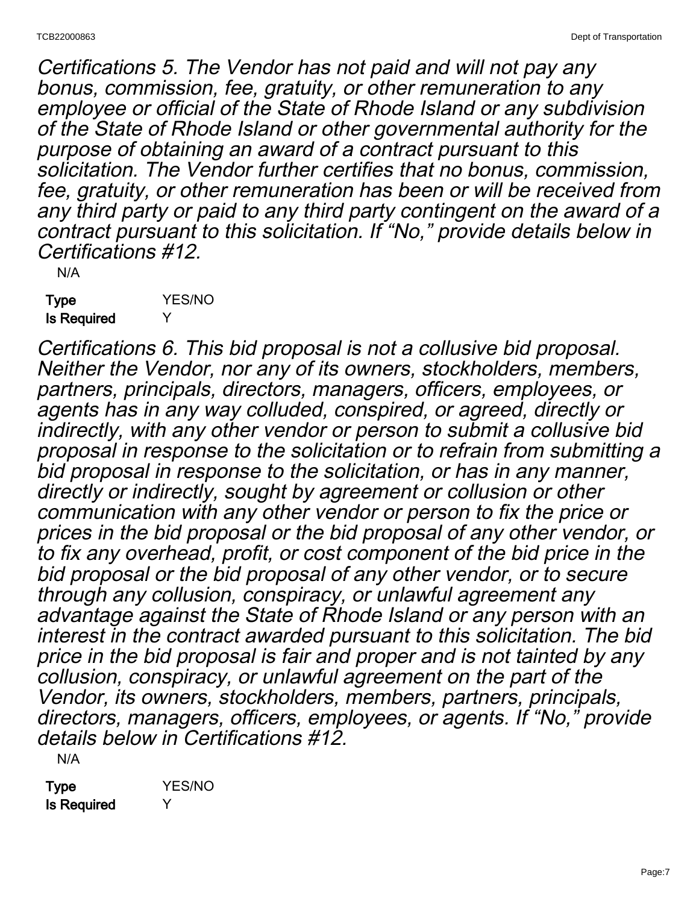*Certifications 5. The Vendor has not paid and will not pay any bonus, commission, fee, gratuity, or other remuneration to any employee or official of the State of Rhode Island or any subdivision of the State of Rhode Island or other governmental authority for the purpose of obtaining an award of a contract pursuant to this solicitation. The Vendor further certifies that no bonus, commission, fee, gratuity, or other remuneration has been or will be received from any third party or paid to any third party contingent on the award of a contract pursuant to this solicitation. If "No," provide details below in Certifications #12.*

N/A

**Type** YES/NO
**Is Required** Y

*Certifications 6. This bid proposal is not a collusive bid proposal. Neither the Vendor, nor any of its owners, stockholders, members, partners, principals, directors, managers, officers, employees, or agents has in any way colluded, conspired, or agreed, directly or indirectly, with any other vendor or person to submit a collusive bid proposal in response to the solicitation or to refrain from submitting a bid proposal in response to the solicitation, or has in any manner, directly or indirectly, sought by agreement or collusion or other communication with any other vendor or person to fix the price or prices in the bid proposal or the bid proposal of any other vendor, or to fix any overhead, profit, or cost component of the bid price in the bid proposal or the bid proposal of any other vendor, or to secure through any collusion, conspiracy, or unlawful agreement any advantage against the State of Rhode Island or any person with an interest in the contract awarded pursuant to this solicitation. The bid price in the bid proposal is fair and proper and is not tainted by any collusion, conspiracy, or unlawful agreement on the part of the Vendor, its owners, stockholders, members, partners, principals, directors, managers, officers, employees, or agents. If "No," provide details below in Certifications #12.*

N/A

**Type** YES/NO
**Is Required** Y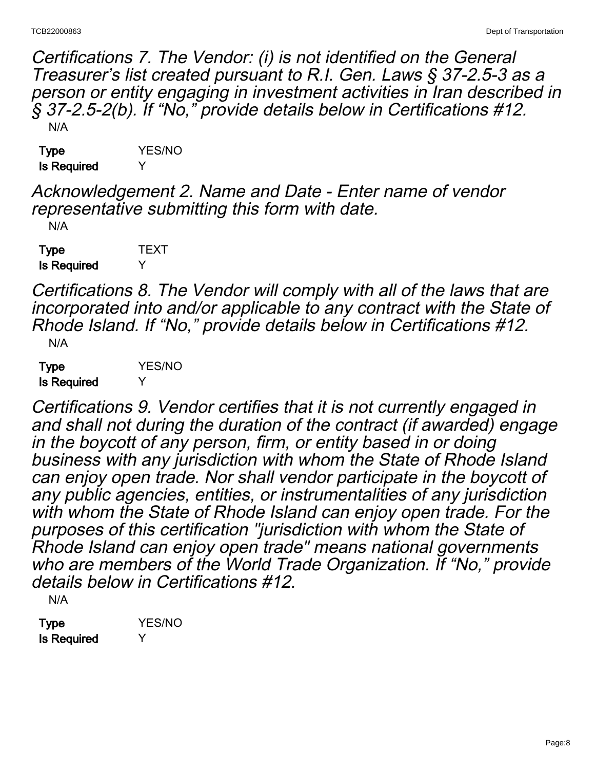*Certifications 7. The Vendor: (i) is not identified on the General Treasurer's list created pursuant to R.I. Gen. Laws § 37-2.5-3 as a person or entity engaging in investment activities in Iran described in § 37-2.5-2(b). If "No," provide details below in Certifications #12.*

N/A

**Type** YES/NO
**Is Required** Y

*Acknowledgement 2. Name and Date - Enter name of vendor representative submitting this form with date.*

N/A

**Type** TEXT
**Is Required** Y

*Certifications 8. The Vendor will comply with all of the laws that are incorporated into and/or applicable to any contract with the State of Rhode Island. If "No," provide details below in Certifications #12.*

N/A

**Type** YES/NO
**Is Required** Y

*Certifications 9. Vendor certifies that it is not currently engaged in and shall not during the duration of the contract (if awarded) engage in the boycott of any person, firm, or entity based in or doing business with any jurisdiction with whom the State of Rhode Island can enjoy open trade. Nor shall vendor participate in the boycott of any public agencies, entities, or instrumentalities of any jurisdiction with whom the State of Rhode Island can enjoy open trade. For the purposes of this certification "jurisdiction with whom the State of Rhode Island can enjoy open trade" means national governments who are members of the World Trade Organization. If "No," provide details below in Certifications #12.*

N/A

**Type** YES/NO
**Is Required** Y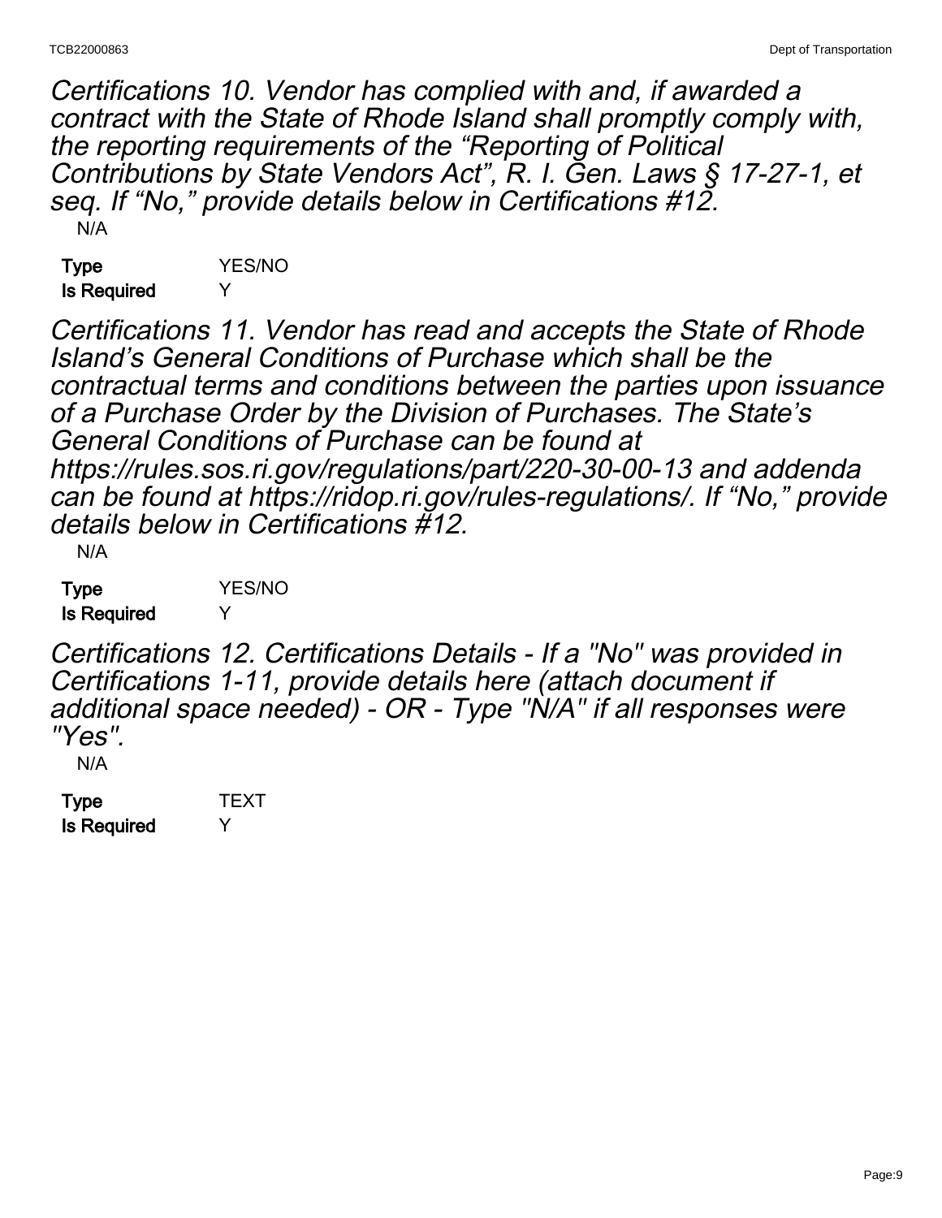*Certifications 10. Vendor has complied with and, if awarded a contract with the State of Rhode Island shall promptly comply with, the reporting requirements of the "Reporting of Political Contributions by State Vendors Act", R. I. Gen. Laws § 17-27-1, et seq. If "No," provide details below in Certifications #12.*

N/A

**Type** YES/NO
**Is Required** Y

*Certifications 11. Vendor has read and accepts the State of Rhode Island's General Conditions of Purchase which shall be the contractual terms and conditions between the parties upon issuance of a Purchase Order by the Division of Purchases. The State's General Conditions of Purchase can be found at https://rules.sos.ri.gov/regulations/part/220-30-00-13 and addenda can be found at https://ridop.ri.gov/rules-regulations/. If "No," provide details below in Certifications #12.*

N/A

**Type** YES/NO
**Is Required** Y

*Certifications 12. Certifications Details - If a "No" was provided in Certifications 1-11, provide details here (attach document if additional space needed) - OR - Type "N/A" if all responses were "Yes".*

N/A

**Type** TEXT
**Is Required** Y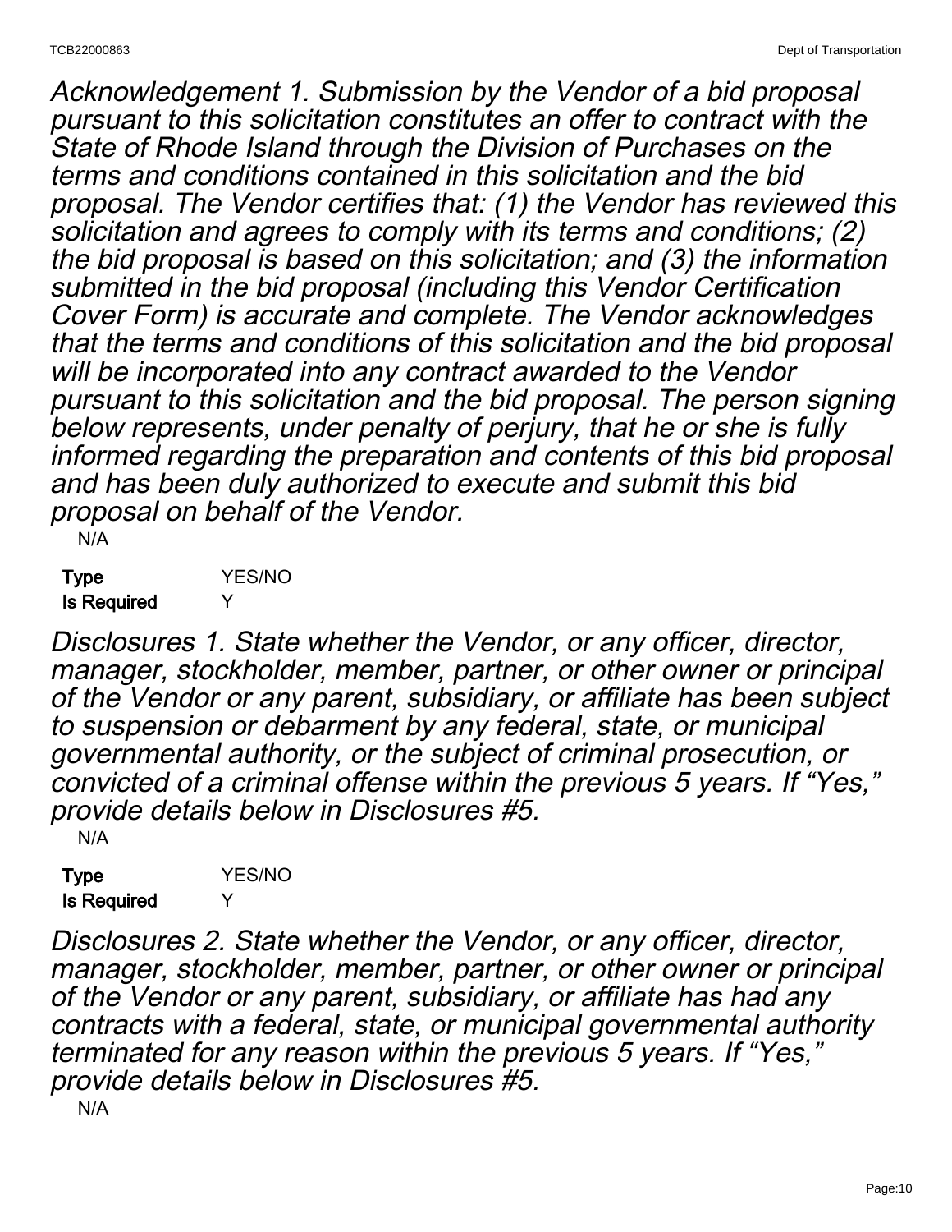*Acknowledgement 1. Submission by the Vendor of a bid proposal pursuant to this solicitation constitutes an offer to contract with the State of Rhode Island through the Division of Purchases on the terms and conditions contained in this solicitation and the bid proposal. The Vendor certifies that: (1) the Vendor has reviewed this solicitation and agrees to comply with its terms and conditions; (2) the bid proposal is based on this solicitation; and (3) the information submitted in the bid proposal (including this Vendor Certification Cover Form) is accurate and complete. The Vendor acknowledges that the terms and conditions of this solicitation and the bid proposal will be incorporated into any contract awarded to the Vendor pursuant to this solicitation and the bid proposal. The person signing below represents, under penalty of perjury, that he or she is fully informed regarding the preparation and contents of this bid proposal and has been duly authorized to execute and submit this bid proposal on behalf of the Vendor.*

N/A

| | |
|---|---|
| **Type** | YES/NO |
| **Is Required** | Y |

*Disclosures 1. State whether the Vendor, or any officer, director, manager, stockholder, member, partner, or other owner or principal of the Vendor or any parent, subsidiary, or affiliate has been subject to suspension or debarment by any federal, state, or municipal governmental authority, or the subject of criminal prosecution, or convicted of a criminal offense within the previous 5 years. If "Yes," provide details below in Disclosures #5.*

N/A

| | |
|---|---|
| **Type** | YES/NO |
| **Is Required** | Y |

*Disclosures 2. State whether the Vendor, or any officer, director, manager, stockholder, member, partner, or other owner or principal of the Vendor or any parent, subsidiary, or affiliate has had any contracts with a federal, state, or municipal governmental authority terminated for any reason within the previous 5 years. If "Yes," provide details below in Disclosures #5.*

N/A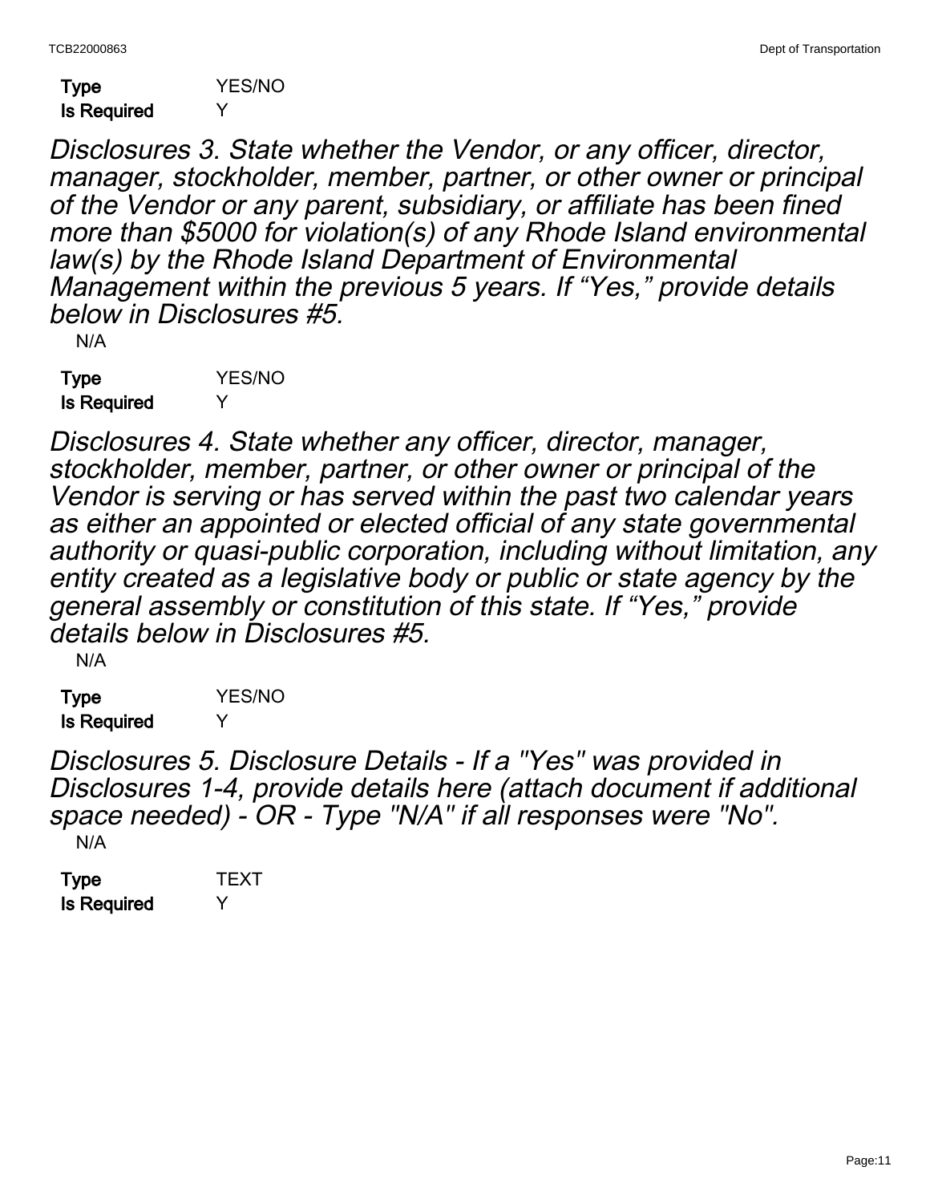**Type** YES/NO
**Is Required** Y

*Disclosures 3. State whether the Vendor, or any officer, director, manager, stockholder, member, partner, or other owner or principal of the Vendor or any parent, subsidiary, or affiliate has been fined more than $5000 for violation(s) of any Rhode Island environmental law(s) by the Rhode Island Department of Environmental Management within the previous 5 years. If "Yes," provide details below in Disclosures #5.*

N/A

**Type** YES/NO
**Is Required** Y

*Disclosures 4. State whether any officer, director, manager, stockholder, member, partner, or other owner or principal of the Vendor is serving or has served within the past two calendar years as either an appointed or elected official of any state governmental authority or quasi-public corporation, including without limitation, any entity created as a legislative body or public or state agency by the general assembly or constitution of this state. If "Yes," provide details below in Disclosures #5.*

N/A

**Type** YES/NO
**Is Required** Y

*Disclosures 5. Disclosure Details - If a "Yes" was provided in Disclosures 1-4, provide details here (attach document if additional space needed) - OR - Type "N/A" if all responses were "No".*

N/A

**Type** TEXT
**Is Required** Y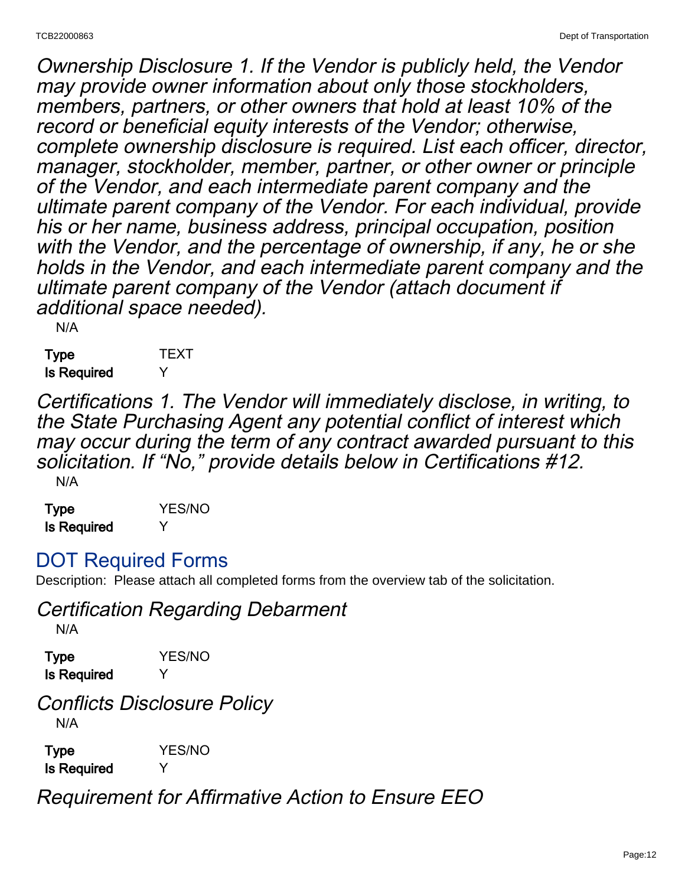*Ownership Disclosure 1. If the Vendor is publicly held, the Vendor may provide owner information about only those stockholders, members, partners, or other owners that hold at least 10% of the record or beneficial equity interests of the Vendor; otherwise, complete ownership disclosure is required. List each officer, director, manager, stockholder, member, partner, or other owner or principle of the Vendor, and each intermediate parent company and the ultimate parent company of the Vendor. For each individual, provide his or her name, business address, principal occupation, position with the Vendor, and the percentage of ownership, if any, he or she holds in the Vendor, and each intermediate parent company and the ultimate parent company of the Vendor (attach document if additional space needed).*

N/A

| | |
|---|---|
| **Type** | TEXT |
| **Is Required** | Y |

*Certifications 1. The Vendor will immediately disclose, in writing, to the State Purchasing Agent any potential conflict of interest which may occur during the term of any contract awarded pursuant to this solicitation. If "No," provide details below in Certifications #12.*

N/A

| | |
|---|---|
| **Type** | YES/NO |
| **Is Required** | Y |

## DOT Required Forms

Description: Please attach all completed forms from the overview tab of the solicitation.

*Certification Regarding Debarment*

N/A

| | |
|---|---|
| **Type** | YES/NO |
| **Is Required** | Y |

*Conflicts Disclosure Policy*

N/A

| | |
|---|---|
| **Type** | YES/NO |
| **Is Required** | Y |

*Requirement for Affirmative Action to Ensure EEO*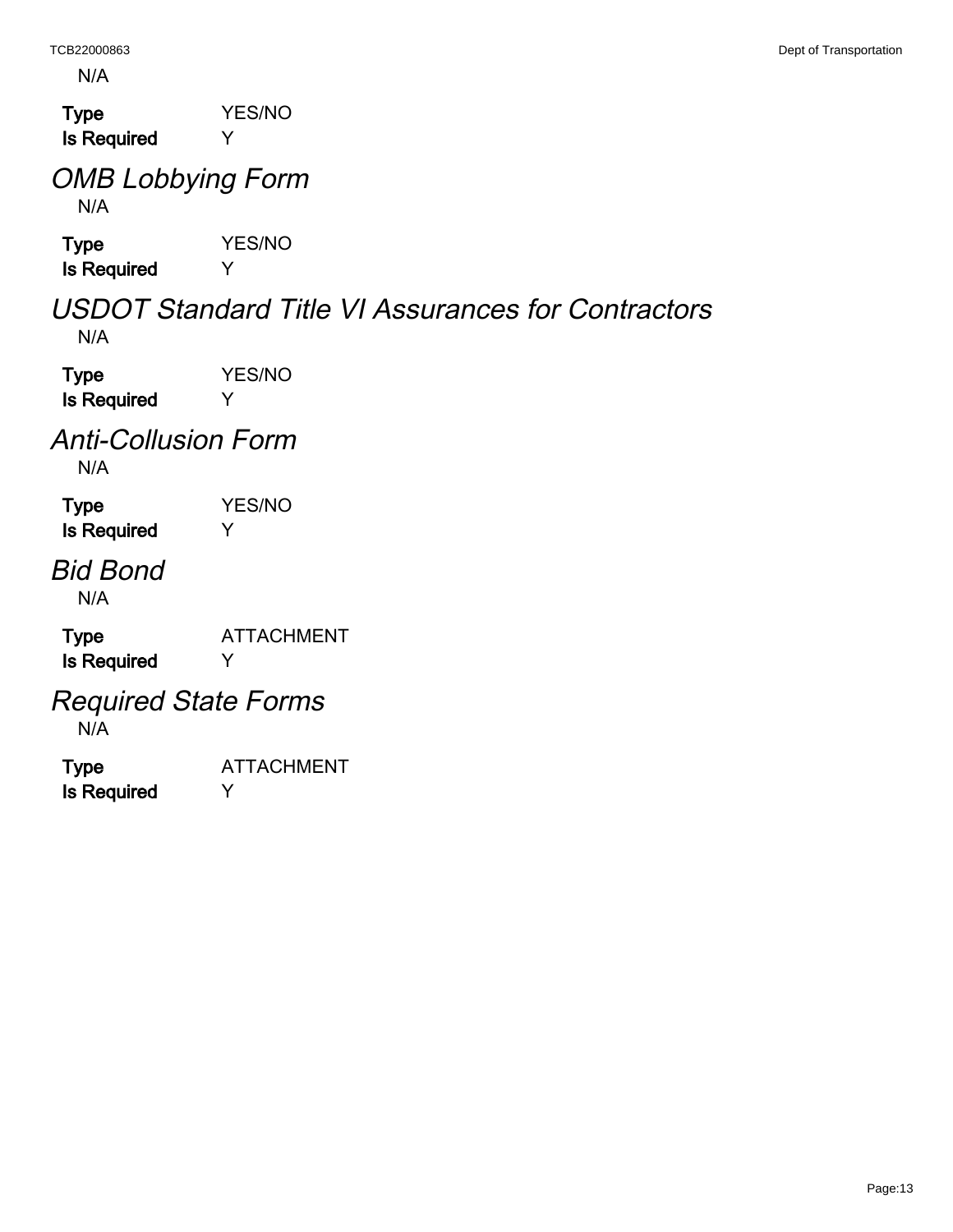N/A

**Type** YES/NO
**Is Required** Y

## *OMB Lobbying Form*

N/A

**Type** YES/NO
**Is Required** Y

## *USDOT Standard Title VI Assurances for Contractors*

N/A

**Type** YES/NO
**Is Required** Y

## *Anti-Collusion Form*

N/A

**Type** YES/NO
**Is Required** Y

## *Bid Bond*

N/A

**Type** ATTACHMENT
**Is Required** Y

## *Required State Forms*

N/A

**Type** ATTACHMENT
**Is Required** Y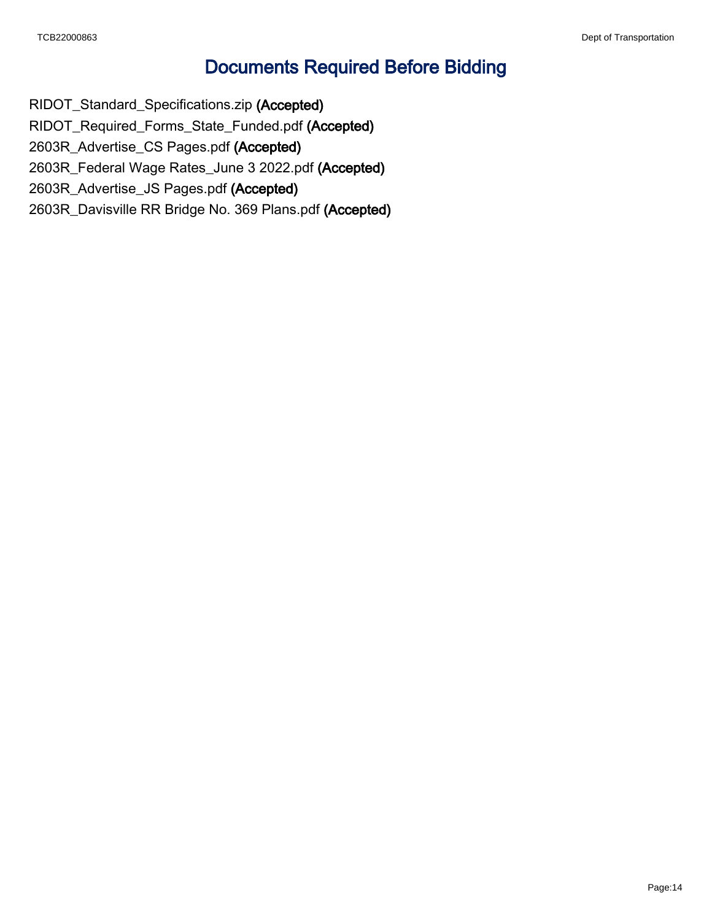# Documents Required Before Bidding

RIDOT_Standard_Specifications.zip **(Accepted)**
RIDOT_Required_Forms_State_Funded.pdf **(Accepted)**
2603R_Advertise_CS Pages.pdf **(Accepted)**
2603R_Federal Wage Rates_June 3 2022.pdf **(Accepted)**
2603R_Advertise_JS Pages.pdf **(Accepted)**
2603R_Davisville RR Bridge No. 369 Plans.pdf **(Accepted)**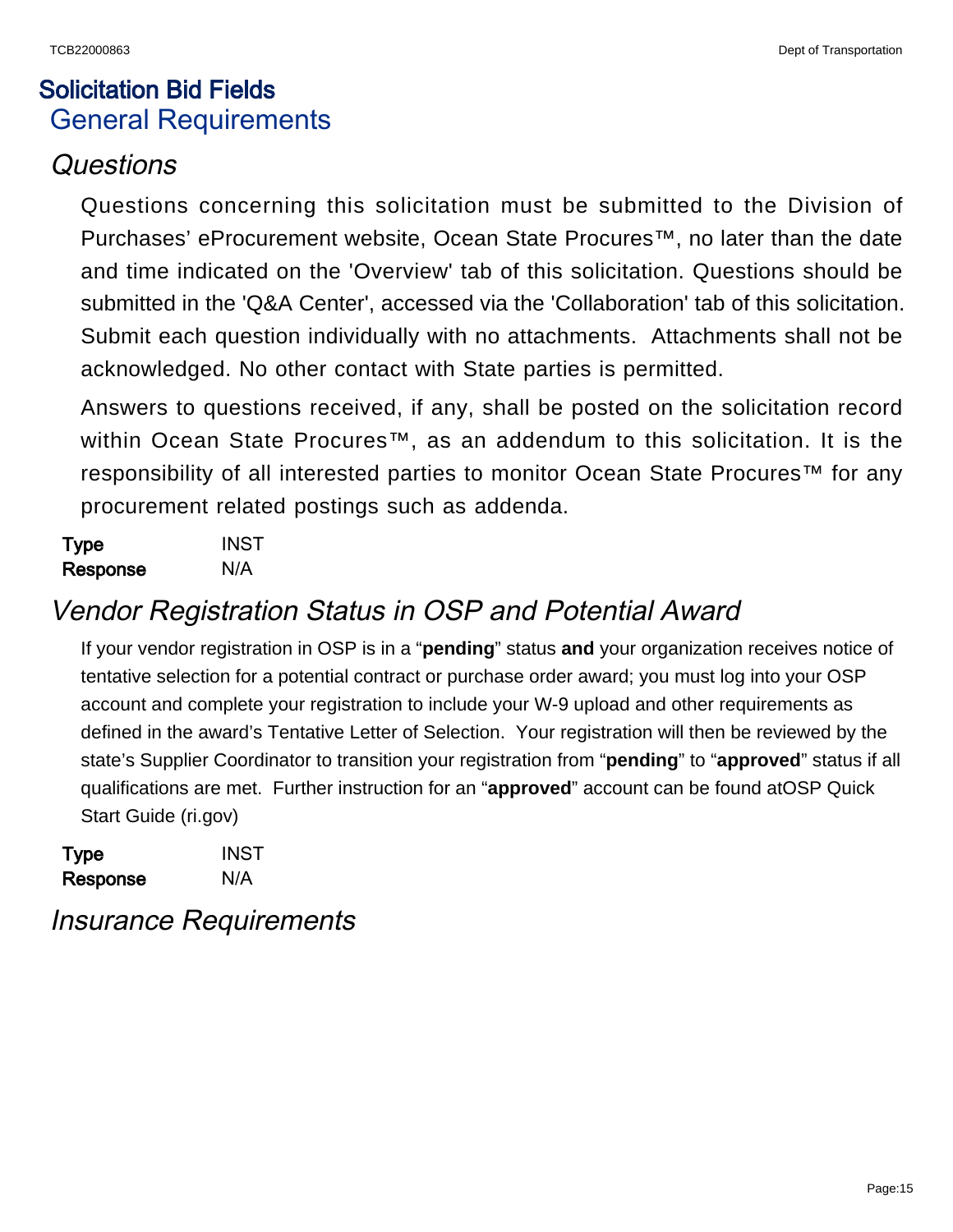# Solicitation Bid Fields

## General Requirements

### *Questions*

Questions concerning this solicitation must be submitted to the Division of Purchases' eProcurement website, Ocean State Procures™, no later than the date and time indicated on the 'Overview' tab of this solicitation. Questions should be submitted in the 'Q&A Center', accessed via the 'Collaboration' tab of this solicitation. Submit each question individually with no attachments. Attachments shall not be acknowledged. No other contact with State parties is permitted.

Answers to questions received, if any, shall be posted on the solicitation record within Ocean State Procures™, as an addendum to this solicitation. It is the responsibility of all interested parties to monitor Ocean State Procures™ for any procurement related postings such as addenda.

**Type** INST
**Response** N/A

### *Vendor Registration Status in OSP and Potential Award*

If your vendor registration in OSP is in a "**pending**" status **and** your organization receives notice of tentative selection for a potential contract or purchase order award; you must log into your OSP account and complete your registration to include your W-9 upload and other requirements as defined in the award's Tentative Letter of Selection. Your registration will then be reviewed by the state's Supplier Coordinator to transition your registration from "**pending**" to "**approved**" status if all qualifications are met. Further instruction for an "**approved**" account can be found atOSP Quick Start Guide (ri.gov)

**Type** INST
**Response** N/A

### *Insurance Requirements*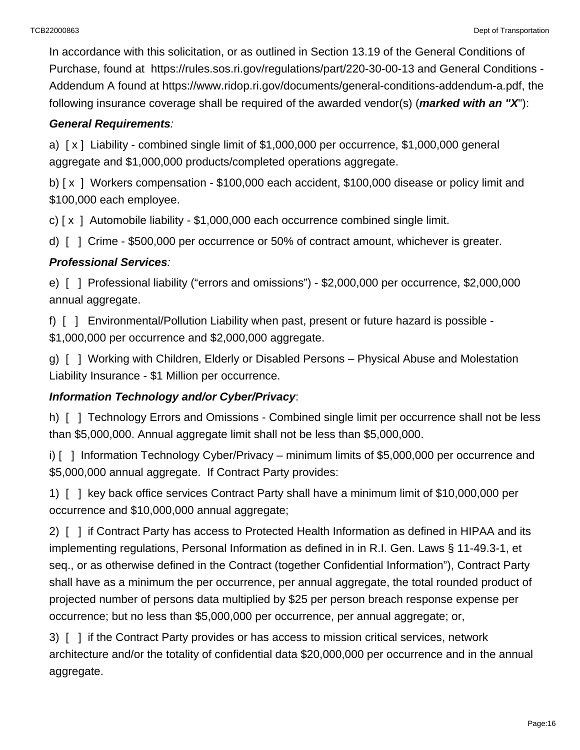In accordance with this solicitation, or as outlined in Section 13.19 of the General Conditions of Purchase, found at https://rules.sos.ri.gov/regulations/part/220-30-00-13 and General Conditions - Addendum A found at https://www.ridop.ri.gov/documents/general-conditions-addendum-a.pdf, the following insurance coverage shall be required of the awarded vendor(s) (***marked with an "X***"):

***General Requirements***:

a) [ x ] Liability - combined single limit of $1,000,000 per occurrence, $1,000,000 general aggregate and $1,000,000 products/completed operations aggregate.

b) [ x ] Workers compensation - $100,000 each accident, $100,000 disease or policy limit and $100,000 each employee.

c) [ x ] Automobile liability - $1,000,000 each occurrence combined single limit.

d) [ ] Crime - $500,000 per occurrence or 50% of contract amount, whichever is greater.

***Professional Services***:

e) [ ] Professional liability ("errors and omissions") - $2,000,000 per occurrence, $2,000,000 annual aggregate.

f) [ ] Environmental/Pollution Liability when past, present or future hazard is possible - $1,000,000 per occurrence and $2,000,000 aggregate.

g) [ ] Working with Children, Elderly or Disabled Persons – Physical Abuse and Molestation Liability Insurance - $1 Million per occurrence.

***Information Technology and/or Cyber/Privacy***:

h) [ ] Technology Errors and Omissions - Combined single limit per occurrence shall not be less than $5,000,000. Annual aggregate limit shall not be less than $5,000,000.

i) [ ] Information Technology Cyber/Privacy – minimum limits of $5,000,000 per occurrence and $5,000,000 annual aggregate. If Contract Party provides:

1) [ ] key back office services Contract Party shall have a minimum limit of $10,000,000 per occurrence and $10,000,000 annual aggregate;

2) [ ] if Contract Party has access to Protected Health Information as defined in HIPAA and its implementing regulations, Personal Information as defined in in R.I. Gen. Laws § 11-49.3-1, et seq., or as otherwise defined in the Contract (together Confidential Information"), Contract Party shall have as a minimum the per occurrence, per annual aggregate, the total rounded product of projected number of persons data multiplied by $25 per person breach response expense per occurrence; but no less than $5,000,000 per occurrence, per annual aggregate; or,

3) [ ] if the Contract Party provides or has access to mission critical services, network architecture and/or the totality of confidential data $20,000,000 per occurrence and in the annual aggregate.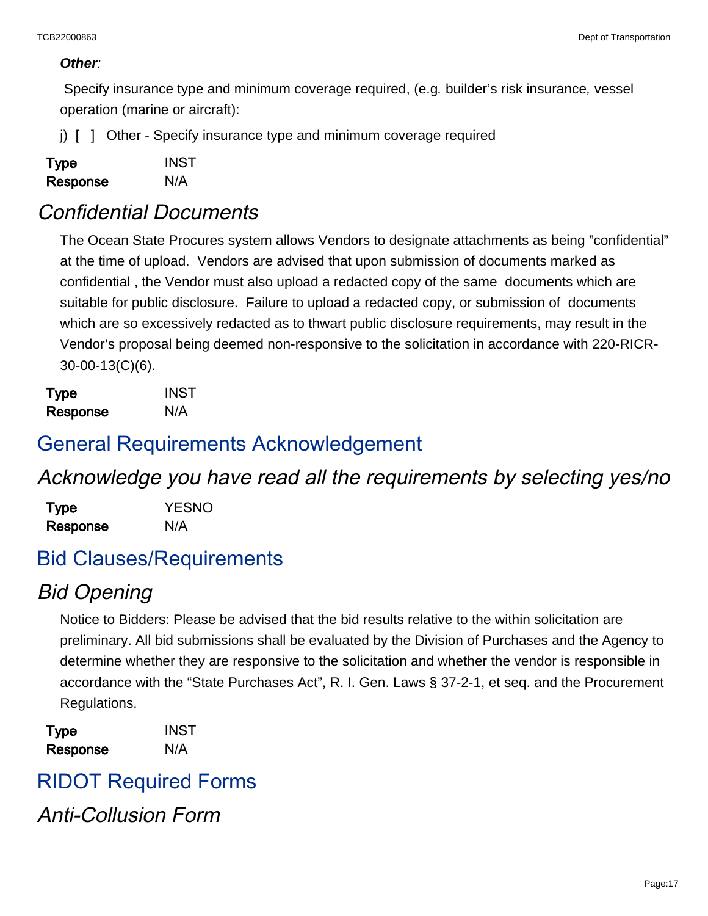***Other***:

Specify insurance type and minimum coverage required, (e.g. builder's risk insurance, vessel operation (marine or aircraft):

j) [ ] Other - Specify insurance type and minimum coverage required

**Type** INST
**Response** N/A

## *Confidential Documents*

The Ocean State Procures system allows Vendors to designate attachments as being "confidential" at the time of upload. Vendors are advised that upon submission of documents marked as confidential , the Vendor must also upload a redacted copy of the same documents which are suitable for public disclosure. Failure to upload a redacted copy, or submission of documents which are so excessively redacted as to thwart public disclosure requirements, may result in the Vendor's proposal being deemed non-responsive to the solicitation in accordance with 220-RICR-30-00-13(C)(6).

**Type** INST
**Response** N/A

# General Requirements Acknowledgement

## *Acknowledge you have read all the requirements by selecting yes/no*

**Type** YESNO
**Response** N/A

# Bid Clauses/Requirements

## *Bid Opening*

Notice to Bidders: Please be advised that the bid results relative to the within solicitation are preliminary. All bid submissions shall be evaluated by the Division of Purchases and the Agency to determine whether they are responsive to the solicitation and whether the vendor is responsible in accordance with the "State Purchases Act", R. I. Gen. Laws § 37-2-1, et seq. and the Procurement Regulations.

**Type** INST
**Response** N/A

# RIDOT Required Forms

## *Anti-Collusion Form*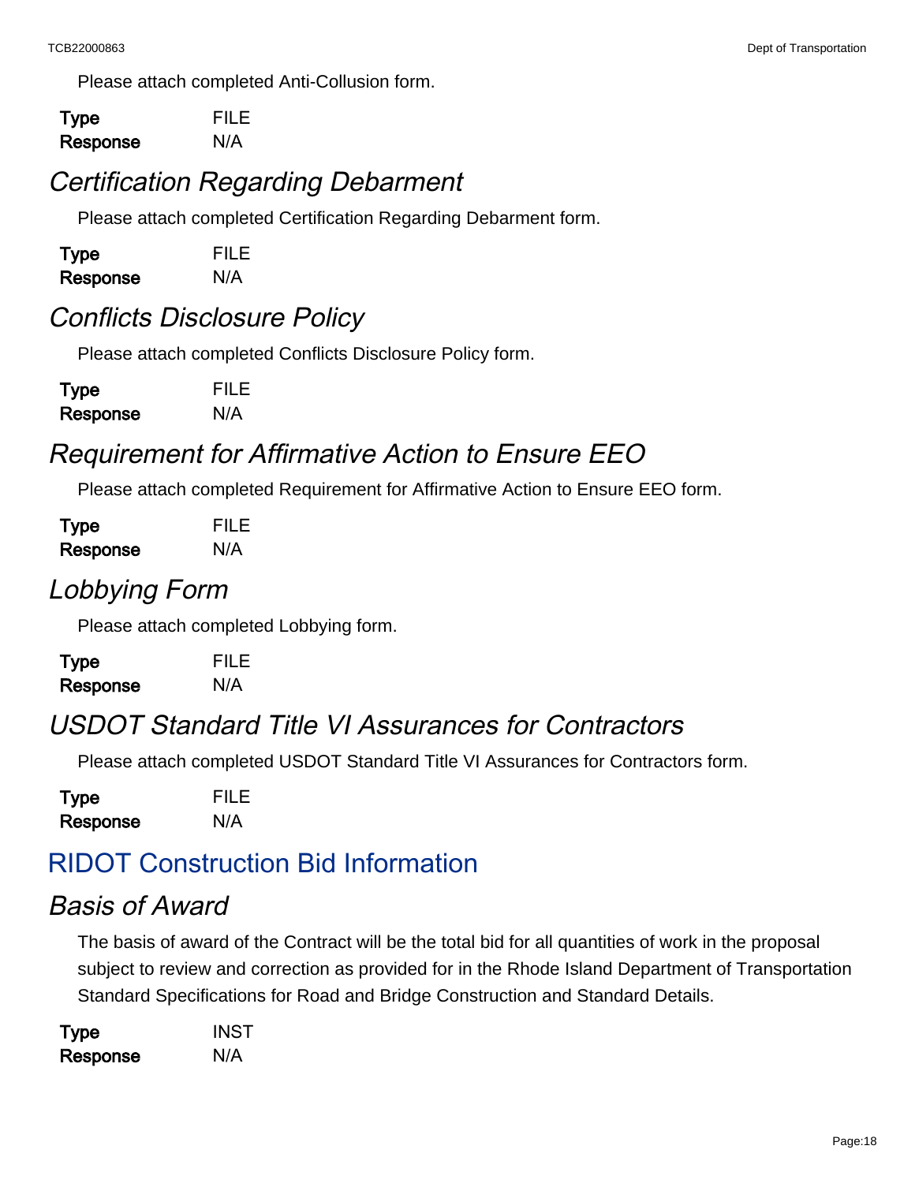Please attach completed Anti-Collusion form.

| **Type** | FILE |
| --- | --- |
| **Response** | N/A |

### *Certification Regarding Debarment*

Please attach completed Certification Regarding Debarment form.

| **Type** | FILE |
| --- | --- |
| **Response** | N/A |

### *Conflicts Disclosure Policy*

Please attach completed Conflicts Disclosure Policy form.

| **Type** | FILE |
| --- | --- |
| **Response** | N/A |

### *Requirement for Affirmative Action to Ensure EEO*

Please attach completed Requirement for Affirmative Action to Ensure EEO form.

| **Type** | FILE |
| --- | --- |
| **Response** | N/A |

### *Lobbying Form*

Please attach completed Lobbying form.

| **Type** | FILE |
| --- | --- |
| **Response** | N/A |

### *USDOT Standard Title VI Assurances for Contractors*

Please attach completed USDOT Standard Title VI Assurances for Contractors form.

| **Type** | FILE |
| --- | --- |
| **Response** | N/A |

## RIDOT Construction Bid Information

### *Basis of Award*

The basis of award of the Contract will be the total bid for all quantities of work in the proposal subject to review and correction as provided for in the Rhode Island Department of Transportation Standard Specifications for Road and Bridge Construction and Standard Details.

| **Type** | INST |
| --- | --- |
| **Response** | N/A |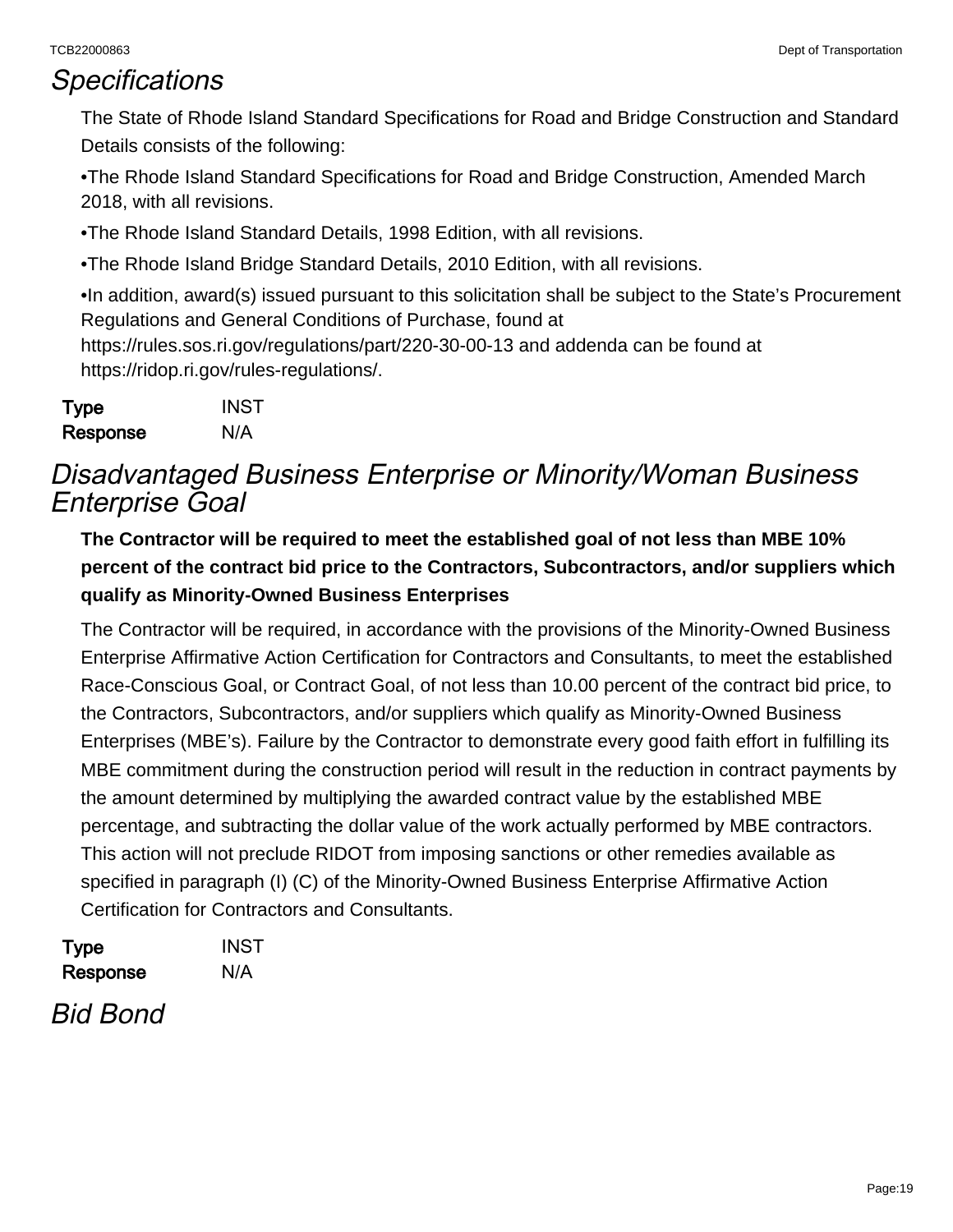## *Specifications*

The State of Rhode Island Standard Specifications for Road and Bridge Construction and Standard Details consists of the following:

•The Rhode Island Standard Specifications for Road and Bridge Construction, Amended March 2018, with all revisions.

•The Rhode Island Standard Details, 1998 Edition, with all revisions.

•The Rhode Island Bridge Standard Details, 2010 Edition, with all revisions.

•In addition, award(s) issued pursuant to this solicitation shall be subject to the State's Procurement Regulations and General Conditions of Purchase, found at https://rules.sos.ri.gov/regulations/part/220-30-00-13 and addenda can be found at https://ridop.ri.gov/rules-regulations/.

| | |
|---|---|
| **Type** | INST |
| **Response** | N/A |

## *Disadvantaged Business Enterprise or Minority/Woman Business Enterprise Goal*

**The Contractor will be required to meet the established goal of not less than MBE 10% percent of the contract bid price to the Contractors, Subcontractors, and/or suppliers which qualify as Minority-Owned Business Enterprises**

The Contractor will be required, in accordance with the provisions of the Minority-Owned Business Enterprise Affirmative Action Certification for Contractors and Consultants, to meet the established Race-Conscious Goal, or Contract Goal, of not less than 10.00 percent of the contract bid price, to the Contractors, Subcontractors, and/or suppliers which qualify as Minority-Owned Business Enterprises (MBE's). Failure by the Contractor to demonstrate every good faith effort in fulfilling its MBE commitment during the construction period will result in the reduction in contract payments by the amount determined by multiplying the awarded contract value by the established MBE percentage, and subtracting the dollar value of the work actually performed by MBE contractors. This action will not preclude RIDOT from imposing sanctions or other remedies available as specified in paragraph (I) (C) of the Minority-Owned Business Enterprise Affirmative Action Certification for Contractors and Consultants.

| | |
|---|---|
| **Type** | INST |
| **Response** | N/A |

## *Bid Bond*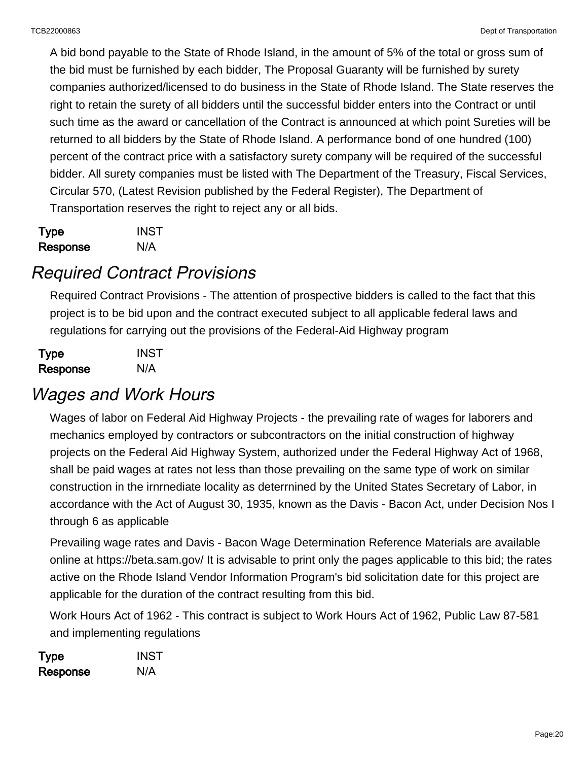A bid bond payable to the State of Rhode Island, in the amount of 5% of the total or gross sum of the bid must be furnished by each bidder, The Proposal Guaranty will be furnished by surety companies authorized/licensed to do business in the State of Rhode Island. The State reserves the right to retain the surety of all bidders until the successful bidder enters into the Contract or until such time as the award or cancellation of the Contract is announced at which point Sureties will be returned to all bidders by the State of Rhode Island. A performance bond of one hundred (100) percent of the contract price with a satisfactory surety company will be required of the successful bidder. All surety companies must be listed with The Department of the Treasury, Fiscal Services, Circular 570, (Latest Revision published by the Federal Register), The Department of Transportation reserves the right to reject any or all bids.

**Type** INST
**Response** N/A

## *Required Contract Provisions*

Required Contract Provisions - The attention of prospective bidders is called to the fact that this project is to be bid upon and the contract executed subject to all applicable federal laws and regulations for carrying out the provisions of the Federal-Aid Highway program

**Type** INST
**Response** N/A

## *Wages and Work Hours*

Wages of labor on Federal Aid Highway Projects - the prevailing rate of wages for laborers and mechanics employed by contractors or subcontractors on the initial construction of highway projects on the Federal Aid Highway System, authorized under the Federal Highway Act of 1968, shall be paid wages at rates not less than those prevailing on the same type of work on similar construction in the irnrnediate locality as deterrnined by the United States Secretary of Labor, in accordance with the Act of August 30, 1935, known as the Davis - Bacon Act, under Decision Nos I through 6 as applicable

Prevailing wage rates and Davis - Bacon Wage Determination Reference Materials are available online at https://beta.sam.gov/ It is advisable to print only the pages applicable to this bid; the rates active on the Rhode Island Vendor Information Program's bid solicitation date for this project are applicable for the duration of the contract resulting from this bid.

Work Hours Act of 1962 - This contract is subject to Work Hours Act of 1962, Public Law 87-581 and implementing regulations

**Type** INST
**Response** N/A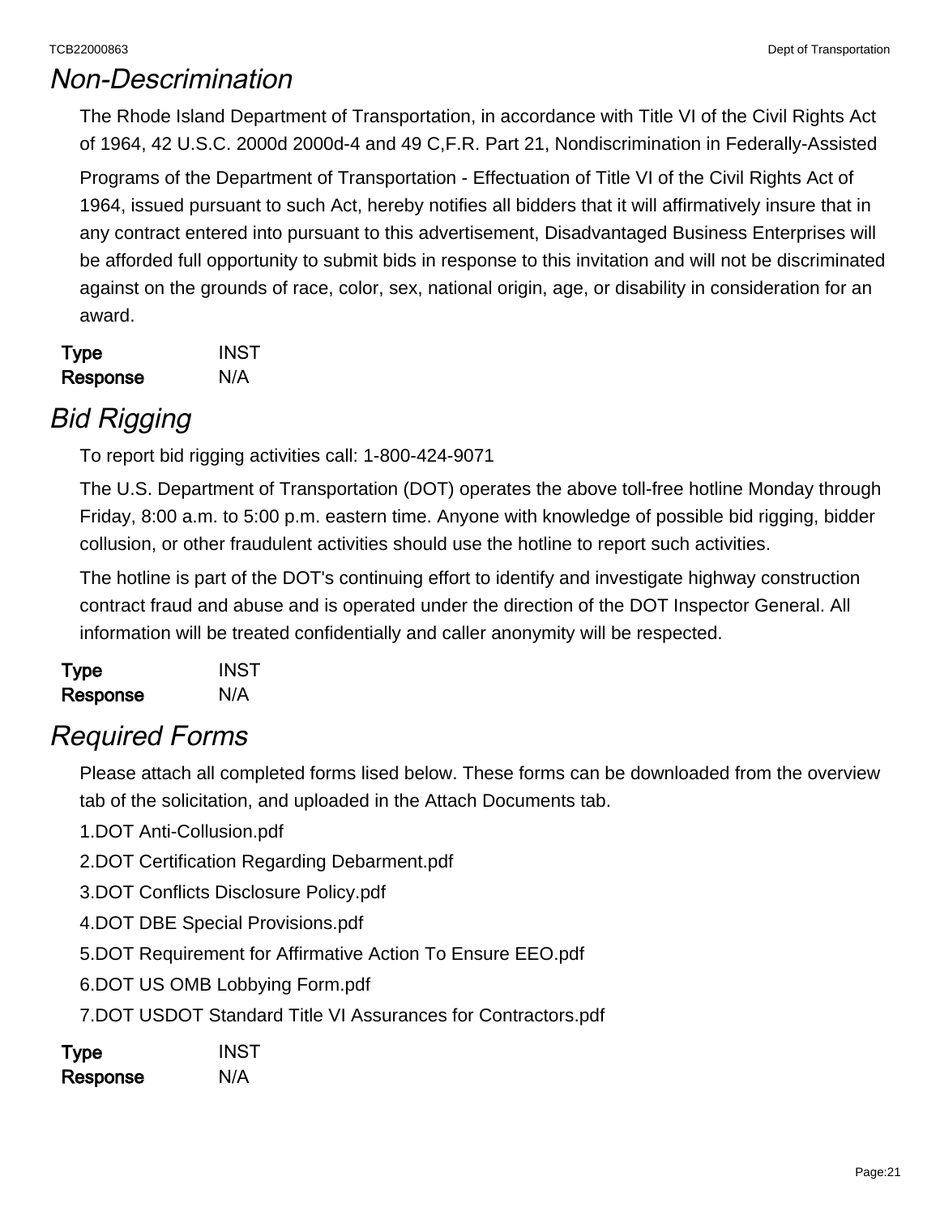# Non-Descrimination

The Rhode Island Department of Transportation, in accordance with Title VI of the Civil Rights Act of 1964, 42 U.S.C. 2000d 2000d-4 and 49 C,F.R. Part 21, Nondiscrimination in Federally-Assisted

Programs of the Department of Transportation - Effectuation of Title VI of the Civil Rights Act of 1964, issued pursuant to such Act, hereby notifies all bidders that it will affirmatively insure that in any contract entered into pursuant to this advertisement, Disadvantaged Business Enterprises will be afforded full opportunity to submit bids in response to this invitation and will not be discriminated against on the grounds of race, color, sex, national origin, age, or disability in consideration for an award.

**Type** INST
**Response** N/A

# Bid Rigging

To report bid rigging activities call: 1-800-424-9071

The U.S. Department of Transportation (DOT) operates the above toll-free hotline Monday through Friday, 8:00 a.m. to 5:00 p.m. eastern time. Anyone with knowledge of possible bid rigging, bidder collusion, or other fraudulent activities should use the hotline to report such activities.

The hotline is part of the DOT's continuing effort to identify and investigate highway construction contract fraud and abuse and is operated under the direction of the DOT Inspector General. All information will be treated confidentially and caller anonymity will be respected.

**Type** INST
**Response** N/A

# Required Forms

Please attach all completed forms lised below. These forms can be downloaded from the overview tab of the solicitation, and uploaded in the Attach Documents tab.

1.DOT Anti-Collusion.pdf

2.DOT Certification Regarding Debarment.pdf

3.DOT Conflicts Disclosure Policy.pdf

4.DOT DBE Special Provisions.pdf

5.DOT Requirement for Affirmative Action To Ensure EEO.pdf

6.DOT US OMB Lobbying Form.pdf

7.DOT USDOT Standard Title VI Assurances for Contractors.pdf

**Type** INST
**Response** N/A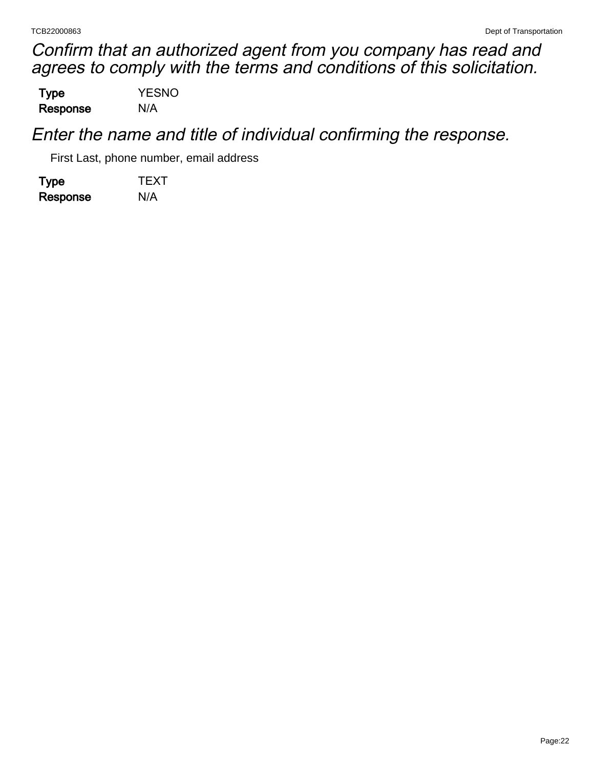## *Confirm that an authorized agent from you company has read and agrees to comply with the terms and conditions of this solicitation.*

**Type** YESNO
**Response** N/A

## *Enter the name and title of individual confirming the response.*

First Last, phone number, email address

**Type** TEXT
**Response** N/A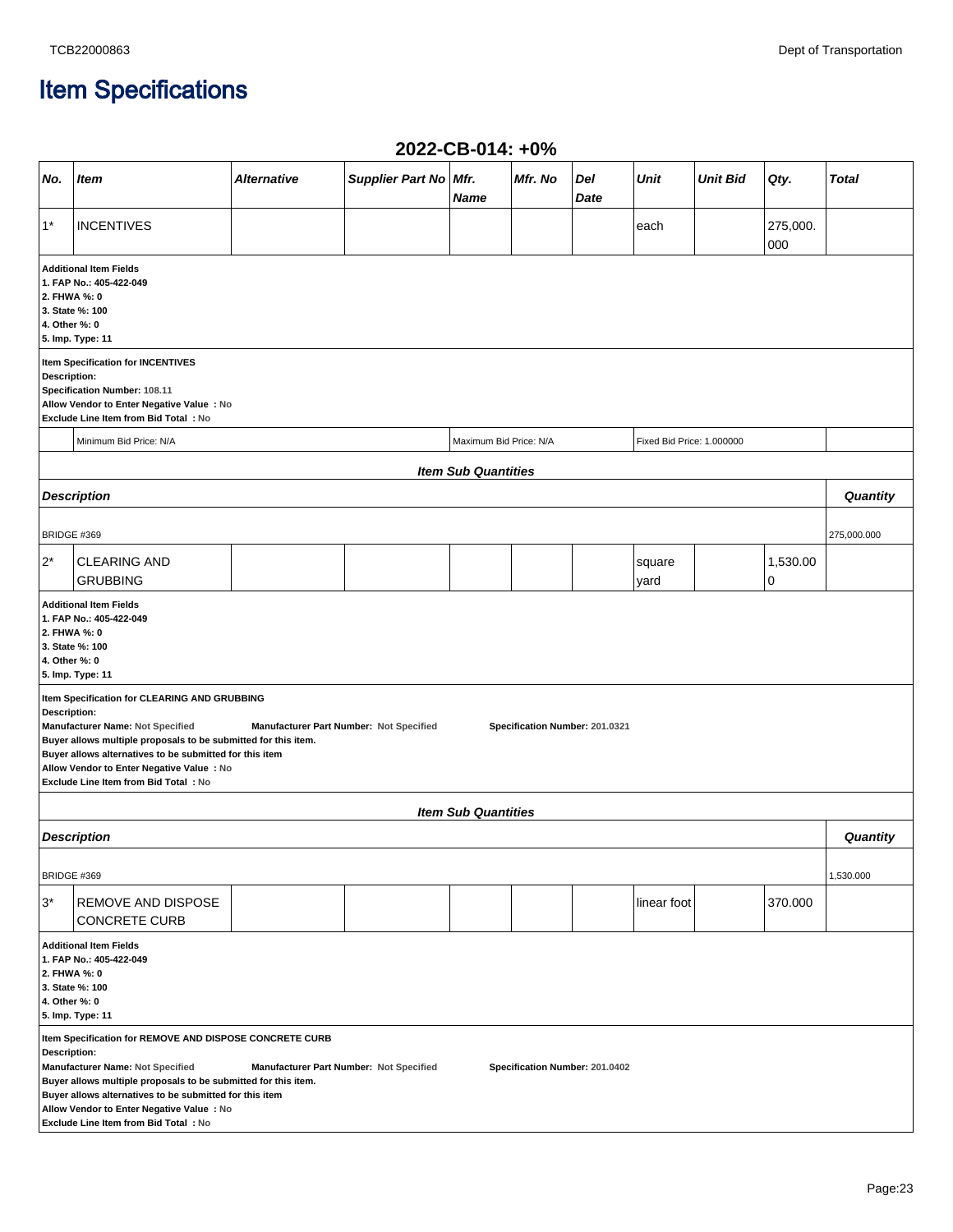# Item Specifications

## 2022-CB-014: +0%

| No. | Item | Alternative | Supplier Part No | Mfr. Name | Mfr. No | Del Date | Unit | Unit Bid | Qty. | Total |
|---|---|---|---|---|---|---|---|---|---|---|
| 1* | INCENTIVES | | | | | | each | | 275,000.000 | |

**Additional Item Fields**
**1. FAP No.: 405-422-049**
**2. FHWA %: 0**
**3. State %: 100**
**4. Other %: 0**
**5. Imp. Type: 11**

**Item Specification for INCENTIVES**
**Description:**
**Specification Number:** 108.11
**Allow Vendor to Enter Negative Value : No**
**Exclude Line Item from Bid Total : No**

Minimum Bid Price: N/A | Maximum Bid Price: N/A | Fixed Bid Price: 1.000000

***Item Sub Quantities***

| Description | Quantity |
|---|---|
| BRIDGE #369 | 275,000.000 |

| No. | Item | Alternative | Supplier Part No | Mfr. Name | Mfr. No | Del Date | Unit | Unit Bid | Qty. | Total |
|---|---|---|---|---|---|---|---|---|---|---|
| 2* | CLEARING AND GRUBBING | | | | | | square yard | | 1,530.000 | |

**Additional Item Fields**
**1. FAP No.: 405-422-049**
**2. FHWA %: 0**
**3. State %: 100**
**4. Other %: 0**
**5. Imp. Type: 11**

**Item Specification for CLEARING AND GRUBBING**
**Description:**
**Manufacturer Name:** Not Specified **Manufacturer Part Number:** Not Specified **Specification Number:** 201.0321
**Buyer allows multiple proposals to be submitted for this item.**
**Buyer allows alternatives to be submitted for this item**
**Allow Vendor to Enter Negative Value : No**
**Exclude Line Item from Bid Total : No**

***Item Sub Quantities***

| Description | Quantity |
|---|---|
| BRIDGE #369 | 1,530.000 |

| No. | Item | Alternative | Supplier Part No | Mfr. Name | Mfr. No | Del Date | Unit | Unit Bid | Qty. | Total |
|---|---|---|---|---|---|---|---|---|---|---|
| 3* | REMOVE AND DISPOSE CONCRETE CURB | | | | | | linear foot | | 370.000 | |

**Additional Item Fields**
**1. FAP No.: 405-422-049**
**2. FHWA %: 0**
**3. State %: 100**
**4. Other %: 0**
**5. Imp. Type: 11**

**Item Specification for REMOVE AND DISPOSE CONCRETE CURB**
**Description:**
**Manufacturer Name:** Not Specified **Manufacturer Part Number:** Not Specified **Specification Number:** 201.0402
**Buyer allows multiple proposals to be submitted for this item.**
**Buyer allows alternatives to be submitted for this item**
**Allow Vendor to Enter Negative Value : No**
**Exclude Line Item from Bid Total : No**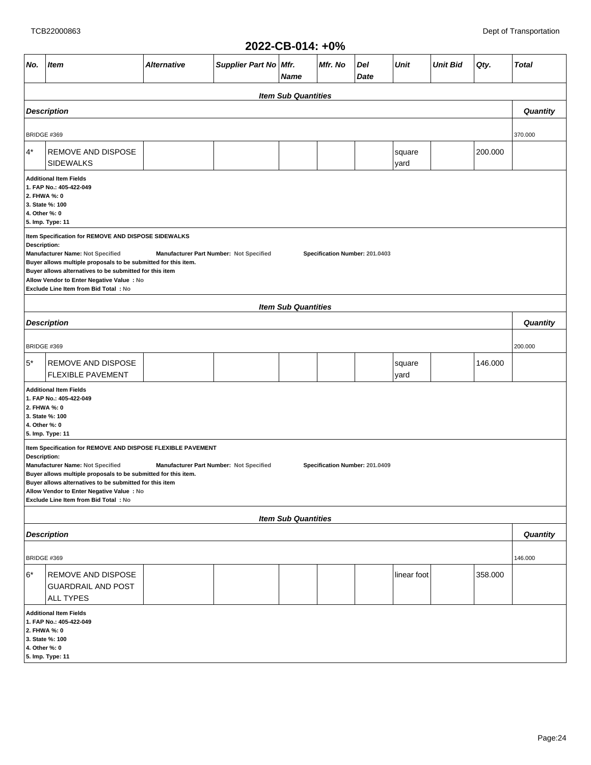## 2022-CB-014: +0%

| No. | Item | Alternative | Supplier Part No | Mfr. Name | Mfr. No | Del Date | Unit | Unit Bid | Qty. | Total |
|---|---|---|---|---|---|---|---|---|---|---|

**Item Sub Quantities**

| Description | Quantity |
|---|---|
| BRIDGE #369 | 370.000 |

| No. | Item | Alternative | Supplier Part No | Mfr. Name | Mfr. No | Del Date | Unit | Unit Bid | Qty. | Total |
|---|---|---|---|---|---|---|---|---|---|---|
| 4* | REMOVE AND DISPOSE SIDEWALKS | | | | | | square yard | | 200.000 | |

**Additional Item Fields**
**1. FAP No.: 405-422-049**
**2. FHWA %: 0**
**3. State %: 100**
**4. Other %: 0**
**5. Imp. Type: 11**

**Item Specification for REMOVE AND DISPOSE SIDEWALKS**
**Description:**
**Manufacturer Name:** Not Specified **Manufacturer Part Number:** Not Specified **Specification Number:** 201.0403
**Buyer allows multiple proposals to be submitted for this item.**
**Buyer allows alternatives to be submitted for this item**
**Allow Vendor to Enter Negative Value : No**
**Exclude Line Item from Bid Total : No**

**Item Sub Quantities**

| Description | Quantity |
|---|---|
| BRIDGE #369 | 200.000 |

| No. | Item | Alternative | Supplier Part No | Mfr. Name | Mfr. No | Del Date | Unit | Unit Bid | Qty. | Total |
|---|---|---|---|---|---|---|---|---|---|---|
| 5* | REMOVE AND DISPOSE FLEXIBLE PAVEMENT | | | | | | square yard | | 146.000 | |

**Additional Item Fields**
**1. FAP No.: 405-422-049**
**2. FHWA %: 0**
**3. State %: 100**
**4. Other %: 0**
**5. Imp. Type: 11**

**Item Specification for REMOVE AND DISPOSE FLEXIBLE PAVEMENT**
**Description:**
**Manufacturer Name:** Not Specified **Manufacturer Part Number:** Not Specified **Specification Number:** 201.0409
**Buyer allows multiple proposals to be submitted for this item.**
**Buyer allows alternatives to be submitted for this item**
**Allow Vendor to Enter Negative Value : No**
**Exclude Line Item from Bid Total : No**

**Item Sub Quantities**

| Description | Quantity |
|---|---|
| BRIDGE #369 | 146.000 |

| No. | Item | Alternative | Supplier Part No | Mfr. Name | Mfr. No | Del Date | Unit | Unit Bid | Qty. | Total |
|---|---|---|---|---|---|---|---|---|---|---|
| 6* | REMOVE AND DISPOSE GUARDRAIL AND POST ALL TYPES | | | | | | linear foot | | 358.000 | |

**Additional Item Fields**
**1. FAP No.: 405-422-049**
**2. FHWA %: 0**
**3. State %: 100**
**4. Other %: 0**
**5. Imp. Type: 11**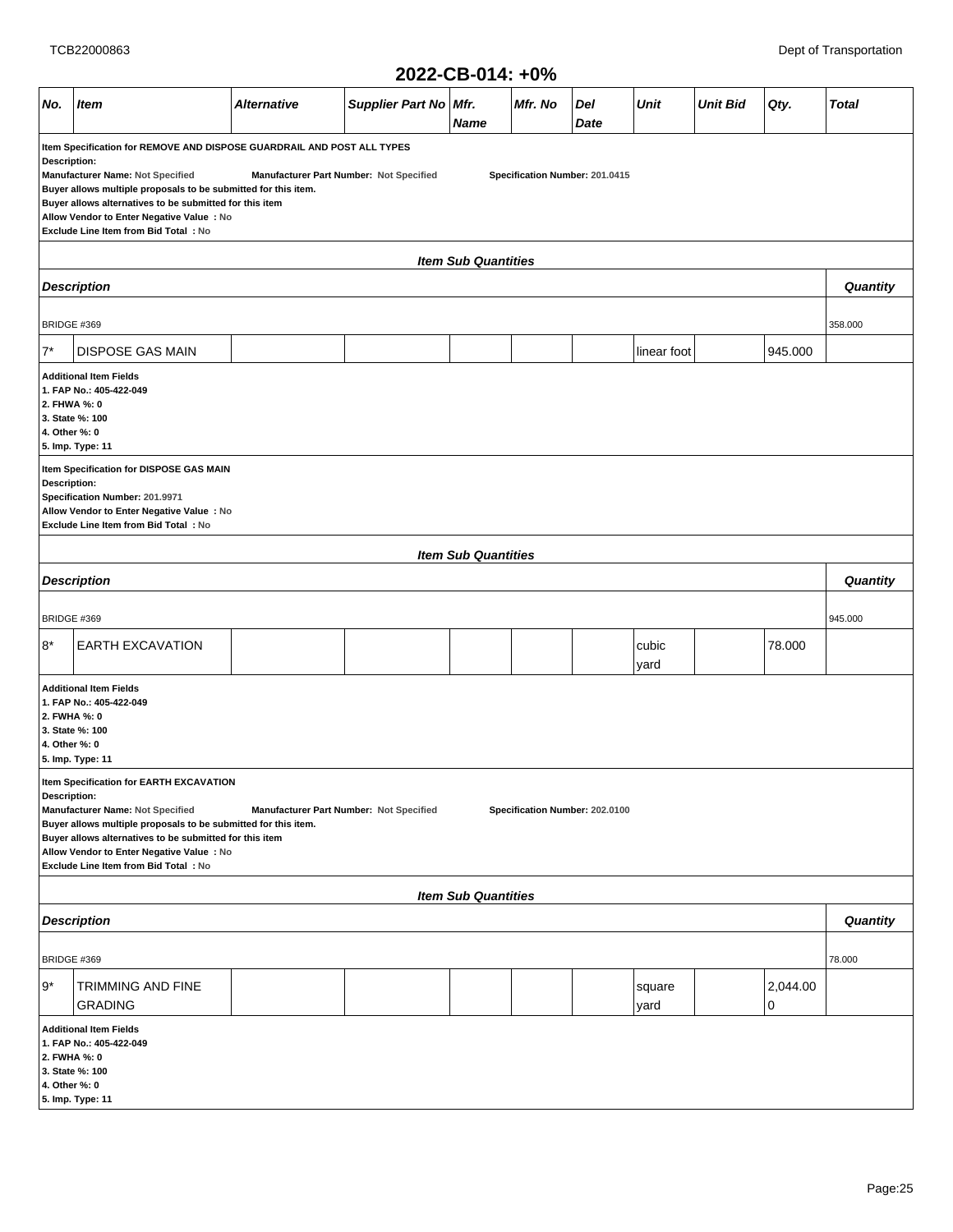TCB22000863 Dept of Transportation

## 2022-CB-014: +0%

| No. | Item | Alternative | Supplier Part No | Mfr. Name | Mfr. No | Del Date | Unit | Unit Bid | Qty. | Total |
|---|---|---|---|---|---|---|---|---|---|---|

**Item Specification for REMOVE AND DISPOSE GUARDRAIL AND POST ALL TYPES**
**Description:**
**Manufacturer Name:** Not Specified **Manufacturer Part Number:** Not Specified **Specification Number:** 201.0415
**Buyer allows multiple proposals to be submitted for this item.**
**Buyer allows alternatives to be submitted for this item**
**Allow Vendor to Enter Negative Value : No**
**Exclude Line Item from Bid Total : No**

***Item Sub Quantities***

| Description | Quantity |
|---|---|
| BRIDGE #369 | 358.000 |

| No. | Item | Alternative | Supplier Part No | Mfr. Name | Mfr. No | Del Date | Unit | Unit Bid | Qty. | Total |
|---|---|---|---|---|---|---|---|---|---|---|
| 7* | DISPOSE GAS MAIN | | | | | | linear foot | | 945.000 | |

**Additional Item Fields**
**1. FAP No.: 405-422-049**
**2. FHWA %: 0**
**3. State %: 100**
**4. Other %: 0**
**5. Imp. Type: 11**

**Item Specification for DISPOSE GAS MAIN**
**Description:**
**Specification Number:** 201.9971
**Allow Vendor to Enter Negative Value : No**
**Exclude Line Item from Bid Total : No**

***Item Sub Quantities***

| Description | Quantity |
|---|---|
| BRIDGE #369 | 945.000 |

| No. | Item | Alternative | Supplier Part No | Mfr. Name | Mfr. No | Del Date | Unit | Unit Bid | Qty. | Total |
|---|---|---|---|---|---|---|---|---|---|---|
| 8* | EARTH EXCAVATION | | | | | | cubic yard | | 78.000 | |

**Additional Item Fields**
**1. FAP No.: 405-422-049**
**2. FHWA %: 0**
**3. State %: 100**
**4. Other %: 0**
**5. Imp. Type: 11**

**Item Specification for EARTH EXCAVATION**
**Description:**
**Manufacturer Name:** Not Specified **Manufacturer Part Number:** Not Specified **Specification Number:** 202.0100
**Buyer allows multiple proposals to be submitted for this item.**
**Buyer allows alternatives to be submitted for this item**
**Allow Vendor to Enter Negative Value : No**
**Exclude Line Item from Bid Total : No**

***Item Sub Quantities***

| Description | Quantity |
|---|---|
| BRIDGE #369 | 78.000 |

| No. | Item | Alternative | Supplier Part No | Mfr. Name | Mfr. No | Del Date | Unit | Unit Bid | Qty. | Total |
|---|---|---|---|---|---|---|---|---|---|---|
| 9* | TRIMMING AND FINE GRADING | | | | | | square yard | | 2,044.000 | |

**Additional Item Fields**
**1. FAP No.: 405-422-049**
**2. FHWA %: 0**
**3. State %: 100**
**4. Other %: 0**
**5. Imp. Type: 11**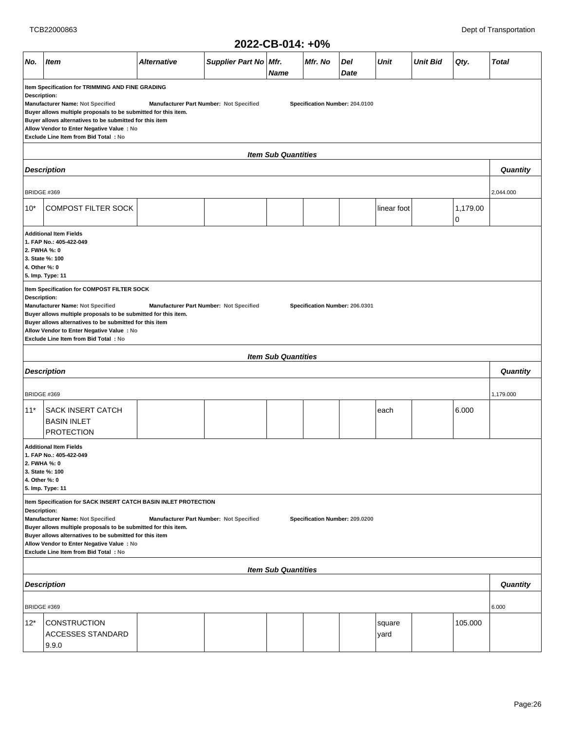## 2022-CB-014: +0%

| No. | Item | Alternative | Supplier Part No | Mfr. Name | Mfr. No | Del Date | Unit | Unit Bid | Qty. | Total |
|---|---|---|---|---|---|---|---|---|---|---|

**Item Specification for TRIMMING AND FINE GRADING**
**Description:**
**Manufacturer Name: Not Specified** **Manufacturer Part Number: Not Specified** **Specification Number: 204.0100**
**Buyer allows multiple proposals to be submitted for this item.**
**Buyer allows alternatives to be submitted for this item**
**Allow Vendor to Enter Negative Value : No**
**Exclude Line Item from Bid Total : No**

*Item Sub Quantities*

| Description | Quantity |
|---|---|
| BRIDGE #369 | 2,044.000 |

| No. | Item | Alternative | Supplier Part No | Mfr. Name | Mfr. No | Del Date | Unit | Unit Bid | Qty. | Total |
|---|---|---|---|---|---|---|---|---|---|---|
| 10* | COMPOST FILTER SOCK | | | | | | linear foot | | 1,179.000 | |

**Additional Item Fields**
**1. FAP No.: 405-422-049**
**2. FWHA %: 0**
**3. State %: 100**
**4. Other %: 0**
**5. Imp. Type: 11**

**Item Specification for COMPOST FILTER SOCK**
**Description:**
**Manufacturer Name: Not Specified** **Manufacturer Part Number: Not Specified** **Specification Number: 206.0301**
**Buyer allows multiple proposals to be submitted for this item.**
**Buyer allows alternatives to be submitted for this item**
**Allow Vendor to Enter Negative Value : No**
**Exclude Line Item from Bid Total : No**

*Item Sub Quantities*

| Description | Quantity |
|---|---|
| BRIDGE #369 | 1,179.000 |

| No. | Item | Alternative | Supplier Part No | Mfr. Name | Mfr. No | Del Date | Unit | Unit Bid | Qty. | Total |
|---|---|---|---|---|---|---|---|---|---|---|
| 11* | SACK INSERT CATCH BASIN INLET PROTECTION | | | | | | each | | 6.000 | |

**Additional Item Fields**
**1. FAP No.: 405-422-049**
**2. FWHA %: 0**
**3. State %: 100**
**4. Other %: 0**
**5. Imp. Type: 11**

**Item Specification for SACK INSERT CATCH BASIN INLET PROTECTION**
**Description:**
**Manufacturer Name: Not Specified** **Manufacturer Part Number: Not Specified** **Specification Number: 209.0200**
**Buyer allows multiple proposals to be submitted for this item.**
**Buyer allows alternatives to be submitted for this item**
**Allow Vendor to Enter Negative Value : No**
**Exclude Line Item from Bid Total : No**

*Item Sub Quantities*

| Description | Quantity |
|---|---|
| BRIDGE #369 | 6.000 |

| No. | Item | Alternative | Supplier Part No | Mfr. Name | Mfr. No | Del Date | Unit | Unit Bid | Qty. | Total |
|---|---|---|---|---|---|---|---|---|---|---|
| 12* | CONSTRUCTION ACCESSES STANDARD 9.9.0 | | | | | | square yard | | 105.000 | |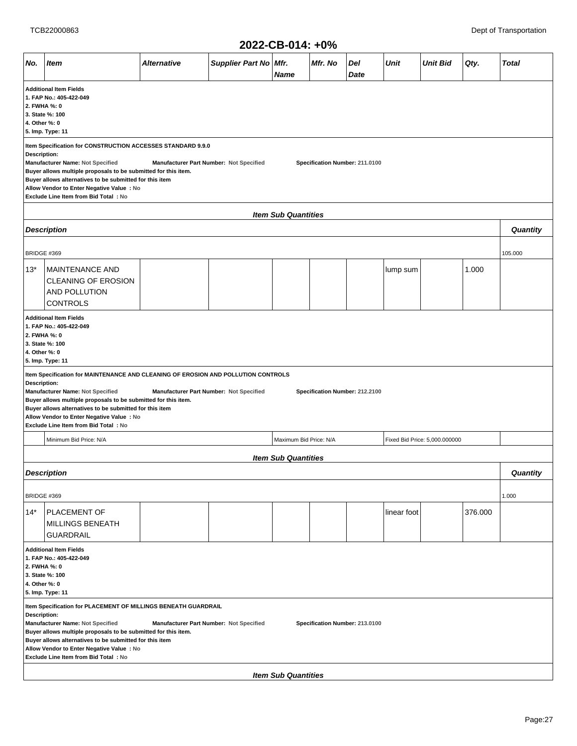## 2022-CB-014: +0%

| No. | Item | Alternative | Supplier Part No | Mfr. Name | Mfr. No | Del Date | Unit | Unit Bid | Qty. | Total |
|---|---|---|---|---|---|---|---|---|---|---|

**Additional Item Fields**
**1. FAP No.: 405-422-049**
**2. FWHA %: 0**
**3. State %: 100**
**4. Other %: 0**
**5. Imp. Type: 11**

**Item Specification for CONSTRUCTION ACCESSES STANDARD 9.9.0**
**Description:**
**Manufacturer Name:** Not Specified **Manufacturer Part Number:** Not Specified **Specification Number: 211.0100**
**Buyer allows multiple proposals to be submitted for this item.**
**Buyer allows alternatives to be submitted for this item**
**Allow Vendor to Enter Negative Value : No**
**Exclude Line Item from Bid Total : No**

***Item Sub Quantities***

| Description | Quantity |
|---|---|
| BRIDGE #369 | 105.000 |

| No. | Item | Alternative | Supplier Part No | Mfr. Name | Mfr. No | Del Date | Unit | Unit Bid | Qty. | Total |
|---|---|---|---|---|---|---|---|---|---|---|
| 13* | MAINTENANCE AND CLEANING OF EROSION AND POLLUTION CONTROLS | | | | | | lump sum | | 1.000 | |

**Additional Item Fields**
**1. FAP No.: 405-422-049**
**2. FWHA %: 0**
**3. State %: 100**
**4. Other %: 0**
**5. Imp. Type: 11**

**Item Specification for MAINTENANCE AND CLEANING OF EROSION AND POLLUTION CONTROLS**
**Description:**
**Manufacturer Name:** Not Specified **Manufacturer Part Number:** Not Specified **Specification Number: 212.2100**
**Buyer allows multiple proposals to be submitted for this item.**
**Buyer allows alternatives to be submitted for this item**
**Allow Vendor to Enter Negative Value : No**
**Exclude Line Item from Bid Total : No**

Minimum Bid Price: N/A | Maximum Bid Price: N/A | Fixed Bid Price: 5,000.000000

***Item Sub Quantities***

| Description | Quantity |
|---|---|
| BRIDGE #369 | 1.000 |

| No. | Item | Alternative | Supplier Part No | Mfr. Name | Mfr. No | Del Date | Unit | Unit Bid | Qty. | Total |
|---|---|---|---|---|---|---|---|---|---|---|
| 14* | PLACEMENT OF MILLINGS BENEATH GUARDRAIL | | | | | | linear foot | | 376.000 | |

**Additional Item Fields**
**1. FAP No.: 405-422-049**
**2. FWHA %: 0**
**3. State %: 100**
**4. Other %: 0**
**5. Imp. Type: 11**

**Item Specification for PLACEMENT OF MILLINGS BENEATH GUARDRAIL**
**Description:**
**Manufacturer Name:** Not Specified **Manufacturer Part Number:** Not Specified **Specification Number: 213.0100**
**Buyer allows multiple proposals to be submitted for this item.**
**Buyer allows alternatives to be submitted for this item**
**Allow Vendor to Enter Negative Value : No**
**Exclude Line Item from Bid Total : No**

***Item Sub Quantities***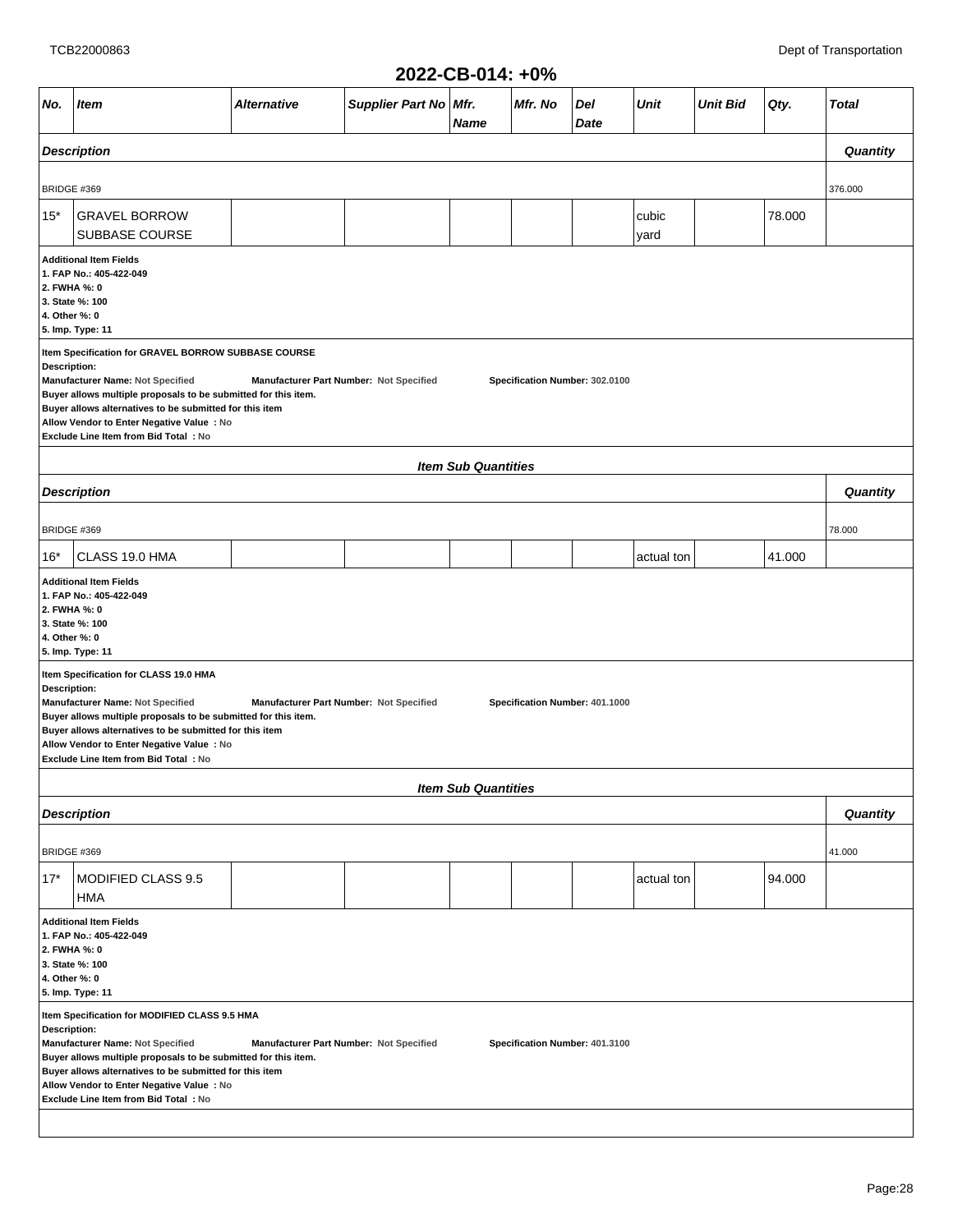## 2022-CB-014: +0%

| No. | Item | Alternative | Supplier Part No | Mfr. Name | Mfr. No | Del Date | Unit | Unit Bid | Qty. | Total |
|---|---|---|---|---|---|---|---|---|---|---|
| **Description** | | | | | | | | | | **Quantity** |
| BRIDGE #369 | | | | | | | | | | 376.000 |
| 15* | GRAVEL BORROW SUBBASE COURSE | | | | | | cubic yard | | 78.000 | |

**Additional Item Fields**
1. FAP No.: 405-422-049
2. FWHA %: 0
3. State %: 100
4. Other %: 0
5. Imp. Type: 11

**Item Specification for GRAVEL BORROW SUBBASE COURSE**
**Description:**
**Manufacturer Name:** Not Specified **Manufacturer Part Number:** Not Specified **Specification Number:** 302.0100
Buyer allows multiple proposals to be submitted for this item.
Buyer allows alternatives to be submitted for this item
Allow Vendor to Enter Negative Value : No
Exclude Line Item from Bid Total : No

***Item Sub Quantities***

| Description | Quantity |
|---|---|
| BRIDGE #369 | 78.000 |

| No. | Item | Alternative | Supplier Part No | Mfr. Name | Mfr. No | Del Date | Unit | Unit Bid | Qty. | Total |
|---|---|---|---|---|---|---|---|---|---|---|
| 16* | CLASS 19.0 HMA | | | | | | actual ton | | 41.000 | |

**Additional Item Fields**
1. FAP No.: 405-422-049
2. FWHA %: 0
3. State %: 100
4. Other %: 0
5. Imp. Type: 11

**Item Specification for CLASS 19.0 HMA**
**Description:**
**Manufacturer Name:** Not Specified **Manufacturer Part Number:** Not Specified **Specification Number:** 401.1000
Buyer allows multiple proposals to be submitted for this item.
Buyer allows alternatives to be submitted for this item
Allow Vendor to Enter Negative Value : No
Exclude Line Item from Bid Total : No

***Item Sub Quantities***

| Description | Quantity |
|---|---|
| BRIDGE #369 | 41.000 |

| No. | Item | Alternative | Supplier Part No | Mfr. Name | Mfr. No | Del Date | Unit | Unit Bid | Qty. | Total |
|---|---|---|---|---|---|---|---|---|---|---|
| 17* | MODIFIED CLASS 9.5 HMA | | | | | | actual ton | | 94.000 | |

**Additional Item Fields**
1. FAP No.: 405-422-049
2. FWHA %: 0
3. State %: 100
4. Other %: 0
5. Imp. Type: 11

**Item Specification for MODIFIED CLASS 9.5 HMA**
**Description:**
**Manufacturer Name:** Not Specified **Manufacturer Part Number:** Not Specified **Specification Number:** 401.3100
Buyer allows multiple proposals to be submitted for this item.
Buyer allows alternatives to be submitted for this item
Allow Vendor to Enter Negative Value : No
Exclude Line Item from Bid Total : No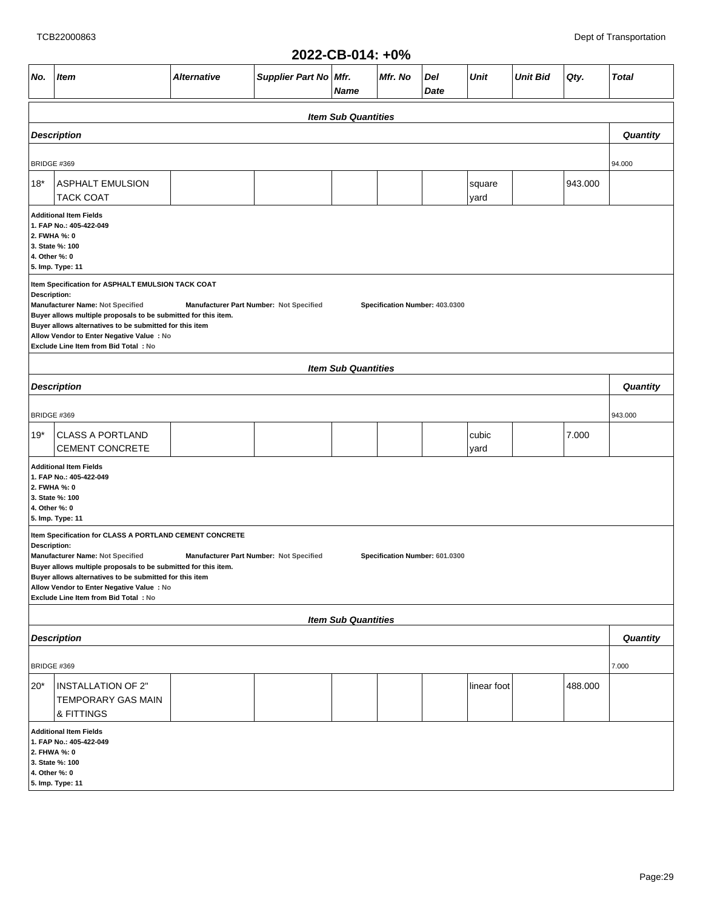## 2022-CB-014: +0%

| No. | Item | Alternative | Supplier Part No | Mfr. Name | Mfr. No | Del Date | Unit | Unit Bid | Qty. | Total |
|---|---|---|---|---|---|---|---|---|---|---|

**Item Sub Quantities**

| Description | Quantity |
|---|---|
| BRIDGE #369 | 94.000 |

| No. | Item | Alternative | Supplier Part No | Mfr. Name | Mfr. No | Del Date | Unit | Unit Bid | Qty. | Total |
|---|---|---|---|---|---|---|---|---|---|---|
| 18* | ASPHALT EMULSION TACK COAT | | | | | | square yard | | 943.000 | |

**Additional Item Fields**
**1. FAP No.: 405-422-049**
**2. FWHA %: 0**
**3. State %: 100**
**4. Other %: 0**
**5. Imp. Type: 11**

**Item Specification for ASPHALT EMULSION TACK COAT**
**Description:**
**Manufacturer Name:** Not Specified **Manufacturer Part Number:** Not Specified **Specification Number:** 403.0300
**Buyer allows multiple proposals to be submitted for this item.**
**Buyer allows alternatives to be submitted for this item**
**Allow Vendor to Enter Negative Value : No**
**Exclude Line Item from Bid Total : No**

**Item Sub Quantities**

| Description | Quantity |
|---|---|
| BRIDGE #369 | 943.000 |

| No. | Item | Alternative | Supplier Part No | Mfr. Name | Mfr. No | Del Date | Unit | Unit Bid | Qty. | Total |
|---|---|---|---|---|---|---|---|---|---|---|
| 19* | CLASS A PORTLAND CEMENT CONCRETE | | | | | | cubic yard | | 7.000 | |

**Additional Item Fields**
**1. FAP No.: 405-422-049**
**2. FWHA %: 0**
**3. State %: 100**
**4. Other %: 0**
**5. Imp. Type: 11**

**Item Specification for CLASS A PORTLAND CEMENT CONCRETE**
**Description:**
**Manufacturer Name:** Not Specified **Manufacturer Part Number:** Not Specified **Specification Number:** 601.0300
**Buyer allows multiple proposals to be submitted for this item.**
**Buyer allows alternatives to be submitted for this item**
**Allow Vendor to Enter Negative Value : No**
**Exclude Line Item from Bid Total : No**

**Item Sub Quantities**

| Description | Quantity |
|---|---|
| BRIDGE #369 | 7.000 |

| No. | Item | Alternative | Supplier Part No | Mfr. Name | Mfr. No | Del Date | Unit | Unit Bid | Qty. | Total |
|---|---|---|---|---|---|---|---|---|---|---|
| 20* | INSTALLATION OF 2" TEMPORARY GAS MAIN & FITTINGS | | | | | | linear foot | | 488.000 | |

**Additional Item Fields**
**1. FAP No.: 405-422-049**
**2. FHWA %: 0**
**3. State %: 100**
**4. Other %: 0**
**5. Imp. Type: 11**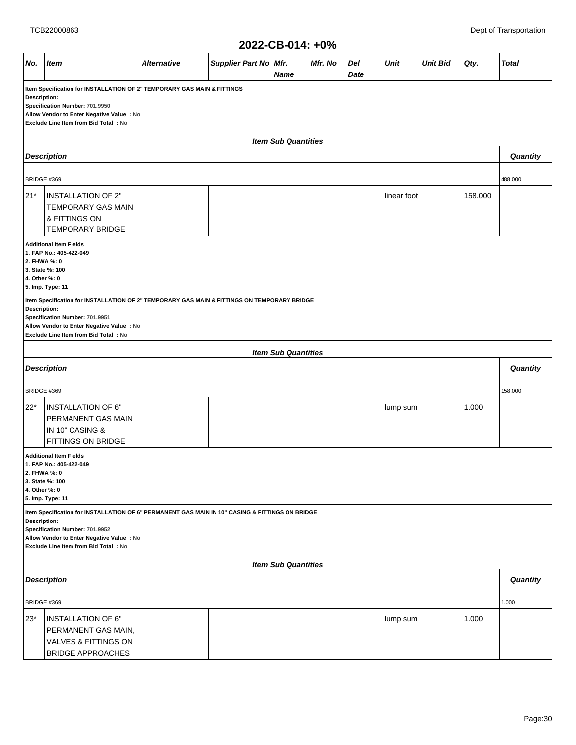## 2022-CB-014: +0%

| No. | Item | Alternative | Supplier Part No | Mfr. Name | Mfr. No | Del Date | Unit | Unit Bid | Qty. | Total |
|---|---|---|---|---|---|---|---|---|---|---|

**Item Specification for INSTALLATION OF 2" TEMPORARY GAS MAIN & FITTINGS**
**Description:**
**Specification Number: 701.9950**
**Allow Vendor to Enter Negative Value : No**
**Exclude Line Item from Bid Total : No**

***Item Sub Quantities***

| Description | Quantity |
|---|---|
| BRIDGE #369 | 488.000 |

| No. | Item | Alternative | Supplier Part No | Mfr. Name | Mfr. No | Del Date | Unit | Unit Bid | Qty. | Total |
|---|---|---|---|---|---|---|---|---|---|---|
| 21* | INSTALLATION OF 2" TEMPORARY GAS MAIN & FITTINGS ON TEMPORARY BRIDGE | | | | | | linear foot | | 158.000 | |

**Additional Item Fields**
**1. FAP No.: 405-422-049**
**2. FHWA %: 0**
**3. State %: 100**
**4. Other %: 0**
**5. Imp. Type: 11**

**Item Specification for INSTALLATION OF 2" TEMPORARY GAS MAIN & FITTINGS ON TEMPORARY BRIDGE**
**Description:**
**Specification Number: 701.9951**
**Allow Vendor to Enter Negative Value : No**
**Exclude Line Item from Bid Total : No**

***Item Sub Quantities***

| Description | Quantity |
|---|---|
| BRIDGE #369 | 158.000 |

| No. | Item | Alternative | Supplier Part No | Mfr. Name | Mfr. No | Del Date | Unit | Unit Bid | Qty. | Total |
|---|---|---|---|---|---|---|---|---|---|---|
| 22* | INSTALLATION OF 6" PERMANENT GAS MAIN IN 10" CASING & FITTINGS ON BRIDGE | | | | | | lump sum | | 1.000 | |

**Additional Item Fields**
**1. FAP No.: 405-422-049**
**2. FHWA %: 0**
**3. State %: 100**
**4. Other %: 0**
**5. Imp. Type: 11**

**Item Specification for INSTALLATION OF 6" PERMANENT GAS MAIN IN 10" CASING & FITTINGS ON BRIDGE**
**Description:**
**Specification Number: 701.9952**
**Allow Vendor to Enter Negative Value : No**
**Exclude Line Item from Bid Total : No**

***Item Sub Quantities***

| Description | Quantity |
|---|---|
| BRIDGE #369 | 1.000 |

| No. | Item | Alternative | Supplier Part No | Mfr. Name | Mfr. No | Del Date | Unit | Unit Bid | Qty. | Total |
|---|---|---|---|---|---|---|---|---|---|---|
| 23* | INSTALLATION OF 6" PERMANENT GAS MAIN, VALVES & FITTINGS ON BRIDGE APPROACHES | | | | | | lump sum | | 1.000 | |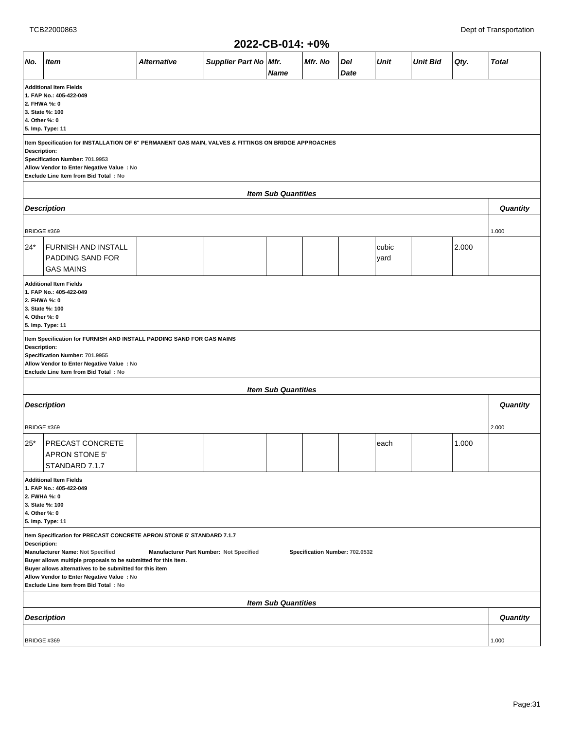## 2022-CB-014: +0%

| No. | Item | Alternative | Supplier Part No | Mfr. Name | Mfr. No | Del Date | Unit | Unit Bid | Qty. | Total |
|---|---|---|---|---|---|---|---|---|---|---|

**Additional Item Fields**
**1. FAP No.: 405-422-049**
**2. FHWA %: 0**
**3. State %: 100**
**4. Other %: 0**
**5. Imp. Type: 11**

**Item Specification for INSTALLATION OF 6" PERMANENT GAS MAIN, VALVES & FITTINGS ON BRIDGE APPROACHES**
**Description:**
**Specification Number: 701.9953**
**Allow Vendor to Enter Negative Value : No**
**Exclude Line Item from Bid Total : No**

***Item Sub Quantities***

| Description | Quantity |
|---|---|
| BRIDGE #369 | 1.000 |

| No. | Item | Alternative | Supplier Part No | Mfr. Name | Mfr. No | Del Date | Unit | Unit Bid | Qty. | Total |
|---|---|---|---|---|---|---|---|---|---|---|
| 24* | FURNISH AND INSTALL PADDING SAND FOR GAS MAINS | | | | | | cubic yard | | 2.000 | |

**Additional Item Fields**
**1. FAP No.: 405-422-049**
**2. FHWA %: 0**
**3. State %: 100**
**4. Other %: 0**
**5. Imp. Type: 11**

**Item Specification for FURNISH AND INSTALL PADDING SAND FOR GAS MAINS**
**Description:**
**Specification Number: 701.9955**
**Allow Vendor to Enter Negative Value : No**
**Exclude Line Item from Bid Total : No**

***Item Sub Quantities***

| Description | Quantity |
|---|---|
| BRIDGE #369 | 2.000 |

| No. | Item | Alternative | Supplier Part No | Mfr. Name | Mfr. No | Del Date | Unit | Unit Bid | Qty. | Total |
|---|---|---|---|---|---|---|---|---|---|---|
| 25* | PRECAST CONCRETE APRON STONE 5' STANDARD 7.1.7 | | | | | | each | | 1.000 | |

**Additional Item Fields**
**1. FAP No.: 405-422-049**
**2. FWHA %: 0**
**3. State %: 100**
**4. Other %: 0**
**5. Imp. Type: 11**

**Item Specification for PRECAST CONCRETE APRON STONE 5' STANDARD 7.1.7**
**Description:**
**Manufacturer Name: Not Specified** **Manufacturer Part Number: Not Specified** **Specification Number: 702.0532**
**Buyer allows multiple proposals to be submitted for this item.**
**Buyer allows alternatives to be submitted for this item**
**Allow Vendor to Enter Negative Value : No**
**Exclude Line Item from Bid Total : No**

***Item Sub Quantities***

| Description | Quantity |
|---|---|
| BRIDGE #369 | 1.000 |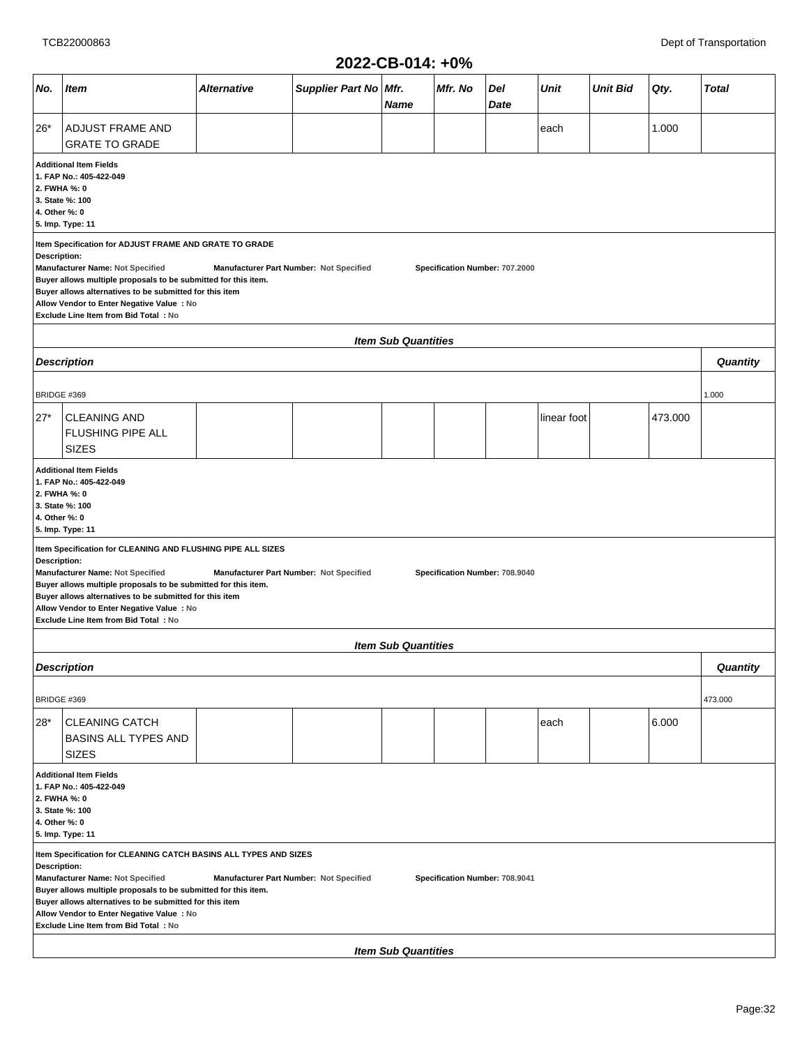## 2022-CB-014: +0%

| No. | Item | Alternative | Supplier Part No | Mfr. Name | Mfr. No | Del Date | Unit | Unit Bid | Qty. | Total |
|---|---|---|---|---|---|---|---|---|---|---|
| 26* | ADJUST FRAME AND GRATE TO GRADE | | | | | | each | | 1.000 | |

**Additional Item Fields**
**1. FAP No.: 405-422-049**
**2. FWHA %: 0**
**3. State %: 100**
**4. Other %: 0**
**5. Imp. Type: 11**

**Item Specification for ADJUST FRAME AND GRATE TO GRADE**
**Description:**
**Manufacturer Name:** Not Specified **Manufacturer Part Number:** Not Specified **Specification Number:** 707.2000
**Buyer allows multiple proposals to be submitted for this item.**
**Buyer allows alternatives to be submitted for this item**
**Allow Vendor to Enter Negative Value : No**
**Exclude Line Item from Bid Total : No**

***Item Sub Quantities***

| Description | Quantity |
|---|---|
| BRIDGE #369 | 1.000 |

| No. | Item | Alternative | Supplier Part No | Mfr. Name | Mfr. No | Del Date | Unit | Unit Bid | Qty. | Total |
|---|---|---|---|---|---|---|---|---|---|---|
| 27* | CLEANING AND FLUSHING PIPE ALL SIZES | | | | | | linear foot | | 473.000 | |

**Additional Item Fields**
**1. FAP No.: 405-422-049**
**2. FWHA %: 0**
**3. State %: 100**
**4. Other %: 0**
**5. Imp. Type: 11**

**Item Specification for CLEANING AND FLUSHING PIPE ALL SIZES**
**Description:**
**Manufacturer Name:** Not Specified **Manufacturer Part Number:** Not Specified **Specification Number:** 708.9040
**Buyer allows multiple proposals to be submitted for this item.**
**Buyer allows alternatives to be submitted for this item**
**Allow Vendor to Enter Negative Value : No**
**Exclude Line Item from Bid Total : No**

***Item Sub Quantities***

| Description | Quantity |
|---|---|
| BRIDGE #369 | 473.000 |

| No. | Item | Alternative | Supplier Part No | Mfr. Name | Mfr. No | Del Date | Unit | Unit Bid | Qty. | Total |
|---|---|---|---|---|---|---|---|---|---|---|
| 28* | CLEANING CATCH BASINS ALL TYPES AND SIZES | | | | | | each | | 6.000 | |

**Additional Item Fields**
**1. FAP No.: 405-422-049**
**2. FWHA %: 0**
**3. State %: 100**
**4. Other %: 0**
**5. Imp. Type: 11**

**Item Specification for CLEANING CATCH BASINS ALL TYPES AND SIZES**
**Description:**
**Manufacturer Name:** Not Specified **Manufacturer Part Number:** Not Specified **Specification Number:** 708.9041
**Buyer allows multiple proposals to be submitted for this item.**
**Buyer allows alternatives to be submitted for this item**
**Allow Vendor to Enter Negative Value : No**
**Exclude Line Item from Bid Total : No**

***Item Sub Quantities***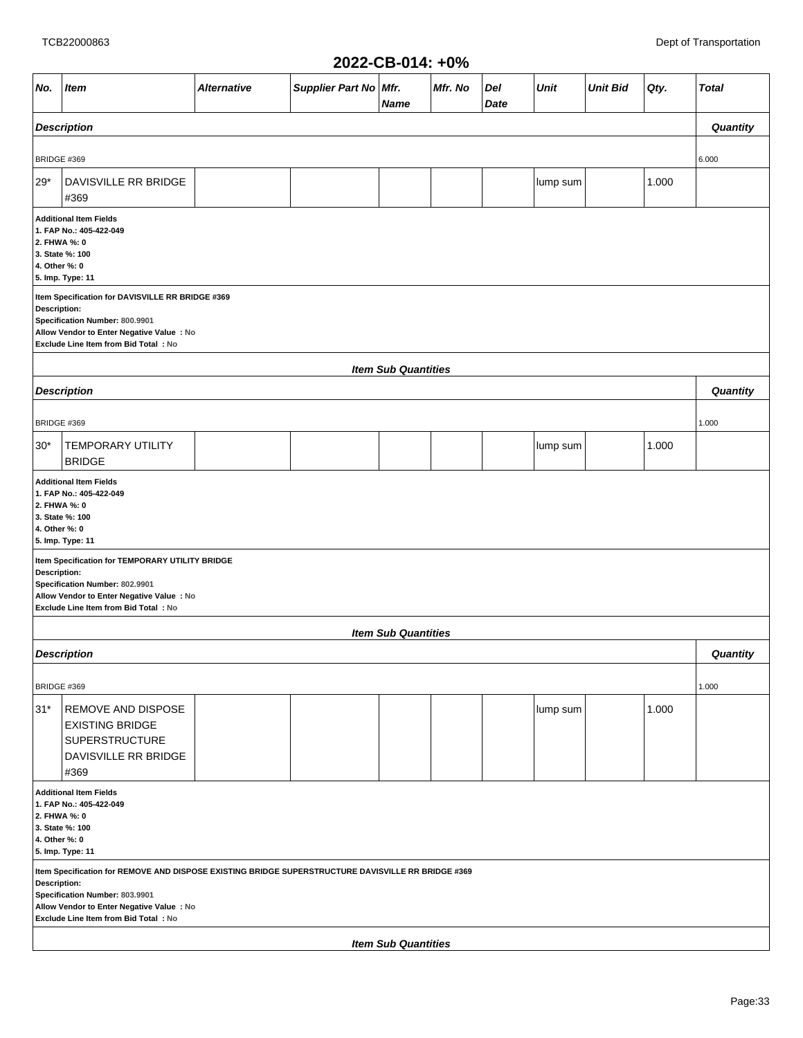## 2022-CB-014: +0%

| No. | Item | Alternative | Supplier Part No | Mfr. Name | Mfr. No | Del Date | Unit | Unit Bid | Qty. | Total |
|---|---|---|---|---|---|---|---|---|---|---|

| Description | Quantity |
|---|---|
| BRIDGE #369 | 6.000 |

| No. | Item | Alternative | Supplier Part No | Mfr. Name | Mfr. No | Del Date | Unit | Unit Bid | Qty. | Total |
|---|---|---|---|---|---|---|---|---|---|---|
| 29* | DAVISVILLE RR BRIDGE #369 | | | | | | lump sum | | 1.000 | |

**Additional Item Fields**
**1. FAP No.: 405-422-049**
**2. FHWA %: 0**
**3. State %: 100**
**4. Other %: 0**
**5. Imp. Type: 11**

**Item Specification for DAVISVILLE RR BRIDGE #369**
**Description:**
**Specification Number: 800.9901**
**Allow Vendor to Enter Negative Value : No**
**Exclude Line Item from Bid Total : No**

***Item Sub Quantities***

| Description | Quantity |
|---|---|
| BRIDGE #369 | 1.000 |

| No. | Item | Alternative | Supplier Part No | Mfr. Name | Mfr. No | Del Date | Unit | Unit Bid | Qty. | Total |
|---|---|---|---|---|---|---|---|---|---|---|
| 30* | TEMPORARY UTILITY BRIDGE | | | | | | lump sum | | 1.000 | |

**Additional Item Fields**
**1. FAP No.: 405-422-049**
**2. FHWA %: 0**
**3. State %: 100**
**4. Other %: 0**
**5. Imp. Type: 11**

**Item Specification for TEMPORARY UTILITY BRIDGE**
**Description:**
**Specification Number: 802.9901**
**Allow Vendor to Enter Negative Value : No**
**Exclude Line Item from Bid Total : No**

***Item Sub Quantities***

| Description | Quantity |
|---|---|
| BRIDGE #369 | 1.000 |

| No. | Item | Alternative | Supplier Part No | Mfr. Name | Mfr. No | Del Date | Unit | Unit Bid | Qty. | Total |
|---|---|---|---|---|---|---|---|---|---|---|
| 31* | REMOVE AND DISPOSE EXISTING BRIDGE SUPERSTRUCTURE DAVISVILLE RR BRIDGE #369 | | | | | | lump sum | | 1.000 | |

**Additional Item Fields**
**1. FAP No.: 405-422-049**
**2. FHWA %: 0**
**3. State %: 100**
**4. Other %: 0**
**5. Imp. Type: 11**

**Item Specification for REMOVE AND DISPOSE EXISTING BRIDGE SUPERSTRUCTURE DAVISVILLE RR BRIDGE #369**
**Description:**
**Specification Number: 803.9901**
**Allow Vendor to Enter Negative Value : No**
**Exclude Line Item from Bid Total : No**

***Item Sub Quantities***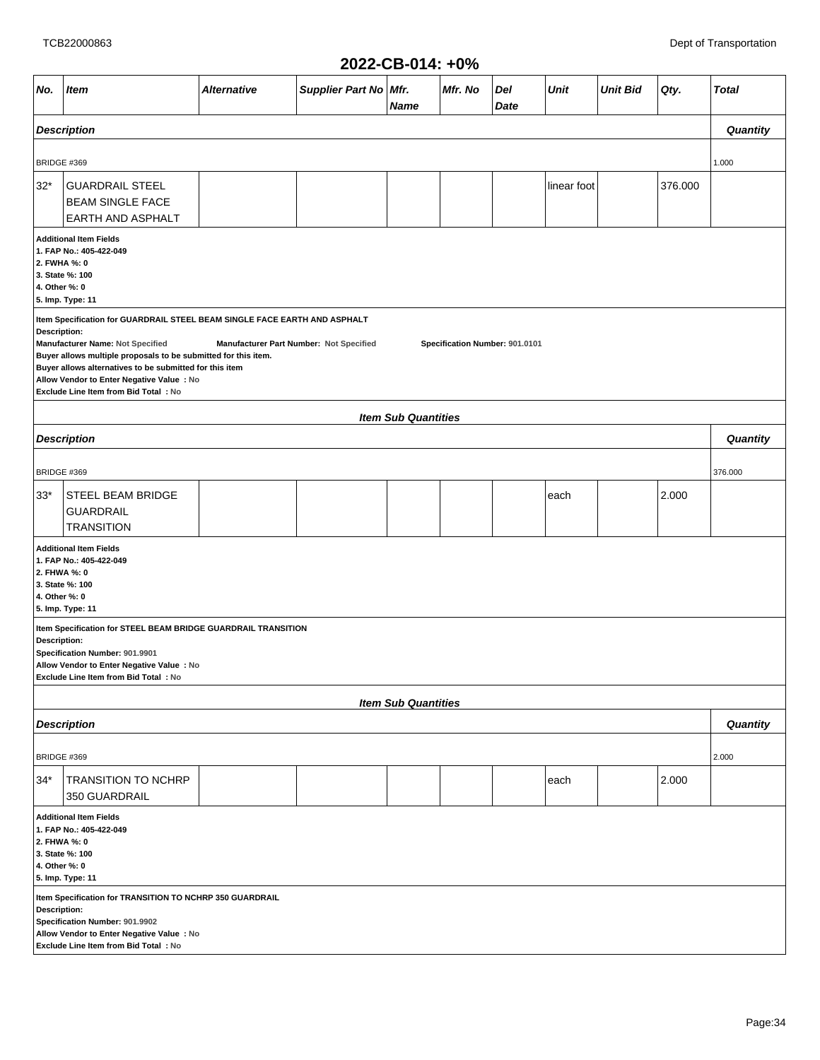## 2022-CB-014: +0%

| No. | Item | Alternative | Supplier Part No | Mfr. Name | Mfr. No | Del Date | Unit | Unit Bid | Qty. | Total |
|---|---|---|---|---|---|---|---|---|---|---|

| Description | Quantity |
|---|---|
| BRIDGE #369 | 1.000 |

| No. | Item | Alternative | Supplier Part No | Mfr. Name | Mfr. No | Del Date | Unit | Unit Bid | Qty. | Total |
|---|---|---|---|---|---|---|---|---|---|---|
| 32* | GUARDRAIL STEEL BEAM SINGLE FACE EARTH AND ASPHALT | | | | | | linear foot | | 376.000 | |

**Additional Item Fields**
**1. FAP No.: 405-422-049**
**2. FWHA %: 0**
**3. State %: 100**
**4. Other %: 0**
**5. Imp. Type: 11**

**Item Specification for GUARDRAIL STEEL BEAM SINGLE FACE EARTH AND ASPHALT**
**Description:**
**Manufacturer Name:** Not Specified **Manufacturer Part Number:** Not Specified **Specification Number:** 901.0101
**Buyer allows multiple proposals to be submitted for this item.**
**Buyer allows alternatives to be submitted for this item**
**Allow Vendor to Enter Negative Value :** No
**Exclude Line Item from Bid Total :** No

### Item Sub Quantities

| Description | Quantity |
|---|---|
| BRIDGE #369 | 376.000 |

| No. | Item | Alternative | Supplier Part No | Mfr. Name | Mfr. No | Del Date | Unit | Unit Bid | Qty. | Total |
|---|---|---|---|---|---|---|---|---|---|---|
| 33* | STEEL BEAM BRIDGE GUARDRAIL TRANSITION | | | | | | each | | 2.000 | |

**Additional Item Fields**
**1. FAP No.: 405-422-049**
**2. FHWA %: 0**
**3. State %: 100**
**4. Other %: 0**
**5. Imp. Type: 11**

**Item Specification for STEEL BEAM BRIDGE GUARDRAIL TRANSITION**
**Description:**
**Specification Number:** 901.9901
**Allow Vendor to Enter Negative Value :** No
**Exclude Line Item from Bid Total :** No

### Item Sub Quantities

| Description | Quantity |
|---|---|
| BRIDGE #369 | 2.000 |

| No. | Item | Alternative | Supplier Part No | Mfr. Name | Mfr. No | Del Date | Unit | Unit Bid | Qty. | Total |
|---|---|---|---|---|---|---|---|---|---|---|
| 34* | TRANSITION TO NCHRP 350 GUARDRAIL | | | | | | each | | 2.000 | |

**Additional Item Fields**
**1. FAP No.: 405-422-049**
**2. FHWA %: 0**
**3. State %: 100**
**4. Other %: 0**
**5. Imp. Type: 11**

**Item Specification for TRANSITION TO NCHRP 350 GUARDRAIL**
**Description:**
**Specification Number:** 901.9902
**Allow Vendor to Enter Negative Value :** No
**Exclude Line Item from Bid Total :** No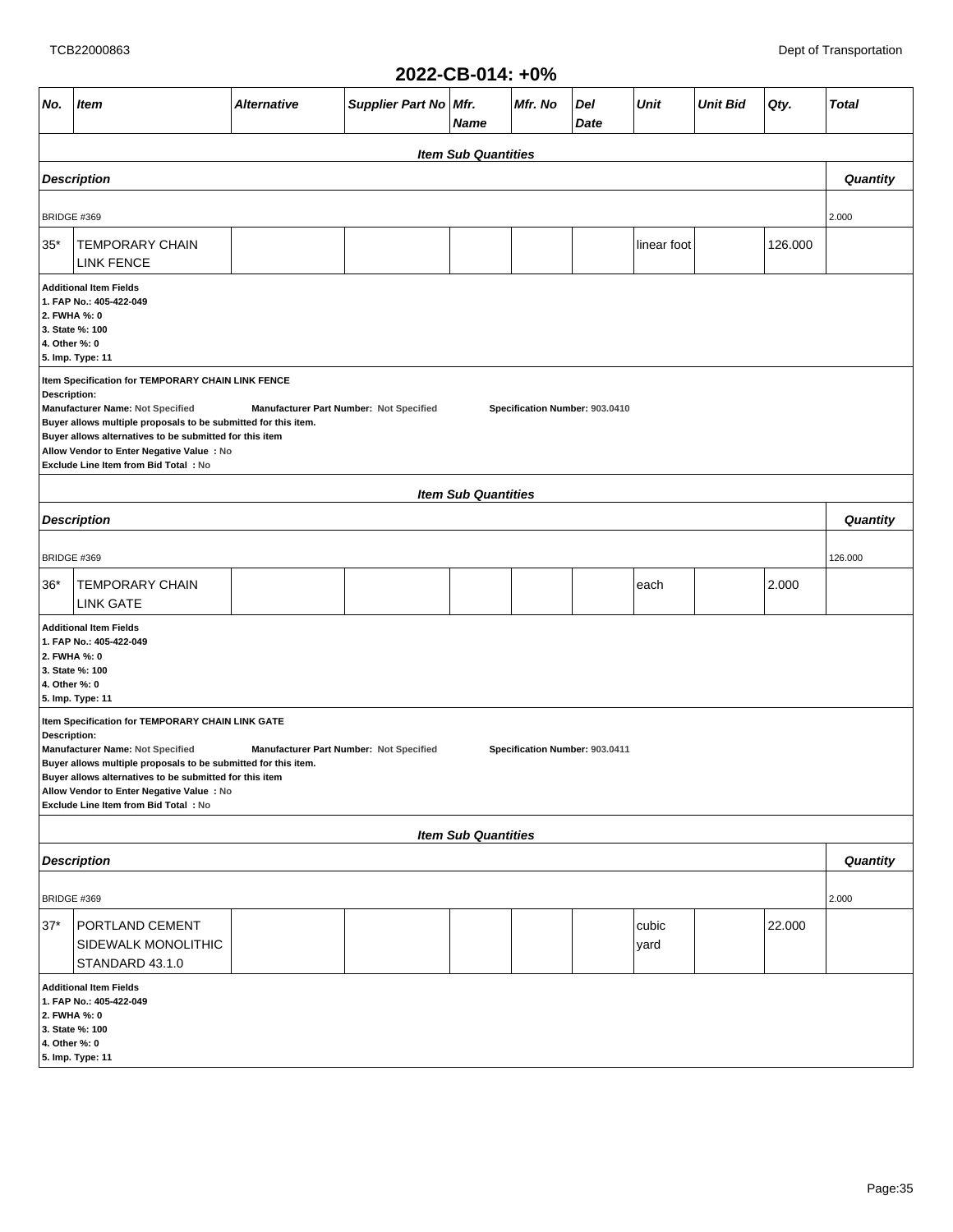## 2022-CB-014: +0%

| No. | Item | Alternative | Supplier Part No | Mfr. Name | Mfr. No | Del Date | Unit | Unit Bid | Qty. | Total |
|---|---|---|---|---|---|---|---|---|---|---|

**Item Sub Quantities**

| Description | Quantity |
|---|---|
| BRIDGE #369 | 2.000 |

| No. | Item | Alternative | Supplier Part No | Mfr. Name | Mfr. No | Del Date | Unit | Unit Bid | Qty. | Total |
|---|---|---|---|---|---|---|---|---|---|---|
| 35* | TEMPORARY CHAIN LINK FENCE | | | | | | linear foot | | 126.000 | |

**Additional Item Fields**
**1. FAP No.: 405-422-049**
**2. FWHA %: 0**
**3. State %: 100**
**4. Other %: 0**
**5. Imp. Type: 11**

**Item Specification for TEMPORARY CHAIN LINK FENCE**
**Description:**
**Manufacturer Name:** Not Specified **Manufacturer Part Number:** Not Specified **Specification Number:** 903.0410
**Buyer allows multiple proposals to be submitted for this item.**
**Buyer allows alternatives to be submitted for this item**
**Allow Vendor to Enter Negative Value : No**
**Exclude Line Item from Bid Total : No**

**Item Sub Quantities**

| Description | Quantity |
|---|---|
| BRIDGE #369 | 126.000 |

| No. | Item | Alternative | Supplier Part No | Mfr. Name | Mfr. No | Del Date | Unit | Unit Bid | Qty. | Total |
|---|---|---|---|---|---|---|---|---|---|---|
| 36* | TEMPORARY CHAIN LINK GATE | | | | | | each | | 2.000 | |

**Additional Item Fields**
**1. FAP No.: 405-422-049**
**2. FWHA %: 0**
**3. State %: 100**
**4. Other %: 0**
**5. Imp. Type: 11**

**Item Specification for TEMPORARY CHAIN LINK GATE**
**Description:**
**Manufacturer Name:** Not Specified **Manufacturer Part Number:** Not Specified **Specification Number:** 903.0411
**Buyer allows multiple proposals to be submitted for this item.**
**Buyer allows alternatives to be submitted for this item**
**Allow Vendor to Enter Negative Value : No**
**Exclude Line Item from Bid Total : No**

**Item Sub Quantities**

| Description | Quantity |
|---|---|
| BRIDGE #369 | 2.000 |

| No. | Item | Alternative | Supplier Part No | Mfr. Name | Mfr. No | Del Date | Unit | Unit Bid | Qty. | Total |
|---|---|---|---|---|---|---|---|---|---|---|
| 37* | PORTLAND CEMENT SIDEWALK MONOLITHIC STANDARD 43.1.0 | | | | | | cubic yard | | 22.000 | |

**Additional Item Fields**
**1. FAP No.: 405-422-049**
**2. FWHA %: 0**
**3. State %: 100**
**4. Other %: 0**
**5. Imp. Type: 11**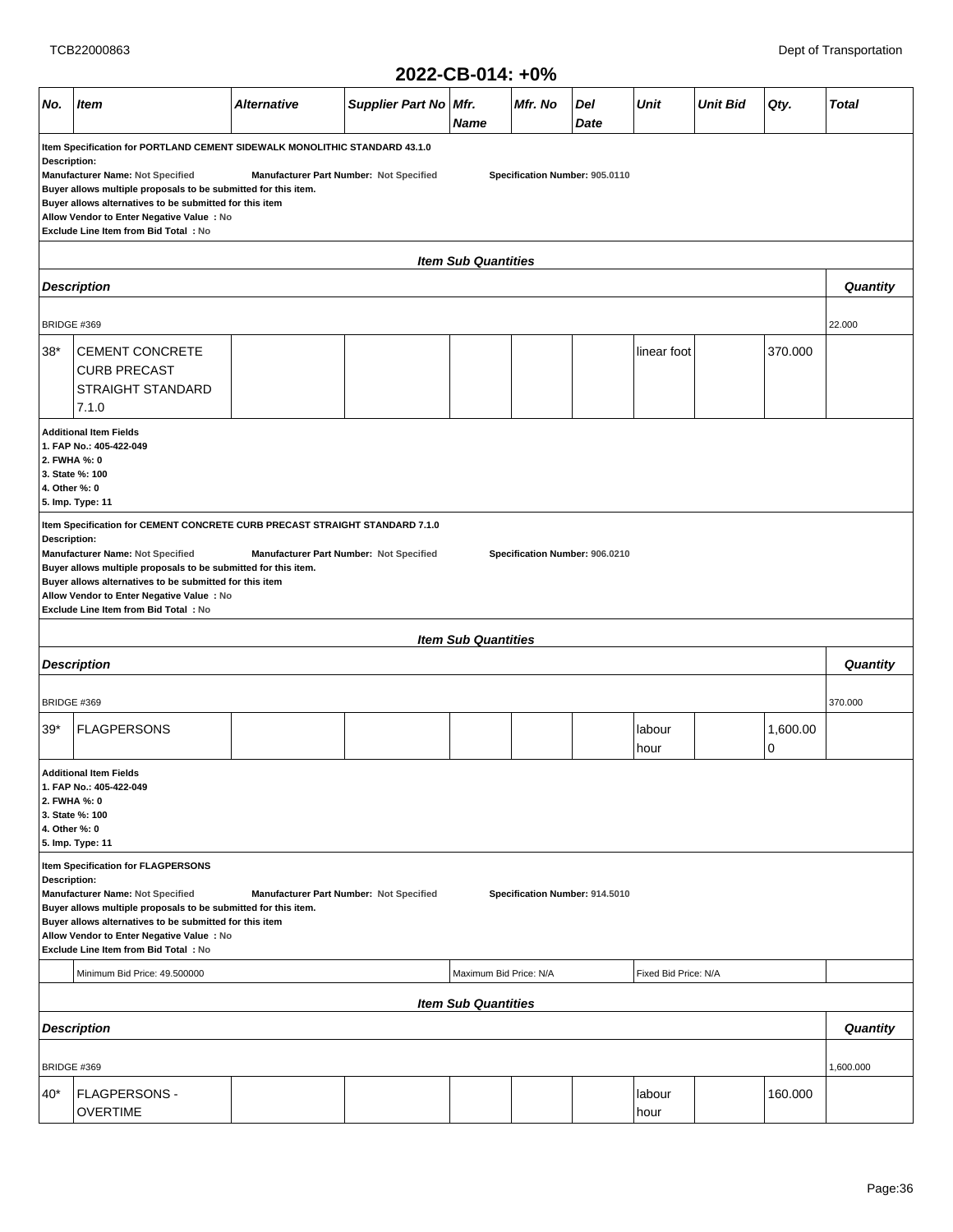## 2022-CB-014: +0%

| No. | Item | Alternative | Supplier Part No | Mfr. Name | Mfr. No | Del Date | Unit | Unit Bid | Qty. | Total |
|---|---|---|---|---|---|---|---|---|---|---|

**Item Specification for PORTLAND CEMENT SIDEWALK MONOLITHIC STANDARD 43.1.0**
**Description:**
**Manufacturer Name:** Not Specified **Manufacturer Part Number:** Not Specified **Specification Number:** 905.0110
**Buyer allows multiple proposals to be submitted for this item.**
**Buyer allows alternatives to be submitted for this item**
**Allow Vendor to Enter Negative Value : No**
**Exclude Line Item from Bid Total : No**

***Item Sub Quantities***

| Description | Quantity |
|---|---|
| BRIDGE #369 | 22.000 |

| No. | Item | Alternative | Supplier Part No | Mfr. Name | Mfr. No | Del Date | Unit | Unit Bid | Qty. | Total |
|---|---|---|---|---|---|---|---|---|---|---|
| 38* | CEMENT CONCRETE CURB PRECAST STRAIGHT STANDARD 7.1.0 | | | | | | linear foot | | 370.000 | |

**Additional Item Fields**
**1. FAP No.: 405-422-049**
**2. FWHA %: 0**
**3. State %: 100**
**4. Other %: 0**
**5. Imp. Type: 11**

**Item Specification for CEMENT CONCRETE CURB PRECAST STRAIGHT STANDARD 7.1.0**
**Description:**
**Manufacturer Name:** Not Specified **Manufacturer Part Number:** Not Specified **Specification Number:** 906.0210
**Buyer allows multiple proposals to be submitted for this item.**
**Buyer allows alternatives to be submitted for this item**
**Allow Vendor to Enter Negative Value : No**
**Exclude Line Item from Bid Total : No**

***Item Sub Quantities***

| Description | Quantity |
|---|---|
| BRIDGE #369 | 370.000 |

| No. | Item | Alternative | Supplier Part No | Mfr. Name | Mfr. No | Del Date | Unit | Unit Bid | Qty. | Total |
|---|---|---|---|---|---|---|---|---|---|---|
| 39* | FLAGPERSONS | | | | | | labour hour | | 1,600.000 | |

**Additional Item Fields**
**1. FAP No.: 405-422-049**
**2. FWHA %: 0**
**3. State %: 100**
**4. Other %: 0**
**5. Imp. Type: 11**

**Item Specification for FLAGPERSONS**
**Description:**
**Manufacturer Name:** Not Specified **Manufacturer Part Number:** Not Specified **Specification Number:** 914.5010
**Buyer allows multiple proposals to be submitted for this item.**
**Buyer allows alternatives to be submitted for this item**
**Allow Vendor to Enter Negative Value : No**
**Exclude Line Item from Bid Total : No**

| Minimum Bid Price: 49.500000 | Maximum Bid Price: N/A | Fixed Bid Price: N/A |
|---|---|---|

***Item Sub Quantities***

| Description | Quantity |
|---|---|
| BRIDGE #369 | 1,600.000 |

| No. | Item | Alternative | Supplier Part No | Mfr. Name | Mfr. No | Del Date | Unit | Unit Bid | Qty. | Total |
|---|---|---|---|---|---|---|---|---|---|---|
| 40* | FLAGPERSONS - OVERTIME | | | | | | labour hour | | 160.000 | |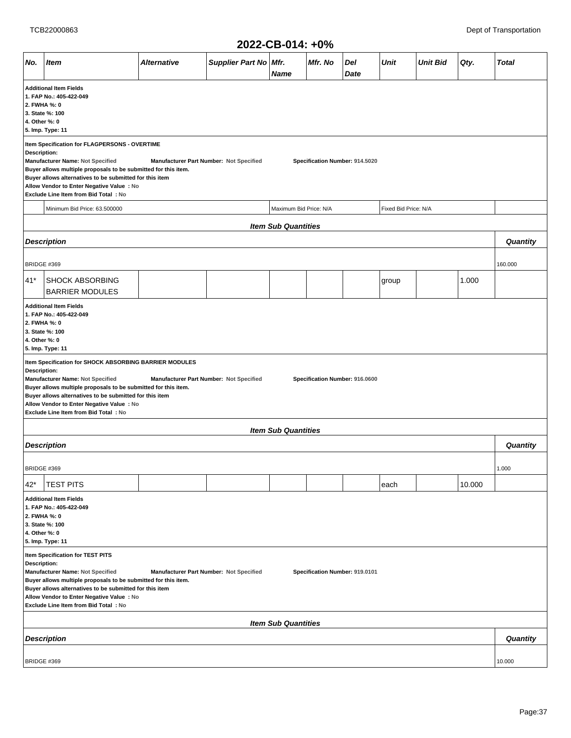## 2022-CB-014: +0%

| No. | Item | Alternative | Supplier Part No | Mfr. Name | Mfr. No | Del Date | Unit | Unit Bid | Qty. | Total |
|---|---|---|---|---|---|---|---|---|---|---|

**Additional Item Fields**
**1. FAP No.: 405-422-049**
**2. FWHA %: 0**
**3. State %: 100**
**4. Other %: 0**
**5. Imp. Type: 11**

**Item Specification for FLAGPERSONS - OVERTIME**
**Description:**
**Manufacturer Name:** Not Specified **Manufacturer Part Number:** Not Specified **Specification Number: 914.5020**
**Buyer allows multiple proposals to be submitted for this item.**
**Buyer allows alternatives to be submitted for this item**
**Allow Vendor to Enter Negative Value : No**
**Exclude Line Item from Bid Total : No**

Minimum Bid Price: 63.500000 | Maximum Bid Price: N/A | Fixed Bid Price: N/A

**Item Sub Quantities**

| Description | Quantity |
|---|---|
| BRIDGE #369 | 160.000 |

| No. | Item | Alternative | Supplier Part No | Mfr. Name | Mfr. No | Del Date | Unit | Unit Bid | Qty. | Total |
|---|---|---|---|---|---|---|---|---|---|---|
| 41* | SHOCK ABSORBING BARRIER MODULES | | | | | | group | | 1.000 | |

**Additional Item Fields**
**1. FAP No.: 405-422-049**
**2. FWHA %: 0**
**3. State %: 100**
**4. Other %: 0**
**5. Imp. Type: 11**

**Item Specification for SHOCK ABSORBING BARRIER MODULES**
**Description:**
**Manufacturer Name:** Not Specified **Manufacturer Part Number:** Not Specified **Specification Number: 916.0600**
**Buyer allows multiple proposals to be submitted for this item.**
**Buyer allows alternatives to be submitted for this item**
**Allow Vendor to Enter Negative Value : No**
**Exclude Line Item from Bid Total : No**

**Item Sub Quantities**

| Description | Quantity |
|---|---|
| BRIDGE #369 | 1.000 |

| No. | Item | Alternative | Supplier Part No | Mfr. Name | Mfr. No | Del Date | Unit | Unit Bid | Qty. | Total |
|---|---|---|---|---|---|---|---|---|---|---|
| 42* | TEST PITS | | | | | | each | | 10.000 | |

**Additional Item Fields**
**1. FAP No.: 405-422-049**
**2. FWHA %: 0**
**3. State %: 100**
**4. Other %: 0**
**5. Imp. Type: 11**

**Item Specification for TEST PITS**
**Description:**
**Manufacturer Name:** Not Specified **Manufacturer Part Number:** Not Specified **Specification Number: 919.0101**
**Buyer allows multiple proposals to be submitted for this item.**
**Buyer allows alternatives to be submitted for this item**
**Allow Vendor to Enter Negative Value : No**
**Exclude Line Item from Bid Total : No**

**Item Sub Quantities**

| Description | Quantity |
|---|---|
| BRIDGE #369 | 10.000 |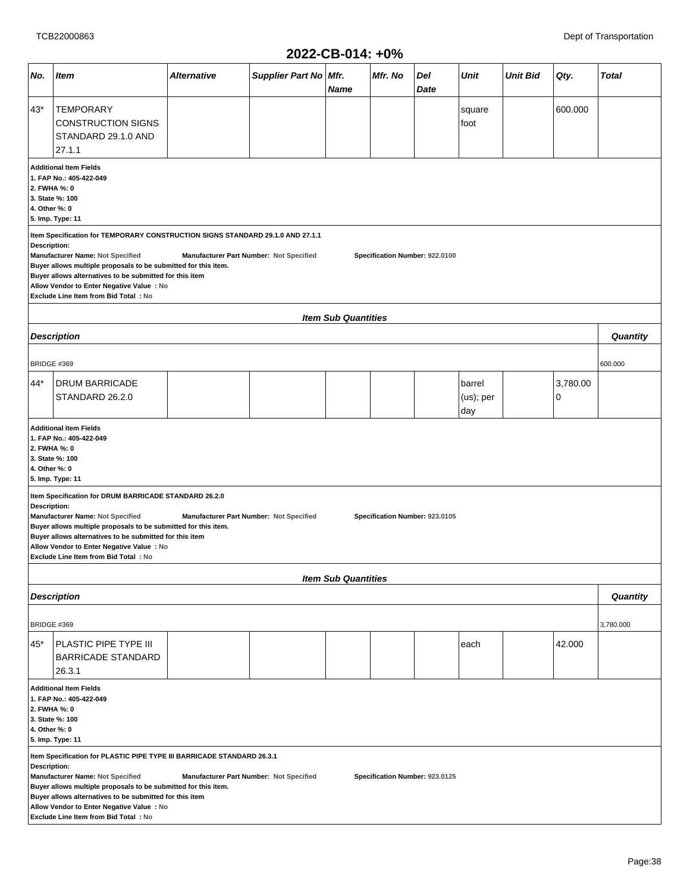## 2022-CB-014: +0%

| No. | Item | Alternative | Supplier Part No | Mfr. Name | Mfr. No | Del Date | Unit | Unit Bid | Qty. | Total |
|---|---|---|---|---|---|---|---|---|---|---|
| 43* | TEMPORARY CONSTRUCTION SIGNS STANDARD 29.1.0 AND 27.1.1 | | | | | | square foot | | 600.000 | |

**Additional Item Fields**
**1. FAP No.: 405-422-049**
**2. FWHA %: 0**
**3. State %: 100**
**4. Other %: 0**
**5. Imp. Type: 11**

**Item Specification for TEMPORARY CONSTRUCTION SIGNS STANDARD 29.1.0 AND 27.1.1**
**Description:**
**Manufacturer Name:** Not Specified **Manufacturer Part Number:** Not Specified **Specification Number:** 922.0100
**Buyer allows multiple proposals to be submitted for this item.**
**Buyer allows alternatives to be submitted for this item**
**Allow Vendor to Enter Negative Value : No**
**Exclude Line Item from Bid Total : No**

**Item Sub Quantities**

| Description | Quantity |
|---|---|
| BRIDGE #369 | 600.000 |

| No. | Item | Alternative | Supplier Part No | Mfr. Name | Mfr. No | Del Date | Unit | Unit Bid | Qty. | Total |
|---|---|---|---|---|---|---|---|---|---|---|
| 44* | DRUM BARRICADE STANDARD 26.2.0 | | | | | | barrel (us); per day | | 3,780.000 | |

**Additional Item Fields**
**1. FAP No.: 405-422-049**
**2. FWHA %: 0**
**3. State %: 100**
**4. Other %: 0**
**5. Imp. Type: 11**

**Item Specification for DRUM BARRICADE STANDARD 26.2.0**
**Description:**
**Manufacturer Name:** Not Specified **Manufacturer Part Number:** Not Specified **Specification Number:** 923.0105
**Buyer allows multiple proposals to be submitted for this item.**
**Buyer allows alternatives to be submitted for this item**
**Allow Vendor to Enter Negative Value : No**
**Exclude Line Item from Bid Total : No**

**Item Sub Quantities**

| Description | Quantity |
|---|---|
| BRIDGE #369 | 3,780.000 |

| No. | Item | Alternative | Supplier Part No | Mfr. Name | Mfr. No | Del Date | Unit | Unit Bid | Qty. | Total |
|---|---|---|---|---|---|---|---|---|---|---|
| 45* | PLASTIC PIPE TYPE III BARRICADE STANDARD 26.3.1 | | | | | | each | | 42.000 | |

**Additional Item Fields**
**1. FAP No.: 405-422-049**
**2. FWHA %: 0**
**3. State %: 100**
**4. Other %: 0**
**5. Imp. Type: 11**

**Item Specification for PLASTIC PIPE TYPE III BARRICADE STANDARD 26.3.1**
**Description:**
**Manufacturer Name:** Not Specified **Manufacturer Part Number:** Not Specified **Specification Number:** 923.0125
**Buyer allows multiple proposals to be submitted for this item.**
**Buyer allows alternatives to be submitted for this item**
**Allow Vendor to Enter Negative Value : No**
**Exclude Line Item from Bid Total : No**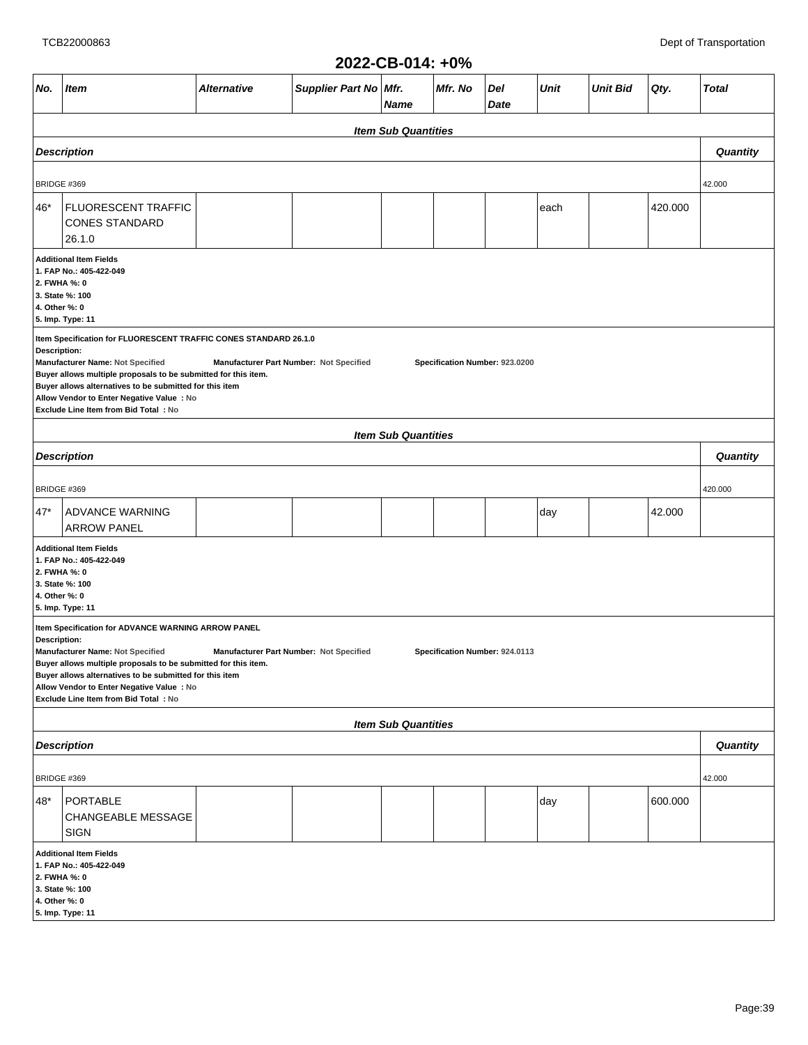## 2022-CB-014: +0%

| No. | Item | Alternative | Supplier Part No | Mfr. Name | Mfr. No | Del Date | Unit | Unit Bid | Qty. | Total |
|---|---|---|---|---|---|---|---|---|---|---|

**Item Sub Quantities**

| Description | Quantity |
|---|---|
| BRIDGE #369 | 42.000 |

| No. | Item | Alternative | Supplier Part No | Mfr. Name | Mfr. No | Del Date | Unit | Unit Bid | Qty. | Total |
|---|---|---|---|---|---|---|---|---|---|---|
| 46* | FLUORESCENT TRAFFIC CONES STANDARD 26.1.0 | | | | | | each | | 420.000 | |

**Additional Item Fields**
1. FAP No.: 405-422-049
2. FWHA %: 0
3. State %: 100
4. Other %: 0
5. Imp. Type: 11

**Item Specification for FLUORESCENT TRAFFIC CONES STANDARD 26.1.0**
Description:
Manufacturer Name: Not Specified  Manufacturer Part Number: Not Specified  Specification Number: 923.0200
Buyer allows multiple proposals to be submitted for this item.
Buyer allows alternatives to be submitted for this item
Allow Vendor to Enter Negative Value : No
Exclude Line Item from Bid Total : No

**Item Sub Quantities**

| Description | Quantity |
|---|---|
| BRIDGE #369 | 420.000 |

| No. | Item | Alternative | Supplier Part No | Mfr. Name | Mfr. No | Del Date | Unit | Unit Bid | Qty. | Total |
|---|---|---|---|---|---|---|---|---|---|---|
| 47* | ADVANCE WARNING ARROW PANEL | | | | | | day | | 42.000 | |

**Additional Item Fields**
1. FAP No.: 405-422-049
2. FWHA %: 0
3. State %: 100
4. Other %: 0
5. Imp. Type: 11

**Item Specification for ADVANCE WARNING ARROW PANEL**
Description:
Manufacturer Name: Not Specified  Manufacturer Part Number: Not Specified  Specification Number: 924.0113
Buyer allows multiple proposals to be submitted for this item.
Buyer allows alternatives to be submitted for this item
Allow Vendor to Enter Negative Value : No
Exclude Line Item from Bid Total : No

**Item Sub Quantities**

| Description | Quantity |
|---|---|
| BRIDGE #369 | 42.000 |

| No. | Item | Alternative | Supplier Part No | Mfr. Name | Mfr. No | Del Date | Unit | Unit Bid | Qty. | Total |
|---|---|---|---|---|---|---|---|---|---|---|
| 48* | PORTABLE CHANGEABLE MESSAGE SIGN | | | | | | day | | 600.000 | |

**Additional Item Fields**
1. FAP No.: 405-422-049
2. FWHA %: 0
3. State %: 100
4. Other %: 0
5. Imp. Type: 11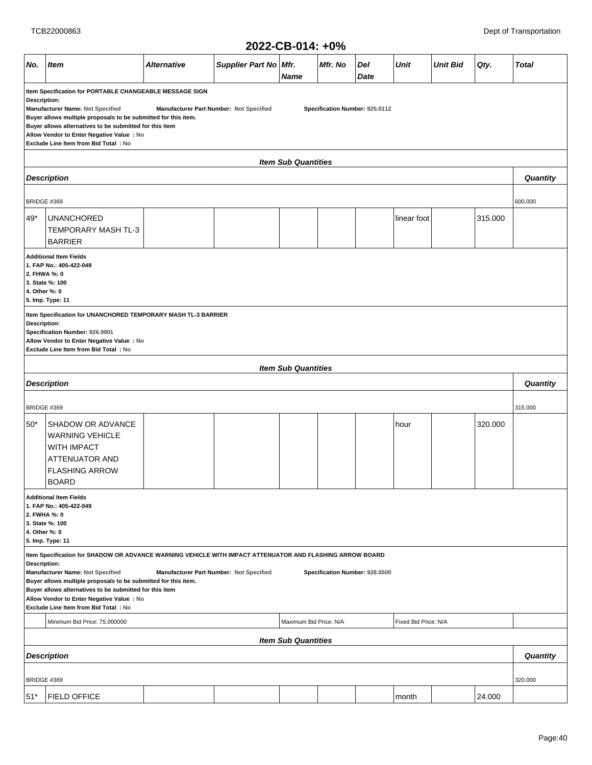## 2022-CB-014: +0%

| No. | Item | Alternative | Supplier Part No | Mfr. Name | Mfr. No | Del Date | Unit | Unit Bid | Qty. | Total |
|---|---|---|---|---|---|---|---|---|---|---|

**Item Specification for PORTABLE CHANGEABLE MESSAGE SIGN**
**Description:**
**Manufacturer Name: Not Specified** **Manufacturer Part Number: Not Specified** **Specification Number: 925.0112**
**Buyer allows multiple proposals to be submitted for this item.**
**Buyer allows alternatives to be submitted for this item**
**Allow Vendor to Enter Negative Value : No**
**Exclude Line Item from Bid Total : No**

***Item Sub Quantities***

| *Description* | *Quantity* |
|---|---|
| BRIDGE #369 | 600.000 |

| No. | Item | Alternative | Supplier Part No | Mfr. Name | Mfr. No | Del Date | Unit | Unit Bid | Qty. | Total |
|---|---|---|---|---|---|---|---|---|---|---|
| 49* | UNANCHORED TEMPORARY MASH TL-3 BARRIER | | | | | | linear foot | | 315.000 | |

**Additional Item Fields**
**1. FAP No.: 405-422-049**
**2. FHWA %: 0**
**3. State %: 100**
**4. Other %: 0**
**5. Imp. Type: 11**

**Item Specification for UNANCHORED TEMPORARY MASH TL-3 BARRIER**
**Description:**
**Specification Number: 926.9901**
**Allow Vendor to Enter Negative Value : No**
**Exclude Line Item from Bid Total : No**

***Item Sub Quantities***

| *Description* | *Quantity* |
|---|---|
| BRIDGE #369 | 315.000 |

| No. | Item | Alternative | Supplier Part No | Mfr. Name | Mfr. No | Del Date | Unit | Unit Bid | Qty. | Total |
|---|---|---|---|---|---|---|---|---|---|---|
| 50* | SHADOW OR ADVANCE WARNING VEHICLE WITH IMPACT ATTENUATOR AND FLASHING ARROW BOARD | | | | | | hour | | 320.000 | |

**Additional Item Fields**
**1. FAP No.: 405-422-049**
**2. FWHA %: 0**
**3. State %: 100**
**4. Other %: 0**
**5. Imp. Type: 11**

**Item Specification for SHADOW OR ADVANCE WARNING VEHICLE WITH IMPACT ATTENUATOR AND FLASHING ARROW BOARD**
**Description:**
**Manufacturer Name: Not Specified** **Manufacturer Part Number: Not Specified** **Specification Number: 928.0500**
**Buyer allows multiple proposals to be submitted for this item.**
**Buyer allows alternatives to be submitted for this item**
**Allow Vendor to Enter Negative Value : No**
**Exclude Line Item from Bid Total : No**

| Minimum Bid Price: 75.000000 | Maximum Bid Price: N/A | Fixed Bid Price: N/A |
|---|---|---|

***Item Sub Quantities***

| *Description* | *Quantity* |
|---|---|
| BRIDGE #369 | 320.000 |

| No. | Item | Alternative | Supplier Part No | Mfr. Name | Mfr. No | Del Date | Unit | Unit Bid | Qty. | Total |
|---|---|---|---|---|---|---|---|---|---|---|
| 51* | FIELD OFFICE | | | | | | month | | 24.000 | |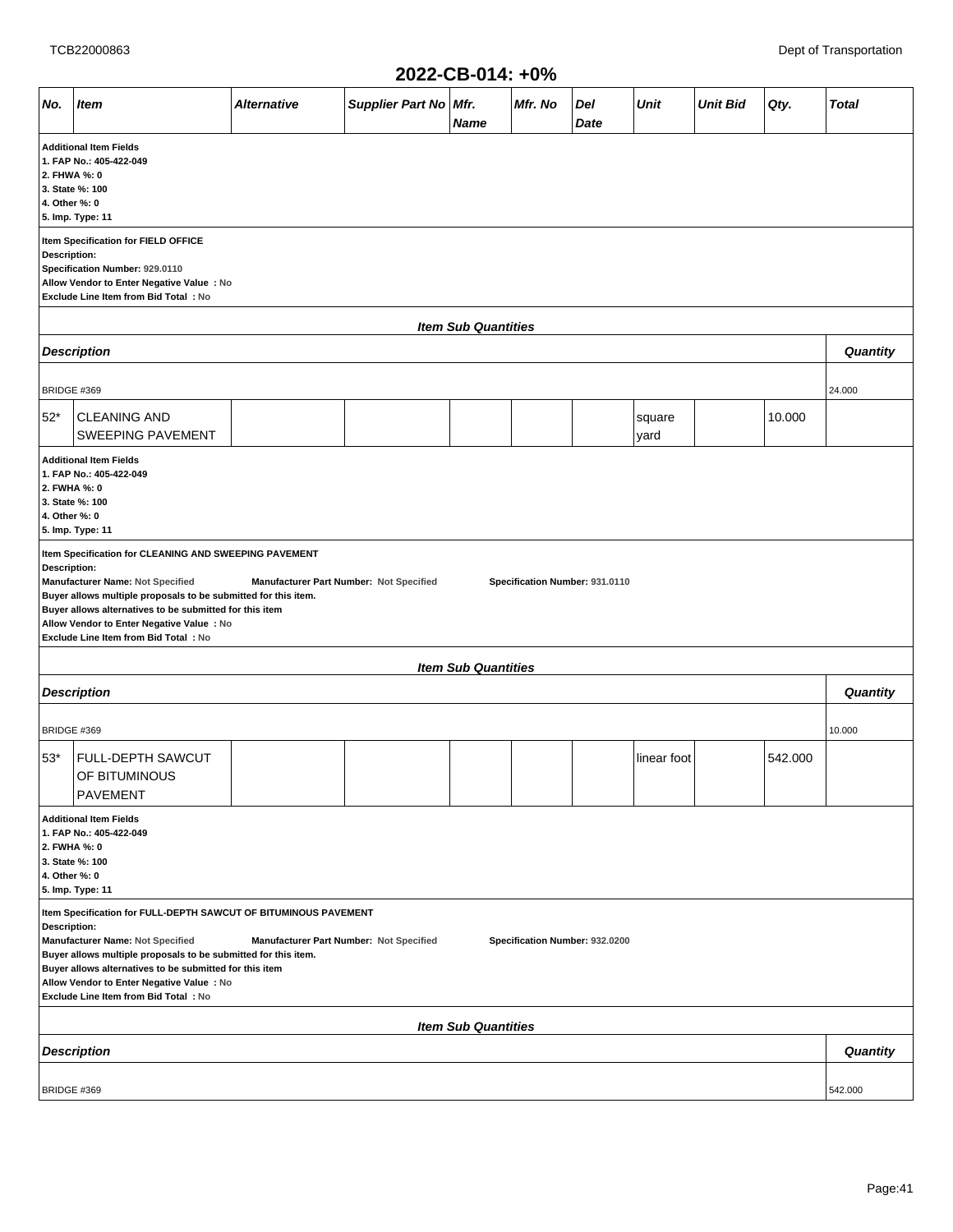## 2022-CB-014: +0%

| No. | Item | Alternative | Supplier Part No | Mfr. Name | Mfr. No | Del Date | Unit | Unit Bid | Qty. | Total |
|---|---|---|---|---|---|---|---|---|---|---|

**Additional Item Fields**
**1. FAP No.: 405-422-049**
**2. FHWA %: 0**
**3. State %: 100**
**4. Other %: 0**
**5. Imp. Type: 11**

**Item Specification for FIELD OFFICE**
**Description:**
**Specification Number: 929.0110**
**Allow Vendor to Enter Negative Value : No**
**Exclude Line Item from Bid Total : No**

***Item Sub Quantities***

| Description | Quantity |
|---|---|
| BRIDGE #369 | 24.000 |

| No. | Item | Alternative | Supplier Part No | Mfr. Name | Mfr. No | Del Date | Unit | Unit Bid | Qty. | Total |
|---|---|---|---|---|---|---|---|---|---|---|
| 52* | CLEANING AND SWEEPING PAVEMENT | | | | | | square yard | | 10.000 | |

**Additional Item Fields**
**1. FAP No.: 405-422-049**
**2. FWHA %: 0**
**3. State %: 100**
**4. Other %: 0**
**5. Imp. Type: 11**

**Item Specification for CLEANING AND SWEEPING PAVEMENT**
**Description:**
**Manufacturer Name: Not Specified** **Manufacturer Part Number: Not Specified** **Specification Number: 931.0110**
**Buyer allows multiple proposals to be submitted for this item.**
**Buyer allows alternatives to be submitted for this item**
**Allow Vendor to Enter Negative Value : No**
**Exclude Line Item from Bid Total : No**

***Item Sub Quantities***

| Description | Quantity |
|---|---|
| BRIDGE #369 | 10.000 |

| No. | Item | Alternative | Supplier Part No | Mfr. Name | Mfr. No | Del Date | Unit | Unit Bid | Qty. | Total |
|---|---|---|---|---|---|---|---|---|---|---|
| 53* | FULL-DEPTH SAWCUT OF BITUMINOUS PAVEMENT | | | | | | linear foot | | 542.000 | |

**Additional Item Fields**
**1. FAP No.: 405-422-049**
**2. FWHA %: 0**
**3. State %: 100**
**4. Other %: 0**
**5. Imp. Type: 11**

**Item Specification for FULL-DEPTH SAWCUT OF BITUMINOUS PAVEMENT**
**Description:**
**Manufacturer Name: Not Specified** **Manufacturer Part Number: Not Specified** **Specification Number: 932.0200**
**Buyer allows multiple proposals to be submitted for this item.**
**Buyer allows alternatives to be submitted for this item**
**Allow Vendor to Enter Negative Value : No**
**Exclude Line Item from Bid Total : No**

***Item Sub Quantities***

| Description | Quantity |
|---|---|
| BRIDGE #369 | 542.000 |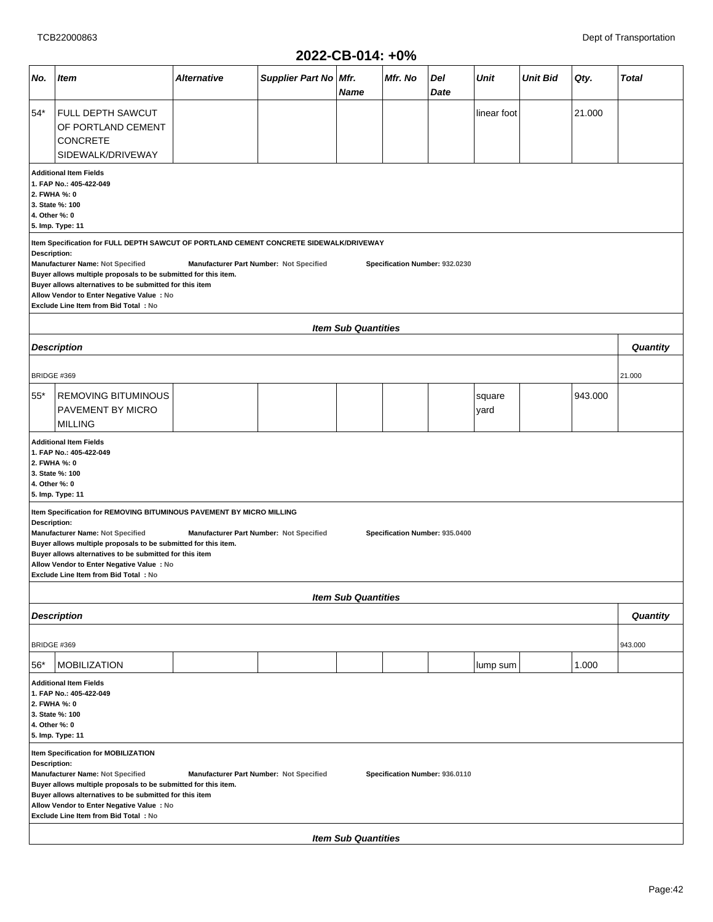## 2022-CB-014: +0%

| No. | Item | Alternative | Supplier Part No | Mfr. Name | Mfr. No | Del Date | Unit | Unit Bid | Qty. | Total |
|---|---|---|---|---|---|---|---|---|---|---|
| 54* | FULL DEPTH SAWCUT OF PORTLAND CEMENT CONCRETE SIDEWALK/DRIVEWAY | | | | | | linear foot | | 21.000 | |

**Additional Item Fields**
**1. FAP No.: 405-422-049**
**2. FWHA %: 0**
**3. State %: 100**
**4. Other %: 0**
**5. Imp. Type: 11**

**Item Specification for FULL DEPTH SAWCUT OF PORTLAND CEMENT CONCRETE SIDEWALK/DRIVEWAY**
**Description:**
**Manufacturer Name: Not Specified** **Manufacturer Part Number: Not Specified** **Specification Number: 932.0230**
**Buyer allows multiple proposals to be submitted for this item.**
**Buyer allows alternatives to be submitted for this item**
**Allow Vendor to Enter Negative Value : No**
**Exclude Line Item from Bid Total : No**

**Item Sub Quantities**

| Description | Quantity |
|---|---|
| BRIDGE #369 | 21.000 |

| No. | Item | Alternative | Supplier Part No | Mfr. Name | Mfr. No | Del Date | Unit | Unit Bid | Qty. | Total |
|---|---|---|---|---|---|---|---|---|---|---|
| 55* | REMOVING BITUMINOUS PAVEMENT BY MICRO MILLING | | | | | | square yard | | 943.000 | |

**Additional Item Fields**
**1. FAP No.: 405-422-049**
**2. FWHA %: 0**
**3. State %: 100**
**4. Other %: 0**
**5. Imp. Type: 11**

**Item Specification for REMOVING BITUMINOUS PAVEMENT BY MICRO MILLING**
**Description:**
**Manufacturer Name: Not Specified** **Manufacturer Part Number: Not Specified** **Specification Number: 935.0400**
**Buyer allows multiple proposals to be submitted for this item.**
**Buyer allows alternatives to be submitted for this item**
**Allow Vendor to Enter Negative Value : No**
**Exclude Line Item from Bid Total : No**

**Item Sub Quantities**

| Description | Quantity |
|---|---|
| BRIDGE #369 | 943.000 |

| No. | Item | Alternative | Supplier Part No | Mfr. Name | Mfr. No | Del Date | Unit | Unit Bid | Qty. | Total |
|---|---|---|---|---|---|---|---|---|---|---|
| 56* | MOBILIZATION | | | | | | lump sum | | 1.000 | |

**Additional Item Fields**
**1. FAP No.: 405-422-049**
**2. FWHA %: 0**
**3. State %: 100**
**4. Other %: 0**
**5. Imp. Type: 11**

**Item Specification for MOBILIZATION**
**Description:**
**Manufacturer Name: Not Specified** **Manufacturer Part Number: Not Specified** **Specification Number: 936.0110**
**Buyer allows multiple proposals to be submitted for this item.**
**Buyer allows alternatives to be submitted for this item**
**Allow Vendor to Enter Negative Value : No**
**Exclude Line Item from Bid Total : No**

**Item Sub Quantities**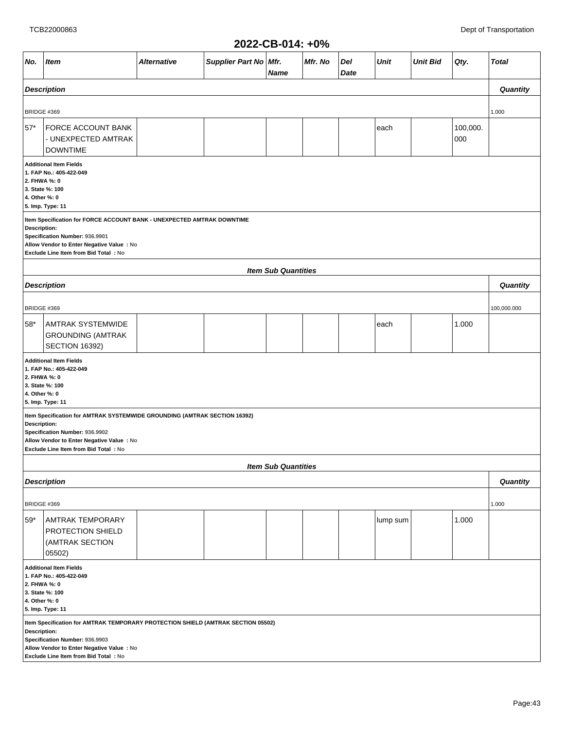## 2022-CB-014: +0%

| No. | Item | Alternative | Supplier Part No | Mfr. Name | Mfr. No | Del Date | Unit | Unit Bid | Qty. | Total |
|---|---|---|---|---|---|---|---|---|---|---|

| Description | Quantity |
|---|---|
| BRIDGE #369 | 1.000 |

| No. | Item | Alternative | Supplier Part No | Mfr. Name | Mfr. No | Del Date | Unit | Unit Bid | Qty. | Total |
|---|---|---|---|---|---|---|---|---|---|---|
| 57* | FORCE ACCOUNT BANK - UNEXPECTED AMTRAK DOWNTIME | | | | | | each | | 100,000.000 | |

**Additional Item Fields**
**1. FAP No.: 405-422-049**
**2. FHWA %: 0**
**3. State %: 100**
**4. Other %: 0**
**5. Imp. Type: 11**

**Item Specification for FORCE ACCOUNT BANK - UNEXPECTED AMTRAK DOWNTIME**
**Description:**
**Specification Number: 936.9901**
**Allow Vendor to Enter Negative Value : No**
**Exclude Line Item from Bid Total : No**

***Item Sub Quantities***

| Description | Quantity |
|---|---|
| BRIDGE #369 | 100,000.000 |

| No. | Item | Alternative | Supplier Part No | Mfr. Name | Mfr. No | Del Date | Unit | Unit Bid | Qty. | Total |
|---|---|---|---|---|---|---|---|---|---|---|
| 58* | AMTRAK SYSTEMWIDE GROUNDING (AMTRAK SECTION 16392) | | | | | | each | | 1.000 | |

**Additional Item Fields**
**1. FAP No.: 405-422-049**
**2. FHWA %: 0**
**3. State %: 100**
**4. Other %: 0**
**5. Imp. Type: 11**

**Item Specification for AMTRAK SYSTEMWIDE GROUNDING (AMTRAK SECTION 16392)**
**Description:**
**Specification Number: 936.9902**
**Allow Vendor to Enter Negative Value : No**
**Exclude Line Item from Bid Total : No**

***Item Sub Quantities***

| Description | Quantity |
|---|---|
| BRIDGE #369 | 1.000 |

| No. | Item | Alternative | Supplier Part No | Mfr. Name | Mfr. No | Del Date | Unit | Unit Bid | Qty. | Total |
|---|---|---|---|---|---|---|---|---|---|---|
| 59* | AMTRAK TEMPORARY PROTECTION SHIELD (AMTRAK SECTION 05502) | | | | | | lump sum | | 1.000 | |

**Additional Item Fields**
**1. FAP No.: 405-422-049**
**2. FHWA %: 0**
**3. State %: 100**
**4. Other %: 0**
**5. Imp. Type: 11**

**Item Specification for AMTRAK TEMPORARY PROTECTION SHIELD (AMTRAK SECTION 05502)**
**Description:**
**Specification Number: 936.9903**
**Allow Vendor to Enter Negative Value : No**
**Exclude Line Item from Bid Total : No**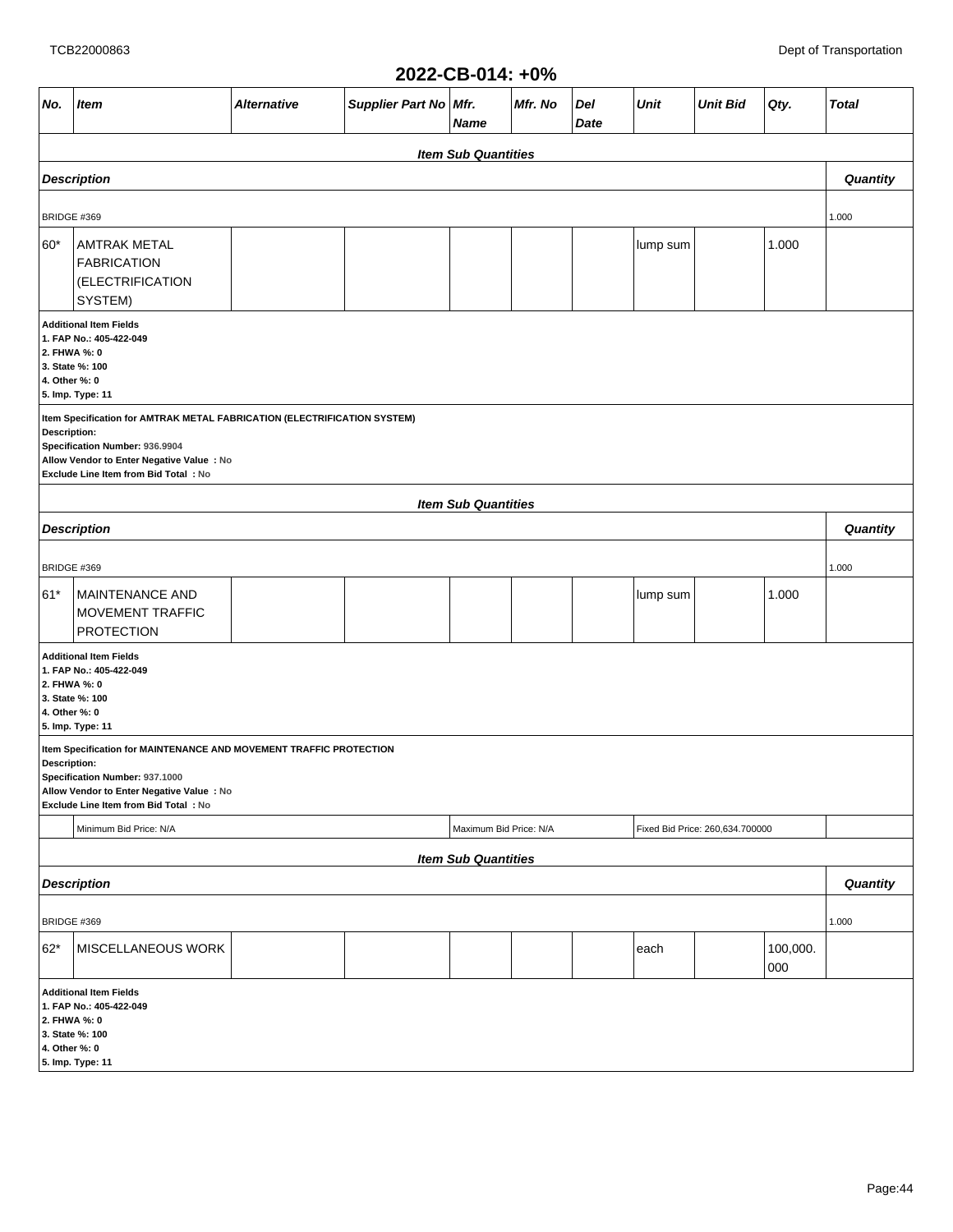## 2022-CB-014: +0%

| No. | Item | Alternative | Supplier Part No | Mfr. Name | Mfr. No | Del Date | Unit | Unit Bid | Qty. | Total |
|---|---|---|---|---|---|---|---|---|---|---|

**Item Sub Quantities**

| Description | Quantity |
|---|---|
| BRIDGE #369 | 1.000 |

| No. | Item | Alternative | Supplier Part No | Mfr. Name | Mfr. No | Del Date | Unit | Unit Bid | Qty. | Total |
|---|---|---|---|---|---|---|---|---|---|---|
| 60* | AMTRAK METAL FABRICATION (ELECTRIFICATION SYSTEM) | | | | | | lump sum | | 1.000 | |

**Additional Item Fields**
**1. FAP No.: 405-422-049**
**2. FHWA %: 0**
**3. State %: 100**
**4. Other %: 0**
**5. Imp. Type: 11**

**Item Specification for AMTRAK METAL FABRICATION (ELECTRIFICATION SYSTEM)**
**Description:**
**Specification Number: 936.9904**
**Allow Vendor to Enter Negative Value : No**
**Exclude Line Item from Bid Total : No**

**Item Sub Quantities**

| Description | Quantity |
|---|---|
| BRIDGE #369 | 1.000 |

| No. | Item | Alternative | Supplier Part No | Mfr. Name | Mfr. No | Del Date | Unit | Unit Bid | Qty. | Total |
|---|---|---|---|---|---|---|---|---|---|---|
| 61* | MAINTENANCE AND MOVEMENT TRAFFIC PROTECTION | | | | | | lump sum | | 1.000 | |

**Additional Item Fields**
**1. FAP No.: 405-422-049**
**2. FHWA %: 0**
**3. State %: 100**
**4. Other %: 0**
**5. Imp. Type: 11**

**Item Specification for MAINTENANCE AND MOVEMENT TRAFFIC PROTECTION**
**Description:**
**Specification Number: 937.1000**
**Allow Vendor to Enter Negative Value : No**
**Exclude Line Item from Bid Total : No**

| Minimum Bid Price: N/A | Maximum Bid Price: N/A | Fixed Bid Price: 260,634.700000 |
|---|---|---|

**Item Sub Quantities**

| Description | Quantity |
|---|---|
| BRIDGE #369 | 1.000 |

| No. | Item | Alternative | Supplier Part No | Mfr. Name | Mfr. No | Del Date | Unit | Unit Bid | Qty. | Total |
|---|---|---|---|---|---|---|---|---|---|---|
| 62* | MISCELLANEOUS WORK | | | | | | each | | 100,000.000 | |

**Additional Item Fields**
**1. FAP No.: 405-422-049**
**2. FHWA %: 0**
**3. State %: 100**
**4. Other %: 0**
**5. Imp. Type: 11**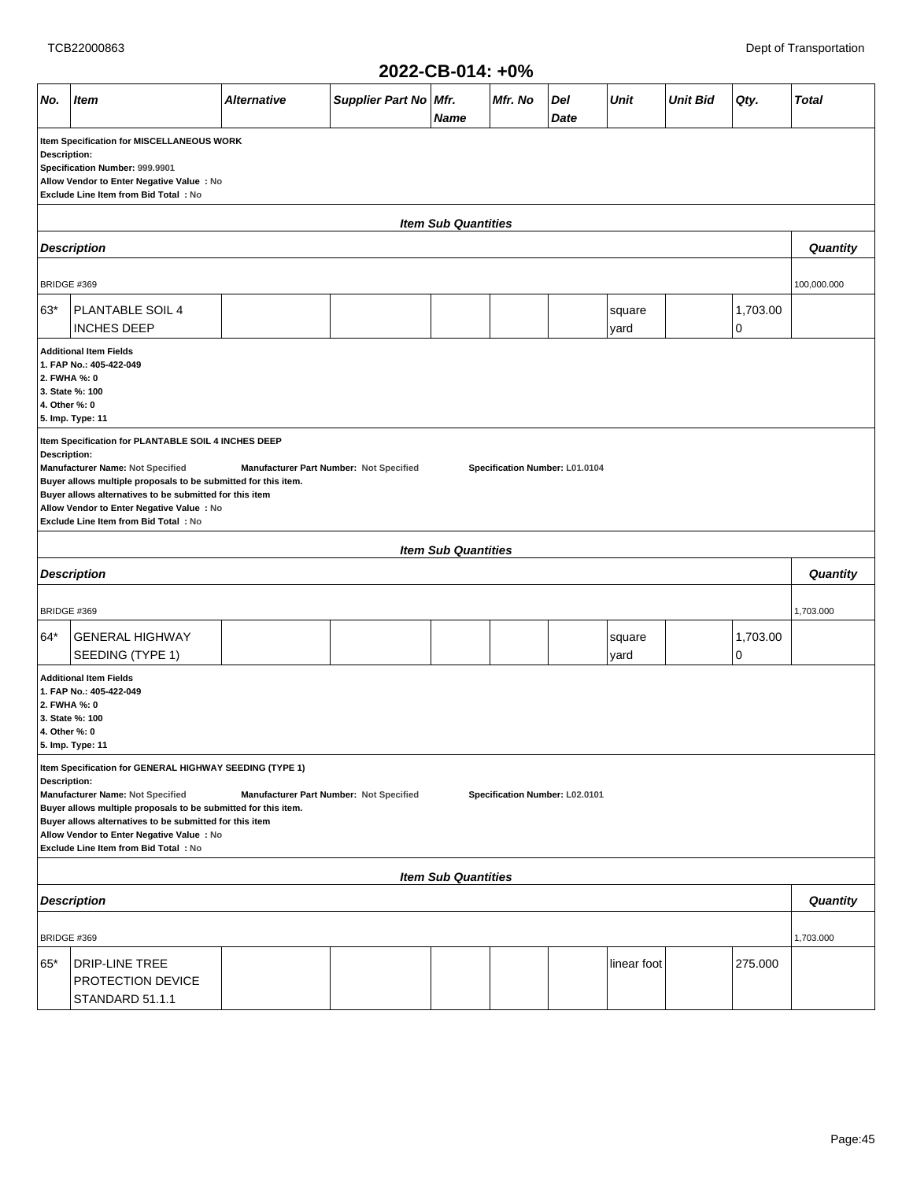## 2022-CB-014: +0%

| No. | Item | Alternative | Supplier Part No | Mfr. Name | Mfr. No | Del Date | Unit | Unit Bid | Qty. | Total |
|---|---|---|---|---|---|---|---|---|---|---|

**Item Specification for MISCELLANEOUS WORK**
**Description:**
**Specification Number:** 999.9901
**Allow Vendor to Enter Negative Value :** No
**Exclude Line Item from Bid Total :** No

***Item Sub Quantities***

| Description | Quantity |
|---|---|
| BRIDGE #369 | 100,000.000 |

| No. | Item | Alternative | Supplier Part No | Mfr. Name | Mfr. No | Del Date | Unit | Unit Bid | Qty. | Total |
|---|---|---|---|---|---|---|---|---|---|---|
| 63* | PLANTABLE SOIL 4 INCHES DEEP | | | | | | square yard | | 1,703.000 | |

**Additional Item Fields**
1. FAP No.: 405-422-049
2. FWHA %: 0
3. State %: 100
4. Other %: 0
5. Imp. Type: 11

**Item Specification for PLANTABLE SOIL 4 INCHES DEEP**
**Description:**
**Manufacturer Name:** Not Specified **Manufacturer Part Number:** Not Specified **Specification Number:** L01.0104
**Buyer allows multiple proposals to be submitted for this item.**
**Buyer allows alternatives to be submitted for this item**
**Allow Vendor to Enter Negative Value :** No
**Exclude Line Item from Bid Total :** No

***Item Sub Quantities***

| Description | Quantity |
|---|---|
| BRIDGE #369 | 1,703.000 |

| No. | Item | Alternative | Supplier Part No | Mfr. Name | Mfr. No | Del Date | Unit | Unit Bid | Qty. | Total |
|---|---|---|---|---|---|---|---|---|---|---|
| 64* | GENERAL HIGHWAY SEEDING (TYPE 1) | | | | | | square yard | | 1,703.000 | |

**Additional Item Fields**
1. FAP No.: 405-422-049
2. FWHA %: 0
3. State %: 100
4. Other %: 0
5. Imp. Type: 11

**Item Specification for GENERAL HIGHWAY SEEDING (TYPE 1)**
**Description:**
**Manufacturer Name:** Not Specified **Manufacturer Part Number:** Not Specified **Specification Number:** L02.0101
**Buyer allows multiple proposals to be submitted for this item.**
**Buyer allows alternatives to be submitted for this item**
**Allow Vendor to Enter Negative Value :** No
**Exclude Line Item from Bid Total :** No

***Item Sub Quantities***

| Description | Quantity |
|---|---|
| BRIDGE #369 | 1,703.000 |

| No. | Item | Alternative | Supplier Part No | Mfr. Name | Mfr. No | Del Date | Unit | Unit Bid | Qty. | Total |
|---|---|---|---|---|---|---|---|---|---|---|
| 65* | DRIP-LINE TREE PROTECTION DEVICE STANDARD 51.1.1 | | | | | | linear foot | | 275.000 | |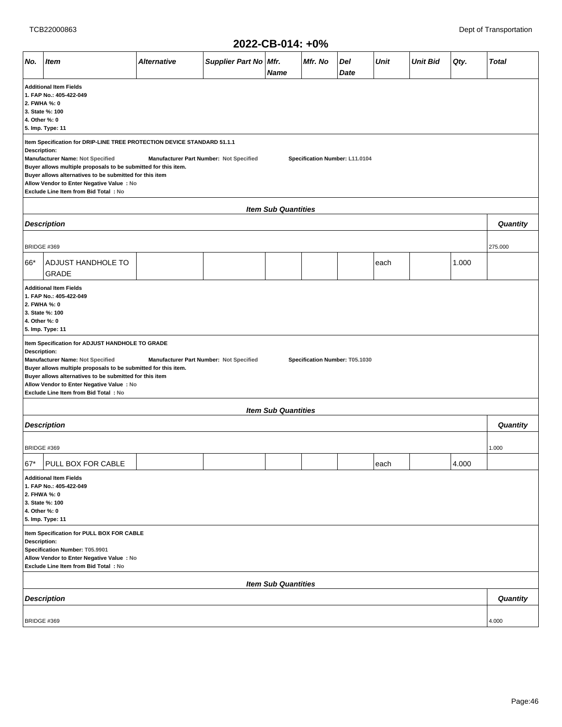## 2022-CB-014: +0%

| No. | Item | Alternative | Supplier Part No | Mfr. Name | Mfr. No | Del Date | Unit | Unit Bid | Qty. | Total |
|---|---|---|---|---|---|---|---|---|---|---|

**Additional Item Fields**
**1. FAP No.: 405-422-049**
**2. FWHA %: 0**
**3. State %: 100**
**4. Other %: 0**
**5. Imp. Type: 11**

**Item Specification for DRIP-LINE TREE PROTECTION DEVICE STANDARD 51.1.1**
**Description:**
**Manufacturer Name:** Not Specified **Manufacturer Part Number:** Not Specified **Specification Number:** L11.0104
**Buyer allows multiple proposals to be submitted for this item.**
**Buyer allows alternatives to be submitted for this item**
**Allow Vendor to Enter Negative Value : No**
**Exclude Line Item from Bid Total : No**

***Item Sub Quantities***

| Description | Quantity |
|---|---|
| BRIDGE #369 | 275.000 |

| No. | Item | Alternative | Supplier Part No | Mfr. Name | Mfr. No | Del Date | Unit | Unit Bid | Qty. | Total |
|---|---|---|---|---|---|---|---|---|---|---|
| 66* | ADJUST HANDHOLE TO GRADE | | | | | | each | | 1.000 | |

**Additional Item Fields**
**1. FAP No.: 405-422-049**
**2. FWHA %: 0**
**3. State %: 100**
**4. Other %: 0**
**5. Imp. Type: 11**

**Item Specification for ADJUST HANDHOLE TO GRADE**
**Description:**
**Manufacturer Name:** Not Specified **Manufacturer Part Number:** Not Specified **Specification Number:** T05.1030
**Buyer allows multiple proposals to be submitted for this item.**
**Buyer allows alternatives to be submitted for this item**
**Allow Vendor to Enter Negative Value : No**
**Exclude Line Item from Bid Total : No**

***Item Sub Quantities***

| Description | Quantity |
|---|---|
| BRIDGE #369 | 1.000 |

| No. | Item | Alternative | Supplier Part No | Mfr. Name | Mfr. No | Del Date | Unit | Unit Bid | Qty. | Total |
|---|---|---|---|---|---|---|---|---|---|---|
| 67* | PULL BOX FOR CABLE | | | | | | each | | 4.000 | |

**Additional Item Fields**
**1. FAP No.: 405-422-049**
**2. FHWA %: 0**
**3. State %: 100**
**4. Other %: 0**
**5. Imp. Type: 11**

**Item Specification for PULL BOX FOR CABLE**
**Description:**
**Specification Number:** T05.9901
**Allow Vendor to Enter Negative Value : No**
**Exclude Line Item from Bid Total : No**

***Item Sub Quantities***

| Description | Quantity |
|---|---|
| BRIDGE #369 | 4.000 |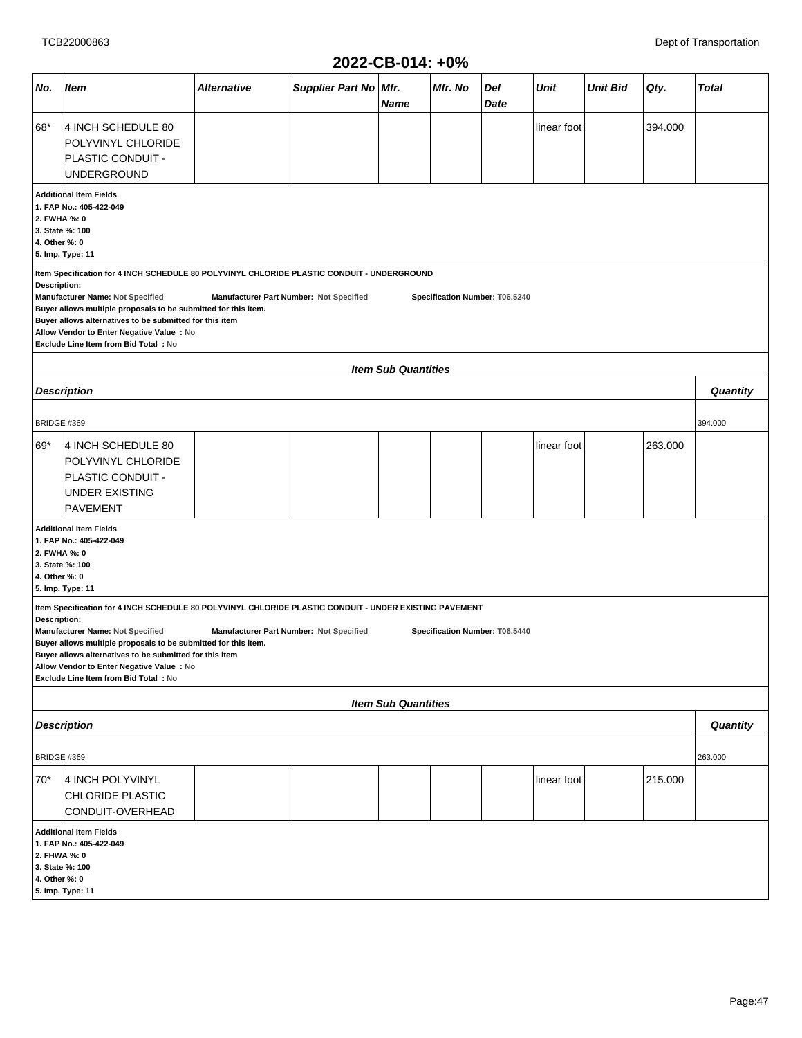## 2022-CB-014: +0%

| No. | Item | Alternative | Supplier Part No | Mfr. Name | Mfr. No | Del Date | Unit | Unit Bid | Qty. | Total |
|---|---|---|---|---|---|---|---|---|---|---|
| 68* | 4 INCH SCHEDULE 80 POLYVINYL CHLORIDE PLASTIC CONDUIT - UNDERGROUND | | | | | | linear foot | | 394.000 | |

**Additional Item Fields**
**1. FAP No.: 405-422-049**
**2. FWHA %: 0**
**3. State %: 100**
**4. Other %: 0**
**5. Imp. Type: 11**

**Item Specification for 4 INCH SCHEDULE 80 POLYVINYL CHLORIDE PLASTIC CONDUIT - UNDERGROUND**
**Description:**
**Manufacturer Name: Not Specified** **Manufacturer Part Number: Not Specified** **Specification Number: T06.5240**
**Buyer allows multiple proposals to be submitted for this item.**
**Buyer allows alternatives to be submitted for this item**
**Allow Vendor to Enter Negative Value : No**
**Exclude Line Item from Bid Total : No**

**Item Sub Quantities**

| Description | Quantity |
|---|---|
| BRIDGE #369 | 394.000 |

| No. | Item | Alternative | Supplier Part No | Mfr. Name | Mfr. No | Del Date | Unit | Unit Bid | Qty. | Total |
|---|---|---|---|---|---|---|---|---|---|---|
| 69* | 4 INCH SCHEDULE 80 POLYVINYL CHLORIDE PLASTIC CONDUIT - UNDER EXISTING PAVEMENT | | | | | | linear foot | | 263.000 | |

**Additional Item Fields**
**1. FAP No.: 405-422-049**
**2. FWHA %: 0**
**3. State %: 100**
**4. Other %: 0**
**5. Imp. Type: 11**

**Item Specification for 4 INCH SCHEDULE 80 POLYVINYL CHLORIDE PLASTIC CONDUIT - UNDER EXISTING PAVEMENT**
**Description:**
**Manufacturer Name: Not Specified** **Manufacturer Part Number: Not Specified** **Specification Number: T06.5440**
**Buyer allows multiple proposals to be submitted for this item.**
**Buyer allows alternatives to be submitted for this item**
**Allow Vendor to Enter Negative Value : No**
**Exclude Line Item from Bid Total : No**

**Item Sub Quantities**

| Description | Quantity |
|---|---|
| BRIDGE #369 | 263.000 |

| No. | Item | Alternative | Supplier Part No | Mfr. Name | Mfr. No | Del Date | Unit | Unit Bid | Qty. | Total |
|---|---|---|---|---|---|---|---|---|---|---|
| 70* | 4 INCH POLYVINYL CHLORIDE PLASTIC CONDUIT-OVERHEAD | | | | | | linear foot | | 215.000 | |

**Additional Item Fields**
**1. FAP No.: 405-422-049**
**2. FHWA %: 0**
**3. State %: 100**
**4. Other %: 0**
**5. Imp. Type: 11**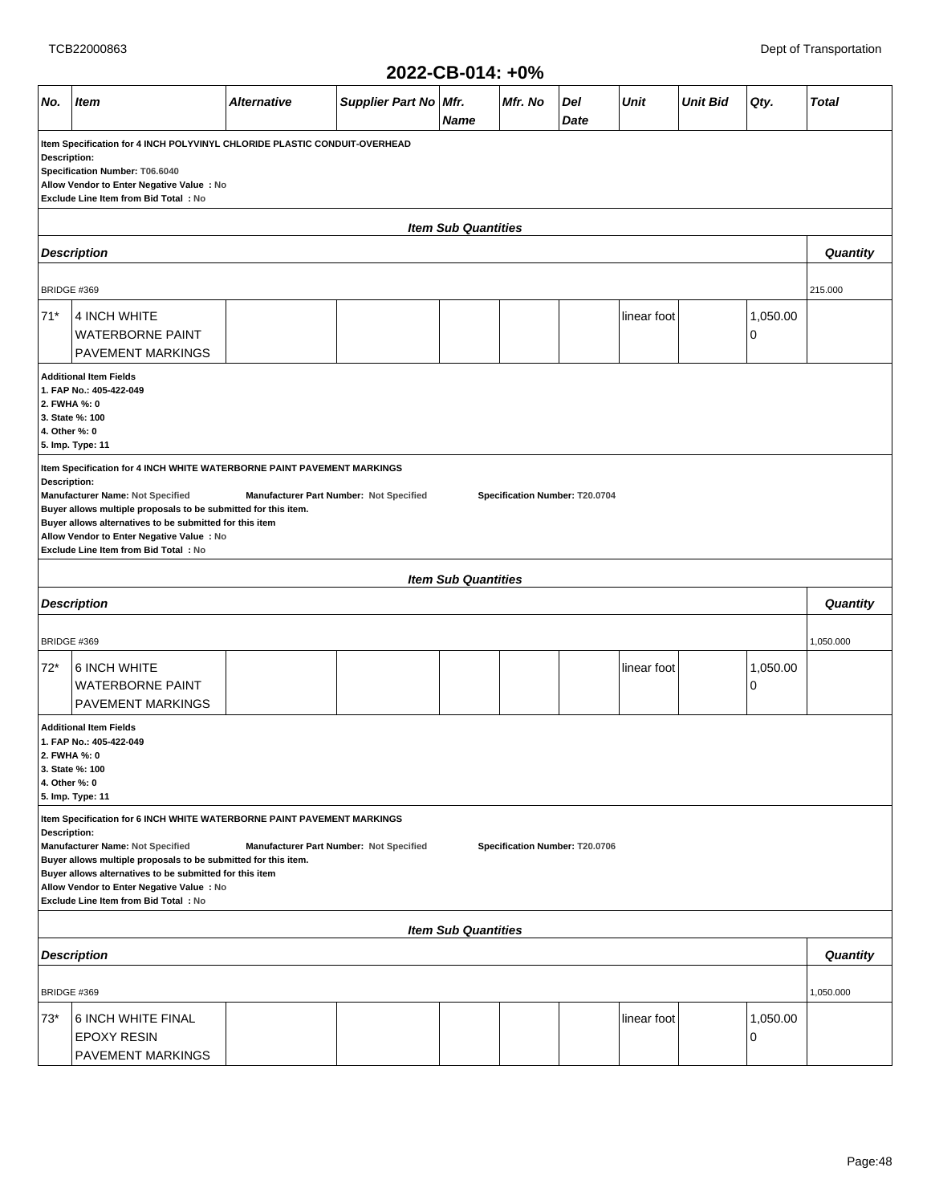## 2022-CB-014: +0%

| No. | Item | Alternative | Supplier Part No | Mfr. Name | Mfr. No | Del Date | Unit | Unit Bid | Qty. | Total |
|---|---|---|---|---|---|---|---|---|---|---|

**Item Specification for 4 INCH POLYVINYL CHLORIDE PLASTIC CONDUIT-OVERHEAD**
**Description:**
**Specification Number: T06.6040**
**Allow Vendor to Enter Negative Value : No**
**Exclude Line Item from Bid Total : No**

***Item Sub Quantities***

| Description | Quantity |
|---|---|
| BRIDGE #369 | 215.000 |

| No. | Item | Alternative | Supplier Part No | Mfr. Name | Mfr. No | Del Date | Unit | Unit Bid | Qty. | Total |
|---|---|---|---|---|---|---|---|---|---|---|
| 71* | 4 INCH WHITE WATERBORNE PAINT PAVEMENT MARKINGS | | | | | | linear foot | | 1,050.000 | |

**Additional Item Fields**
**1. FAP No.: 405-422-049**
**2. FWHA %: 0**
**3. State %: 100**
**4. Other %: 0**
**5. Imp. Type: 11**

**Item Specification for 4 INCH WHITE WATERBORNE PAINT PAVEMENT MARKINGS**
**Description:**
**Manufacturer Name: Not Specified** **Manufacturer Part Number: Not Specified** **Specification Number: T20.0704**
**Buyer allows multiple proposals to be submitted for this item.**
**Buyer allows alternatives to be submitted for this item**
**Allow Vendor to Enter Negative Value : No**
**Exclude Line Item from Bid Total : No**

***Item Sub Quantities***

| Description | Quantity |
|---|---|
| BRIDGE #369 | 1,050.000 |

| No. | Item | Alternative | Supplier Part No | Mfr. Name | Mfr. No | Del Date | Unit | Unit Bid | Qty. | Total |
|---|---|---|---|---|---|---|---|---|---|---|
| 72* | 6 INCH WHITE WATERBORNE PAINT PAVEMENT MARKINGS | | | | | | linear foot | | 1,050.000 | |

**Additional Item Fields**
**1. FAP No.: 405-422-049**
**2. FWHA %: 0**
**3. State %: 100**
**4. Other %: 0**
**5. Imp. Type: 11**

**Item Specification for 6 INCH WHITE WATERBORNE PAINT PAVEMENT MARKINGS**
**Description:**
**Manufacturer Name: Not Specified** **Manufacturer Part Number: Not Specified** **Specification Number: T20.0706**
**Buyer allows multiple proposals to be submitted for this item.**
**Buyer allows alternatives to be submitted for this item**
**Allow Vendor to Enter Negative Value : No**
**Exclude Line Item from Bid Total : No**

***Item Sub Quantities***

| Description | Quantity |
|---|---|
| BRIDGE #369 | 1,050.000 |

| No. | Item | Alternative | Supplier Part No | Mfr. Name | Mfr. No | Del Date | Unit | Unit Bid | Qty. | Total |
|---|---|---|---|---|---|---|---|---|---|---|
| 73* | 6 INCH WHITE FINAL EPOXY RESIN PAVEMENT MARKINGS | | | | | | linear foot | | 1,050.000 | |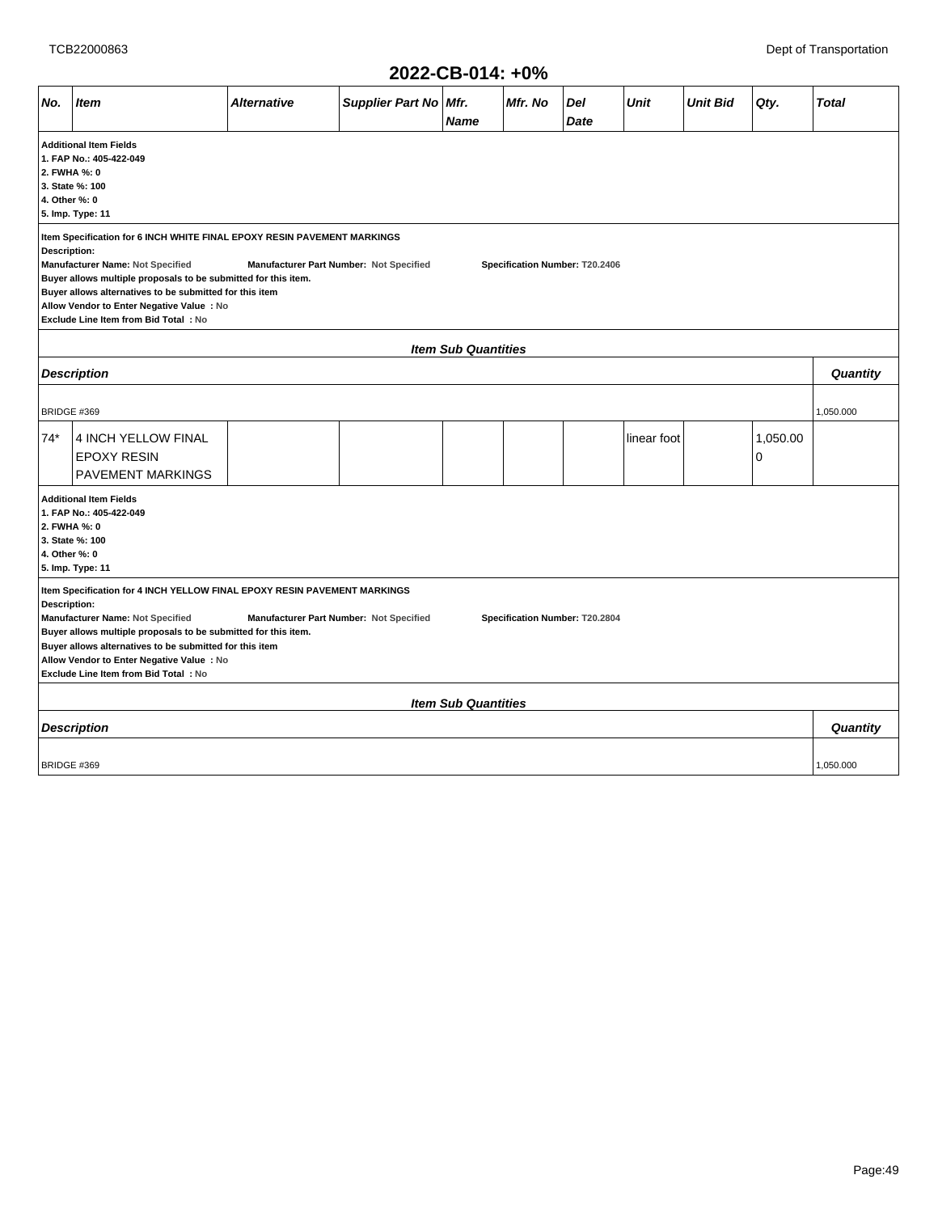## 2022-CB-014: +0%

| No. | Item | Alternative | Supplier Part No | Mfr. Name | Mfr. No | Del Date | Unit | Unit Bid | Qty. | Total |
|---|---|---|---|---|---|---|---|---|---|---|

**Additional Item Fields**
**1. FAP No.: 405-422-049**
**2. FWHA %: 0**
**3. State %: 100**
**4. Other %: 0**
**5. Imp. Type: 11**

**Item Specification for 6 INCH WHITE FINAL EPOXY RESIN PAVEMENT MARKINGS**
**Description:**
**Manufacturer Name: Not Specified** **Manufacturer Part Number: Not Specified** **Specification Number: T20.2406**
**Buyer allows multiple proposals to be submitted for this item.**
**Buyer allows alternatives to be submitted for this item**
**Allow Vendor to Enter Negative Value : No**
**Exclude Line Item from Bid Total : No**

***Item Sub Quantities***

| Description | Quantity |
|---|---|
| BRIDGE #369 | 1,050.000 |

| No. | Item | Alternative | Supplier Part No | Mfr. Name | Mfr. No | Del Date | Unit | Unit Bid | Qty. | Total |
|---|---|---|---|---|---|---|---|---|---|---|
| 74* | 4 INCH YELLOW FINAL EPOXY RESIN PAVEMENT MARKINGS | | | | | | linear foot | | 1,050.000 | |

**Additional Item Fields**
**1. FAP No.: 405-422-049**
**2. FWHA %: 0**
**3. State %: 100**
**4. Other %: 0**
**5. Imp. Type: 11**

**Item Specification for 4 INCH YELLOW FINAL EPOXY RESIN PAVEMENT MARKINGS**
**Description:**
**Manufacturer Name: Not Specified** **Manufacturer Part Number: Not Specified** **Specification Number: T20.2804**
**Buyer allows multiple proposals to be submitted for this item.**
**Buyer allows alternatives to be submitted for this item**
**Allow Vendor to Enter Negative Value : No**
**Exclude Line Item from Bid Total : No**

***Item Sub Quantities***

| Description | Quantity |
|---|---|
| BRIDGE #369 | 1,050.000 |